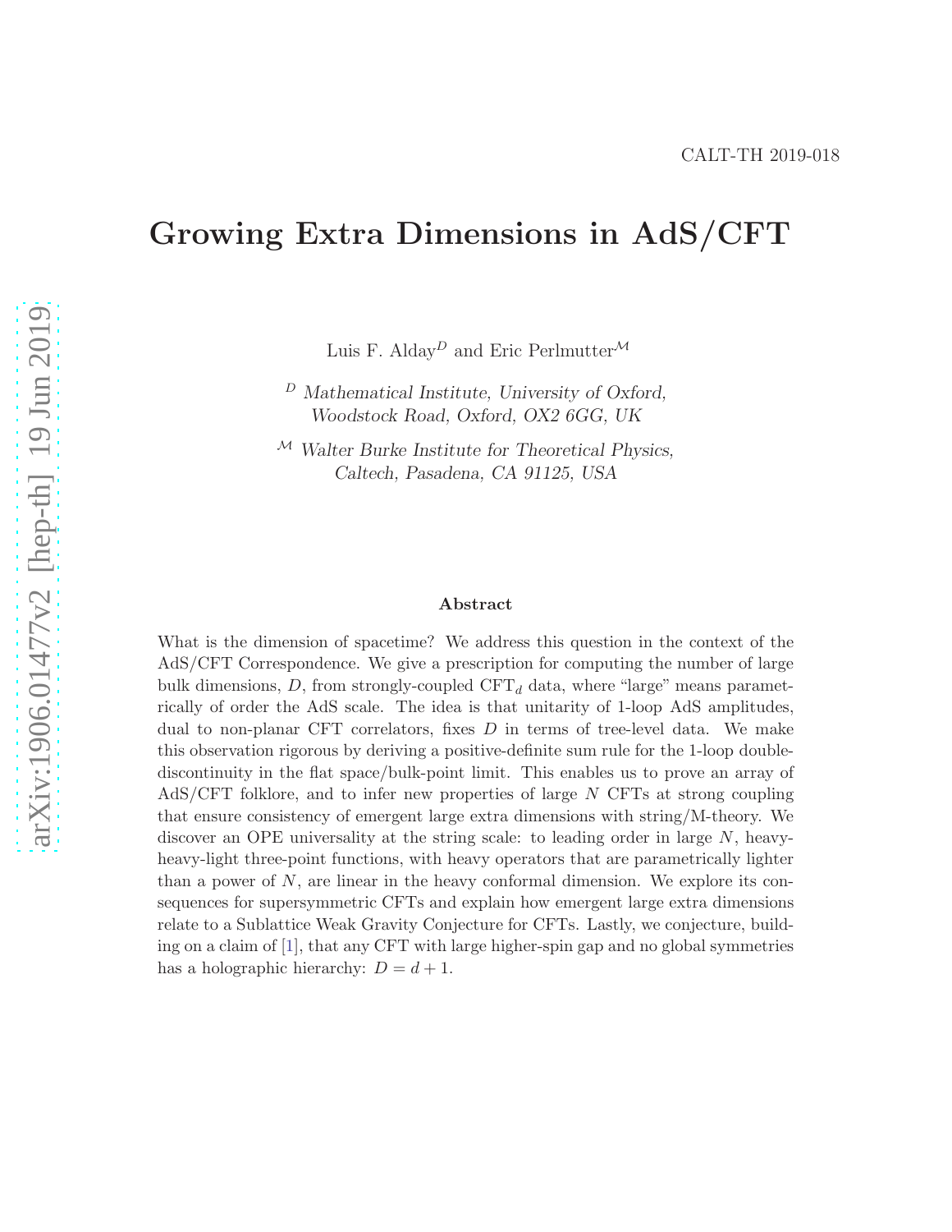CALT-TH 2019-018

# Growing Extra Dimensions in AdS/CFT

Luis F. Alday[D] and Eric Perlmutter[M]

[D] *Mathematical Institute, University of Oxford, Woodstock Road, Oxford, OX2 6GG, UK*

[M] *Walter Burke Institute for Theoretical Physics, Caltech, Pasadena, CA 91125, USA*

### Abstract

What is the dimension of spacetime? We address this question in the context of the AdS/CFT Correspondence. We give a prescription for computing the number of large bulk dimensions, $D$, from strongly-coupled CFT$_d$ data, where "large" means parametrically of order the AdS scale. The idea is that unitarity of 1-loop AdS amplitudes, dual to non-planar CFT correlators, fixes $D$ in terms of tree-level data. We make this observation rigorous by deriving a positive-definite sum rule for the 1-loop double-discontinuity in the flat space/bulk-point limit. This enables us to prove an array of AdS/CFT folklore, and to infer new properties of large $N$ CFTs at strong coupling that ensure consistency of emergent large extra dimensions with string/M-theory. We discover an OPE universality at the string scale: to leading order in large $N$, heavy-heavy-light three-point functions, with heavy operators that are parametrically lighter than a power of $N$, are linear in the heavy conformal dimension. We explore its consequences for supersymmetric CFTs and explain how emergent large extra dimensions relate to a Sublattice Weak Gravity Conjecture for CFTs. Lastly, we conjecture, building on a claim of [1], that any CFT with large higher-spin gap and no global symmetries has a holographic hierarchy: $D = d + 1$.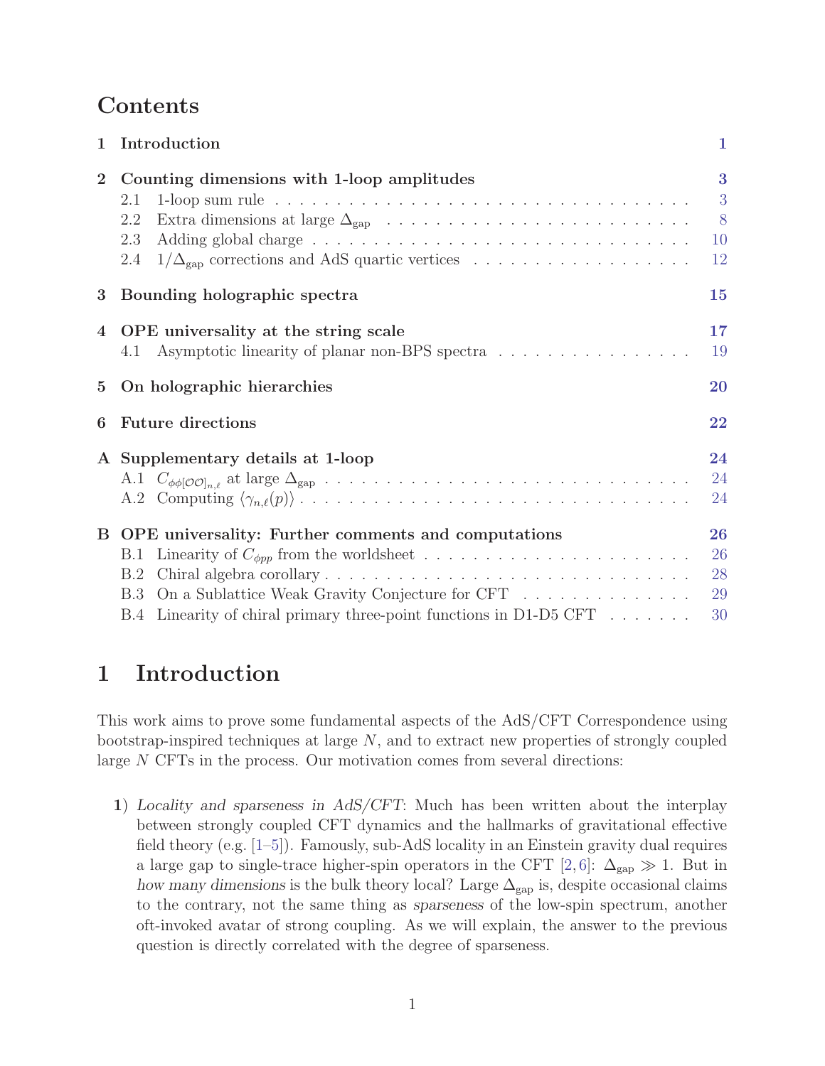# Contents

**1 Introduction** — 1

**2 Counting dimensions with 1-loop amplitudes** — 3
- 2.1 1-loop sum rule — 3
- 2.2 Extra dimensions at large $\Delta_{\rm gap}$ — 8
- 2.3 Adding global charge — 10
- 2.4 $1/\Delta_{\rm gap}$ corrections and AdS quartic vertices — 12

**3 Bounding holographic spectra** — 15

**4 OPE universality at the string scale** — 17
- 4.1 Asymptotic linearity of planar non-BPS spectra — 19

**5 On holographic hierarchies** — 20

**6 Future directions** — 22

**A Supplementary details at 1-loop** — 24
- A.1 $C_{\phi\phi[\mathcal{O}\mathcal{O}]_{n,\ell}}$ at large $\Delta_{\rm gap}$ — 24
- A.2 Computing $\langle \gamma_{n,\ell}(p) \rangle$ — 24

**B OPE universality: Further comments and computations** — 26
- B.1 Linearity of $C_{\phi pp}$ from the worldsheet — 26
- B.2 Chiral algebra corollary — 28
- B.3 On a Sublattice Weak Gravity Conjecture for CFT — 29
- B.4 Linearity of chiral primary three-point functions in D1-D5 CFT — 30

# 1 Introduction

This work aims to prove some fundamental aspects of the AdS/CFT Correspondence using bootstrap-inspired techniques at large $N$, and to extract new properties of strongly coupled large $N$ CFTs in the process. Our motivation comes from several directions:

**1)** *Locality and sparseness in AdS/CFT*: Much has been written about the interplay between strongly coupled CFT dynamics and the hallmarks of gravitational effective field theory (e.g. [1–5]). Famously, sub-AdS locality in an Einstein gravity dual requires a large gap to single-trace higher-spin operators in the CFT [2, 6]: $\Delta_{\rm gap} \gg 1$. But in *how many dimensions* is the bulk theory local? Large $\Delta_{\rm gap}$ is, despite occasional claims to the contrary, not the same thing as *sparseness* of the low-spin spectrum, another oft-invoked avatar of strong coupling. As we will explain, the answer to the previous question is directly correlated with the degree of sparseness.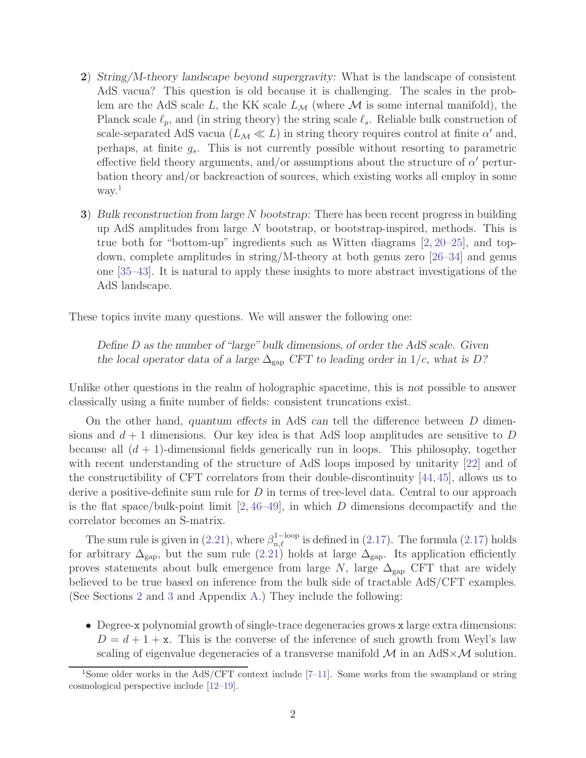2) *String/M-theory landscape beyond supergravity:* What is the landscape of consistent AdS vacua? This question is old because it is challenging. The scales in the problem are the AdS scale $L$, the KK scale $L_{\mathcal{M}}$ (where $\mathcal{M}$ is some internal manifold), the Planck scale $\ell_p$, and (in string theory) the string scale $\ell_s$. Reliable bulk construction of scale-separated AdS vacua ($L_{\mathcal{M}} \ll L$) in string theory requires control at finite $\alpha'$ and, perhaps, at finite $g_s$. This is not currently possible without resorting to parametric effective field theory arguments, and/or assumptions about the structure of $\alpha'$ perturbation theory and/or backreaction of sources, which existing works all employ in some way.[1]

3) *Bulk reconstruction from large N bootstrap:* There has been recent progress in building up AdS amplitudes from large $N$ bootstrap, or bootstrap-inspired, methods. This is true both for "bottom-up" ingredients such as Witten diagrams [2, 20–25], and top-down, complete amplitudes in string/M-theory at both genus zero [26–34] and genus one [35–43]. It is natural to apply these insights to more abstract investigations of the AdS landscape.

These topics invite many questions. We will answer the following one:

> *Define $D$ as the number of "large" bulk dimensions, of order the AdS scale. Given the local operator data of a large $\Delta_{\rm gap}$ CFT to leading order in $1/c$, what is $D$?*

Unlike other questions in the realm of holographic spacetime, this is *not* possible to answer classically using a finite number of fields: consistent truncations exist.

On the other hand, *quantum effects* in AdS *can* tell the difference between $D$ dimensions and $d+1$ dimensions. Our key idea is that AdS loop amplitudes are sensitive to $D$ because all $(d+1)$-dimensional fields generically run in loops. This philosophy, together with recent understanding of the structure of AdS loops imposed by unitarity [22] and of the constructibility of CFT correlators from their double-discontinuity [44, 45], allows us to derive a positive-definite sum rule for $D$ in terms of tree-level data. Central to our approach is the flat space/bulk-point limit [2, 46–49], in which $D$ dimensions decompactify and the correlator becomes an S-matrix.

The sum rule is given in (2.21), where $\beta^{\text{1-loop}}_{n,\ell}$ is defined in (2.17). The formula (2.17) holds for arbitrary $\Delta_{\rm gap}$, but the sum rule (2.21) holds at large $\Delta_{\rm gap}$. Its application efficiently proves statements about bulk emergence from large $N$, large $\Delta_{\rm gap}$ CFT that are widely believed to be true based on inference from the bulk side of tractable AdS/CFT examples. (See Sections 2 and 3 and Appendix A.) They include the following:

- Degree-$\mathtt{x}$ polynomial growth of single-trace degeneracies grows $\mathtt{x}$ large extra dimensions: $D = d + 1 + \mathtt{x}$. This is the converse of the inference of such growth from Weyl's law scaling of eigenvalue degeneracies of a transverse manifold $\mathcal{M}$ in an AdS$\times\mathcal{M}$ solution.

[1] Some older works in the AdS/CFT context include [7–11]. Some works from the swampland or string cosmological perspective include [12–19].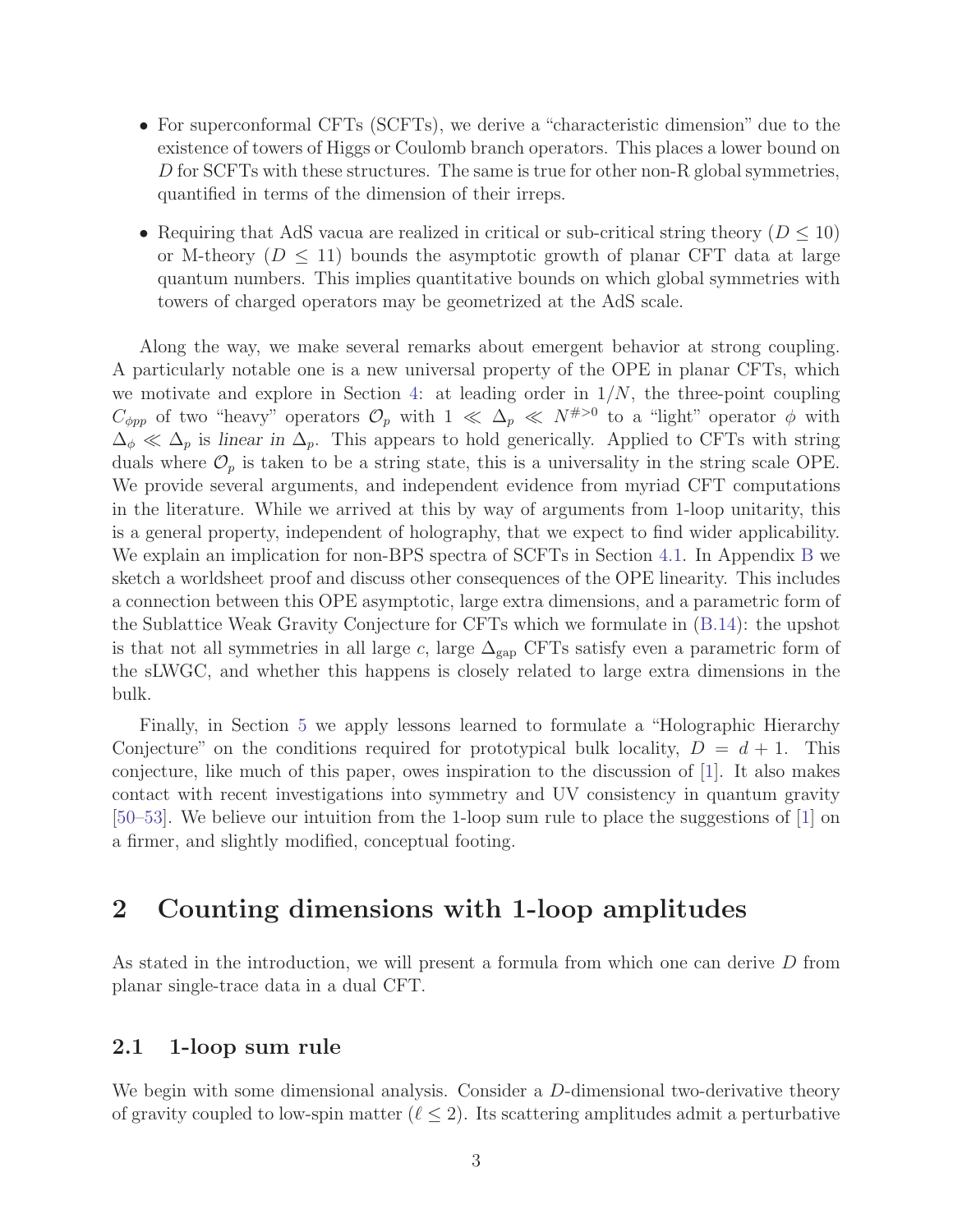- For superconformal CFTs (SCFTs), we derive a "characteristic dimension" due to the existence of towers of Higgs or Coulomb branch operators. This places a lower bound on $D$ for SCFTs with these structures. The same is true for other non-R global symmetries, quantified in terms of the dimension of their irreps.
- Requiring that AdS vacua are realized in critical or sub-critical string theory ($D \leq 10$) or M-theory ($D \leq 11$) bounds the asymptotic growth of planar CFT data at large quantum numbers. This implies quantitative bounds on which global symmetries with towers of charged operators may be geometrized at the AdS scale.

Along the way, we make several remarks about emergent behavior at strong coupling. A particularly notable one is a new universal property of the OPE in planar CFTs, which we motivate and explore in Section 4: at leading order in $1/N$, the three-point coupling $C_{\phi pp}$ of two "heavy" operators $\mathcal{O}_p$ with $1 \ll \Delta_p \ll N^{\#>0}$ to a "light" operator $\phi$ with $\Delta_\phi \ll \Delta_p$ is *linear in* $\Delta_p$. This appears to hold generically. Applied to CFTs with string duals where $\mathcal{O}_p$ is taken to be a string state, this is a universality in the string scale OPE. We provide several arguments, and independent evidence from myriad CFT computations in the literature. While we arrived at this by way of arguments from 1-loop unitarity, this is a general property, independent of holography, that we expect to find wider applicability. We explain an implication for non-BPS spectra of SCFTs in Section 4.1. In Appendix B we sketch a worldsheet proof and discuss other consequences of the OPE linearity. This includes a connection between this OPE asymptotic, large extra dimensions, and a parametric form of the Sublattice Weak Gravity Conjecture for CFTs which we formulate in (B.14): the upshot is that not all symmetries in all large $c$, large $\Delta_{\rm gap}$ CFTs satisfy even a parametric form of the sLWGC, and whether this happens is closely related to large extra dimensions in the bulk.

Finally, in Section 5 we apply lessons learned to formulate a "Holographic Hierarchy Conjecture" on the conditions required for prototypical bulk locality, $D = d + 1$. This conjecture, like much of this paper, owes inspiration to the discussion of [1]. It also makes contact with recent investigations into symmetry and UV consistency in quantum gravity [50–53]. We believe our intuition from the 1-loop sum rule to place the suggestions of [1] on a firmer, and slightly modified, conceptual footing.

# 2 Counting dimensions with 1-loop amplitudes

As stated in the introduction, we will present a formula from which one can derive $D$ from planar single-trace data in a dual CFT.

## 2.1 1-loop sum rule

We begin with some dimensional analysis. Consider a $D$-dimensional two-derivative theory of gravity coupled to low-spin matter ($\ell \leq 2$). Its scattering amplitudes admit a perturbative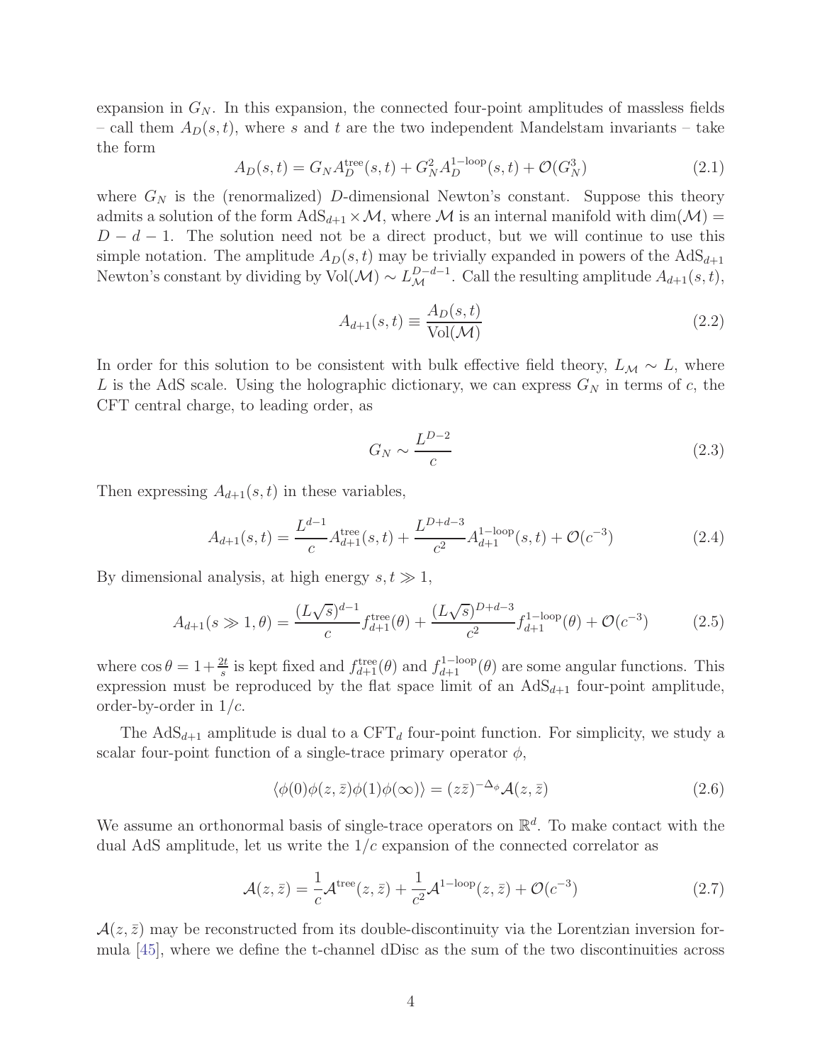expansion in $G_N$. In this expansion, the connected four-point amplitudes of massless fields – call them $A_D(s,t)$, where $s$ and $t$ are the two independent Mandelstam invariants – take the form

$$A_D(s,t) = G_N A_D^{\text{tree}}(s,t) + G_N^2 A_D^{\text{1-loop}}(s,t) + \mathcal{O}(G_N^3) \tag{2.1}$$

where $G_N$ is the (renormalized) $D$-dimensional Newton's constant. Suppose this theory admits a solution of the form $\text{AdS}_{d+1} \times \mathcal{M}$, where $\mathcal{M}$ is an internal manifold with $\dim(\mathcal{M}) = D - d - 1$. The solution need not be a direct product, but we will continue to use this simple notation. The amplitude $A_D(s,t)$ may be trivially expanded in powers of the $\text{AdS}_{d+1}$ Newton's constant by dividing by $\text{Vol}(\mathcal{M}) \sim L_{\mathcal{M}}^{D-d-1}$. Call the resulting amplitude $A_{d+1}(s,t)$,

$$A_{d+1}(s,t) \equiv \frac{A_D(s,t)}{\text{Vol}(\mathcal{M})} \tag{2.2}$$

In order for this solution to be consistent with bulk effective field theory, $L_{\mathcal{M}} \sim L$, where $L$ is the AdS scale. Using the holographic dictionary, we can express $G_N$ in terms of $c$, the CFT central charge, to leading order, as

$$G_N \sim \frac{L^{D-2}}{c} \tag{2.3}$$

Then expressing $A_{d+1}(s,t)$ in these variables,

$$A_{d+1}(s,t) = \frac{L^{d-1}}{c} A_{d+1}^{\text{tree}}(s,t) + \frac{L^{D+d-3}}{c^2} A_{d+1}^{\text{1-loop}}(s,t) + \mathcal{O}(c^{-3}) \tag{2.4}$$

By dimensional analysis, at high energy $s, t \gg 1$,

$$A_{d+1}(s \gg 1, \theta) = \frac{(L\sqrt{s})^{d-1}}{c} f_{d+1}^{\text{tree}}(\theta) + \frac{(L\sqrt{s})^{D+d-3}}{c^2} f_{d+1}^{\text{1-loop}}(\theta) + \mathcal{O}(c^{-3}) \tag{2.5}$$

where $\cos\theta = 1 + \frac{2t}{s}$ is kept fixed and $f_{d+1}^{\text{tree}}(\theta)$ and $f_{d+1}^{\text{1-loop}}(\theta)$ are some angular functions. This expression must be reproduced by the flat space limit of an $\text{AdS}_{d+1}$ four-point amplitude, order-by-order in $1/c$.

The $\text{AdS}_{d+1}$ amplitude is dual to a $\text{CFT}_d$ four-point function. For simplicity, we study a scalar four-point function of a single-trace primary operator $\phi$,

$$\langle \phi(0)\phi(z,\bar{z})\phi(1)\phi(\infty)\rangle = (z\bar{z})^{-\Delta_\phi} \mathcal{A}(z,\bar{z}) \tag{2.6}$$

We assume an orthonormal basis of single-trace operators on $\mathbb{R}^d$. To make contact with the dual AdS amplitude, let us write the $1/c$ expansion of the connected correlator as

$$\mathcal{A}(z,\bar{z}) = \frac{1}{c}\mathcal{A}^{\text{tree}}(z,\bar{z}) + \frac{1}{c^2}\mathcal{A}^{\text{1-loop}}(z,\bar{z}) + \mathcal{O}(c^{-3}) \tag{2.7}$$

$\mathcal{A}(z,\bar{z})$ may be reconstructed from its double-discontinuity via the Lorentzian inversion formula [45], where we define the t-channel dDisc as the sum of the two discontinuities across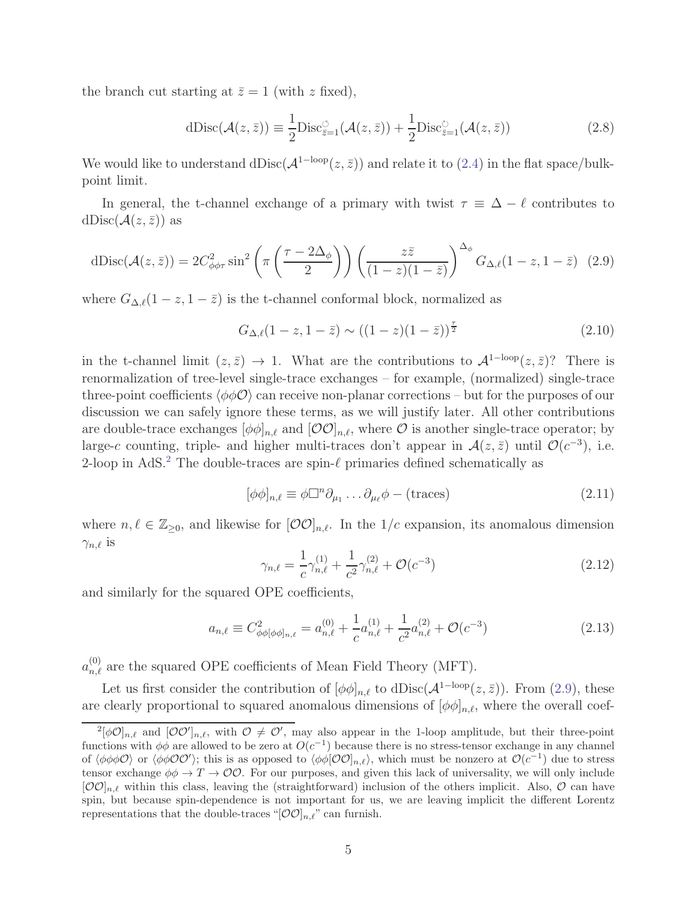the branch cut starting at $\bar{z} = 1$ (with $z$ fixed),

$$\text{dDisc}(\mathcal{A}(z,\bar{z})) \equiv \frac{1}{2}\text{Disc}^{\circlearrowleft}_{\bar{z}=1}(\mathcal{A}(z,\bar{z})) + \frac{1}{2}\text{Disc}^{\circlearrowright}_{\bar{z}=1}(\mathcal{A}(z,\bar{z})) \tag{2.8}$$

We would like to understand $\text{dDisc}(\mathcal{A}^{1-\text{loop}}(z,\bar{z}))$ and relate it to (2.4) in the flat space/bulk-point limit.

In general, the t-channel exchange of a primary with twist $\tau \equiv \Delta - \ell$ contributes to $\text{dDisc}(\mathcal{A}(z,\bar{z}))$ as

$$\text{dDisc}(\mathcal{A}(z,\bar{z})) = 2C^2_{\phi\phi\tau}\sin^2\left(\pi\left(\frac{\tau - 2\Delta_\phi}{2}\right)\right)\left(\frac{z\bar{z}}{(1-z)(1-\bar{z})}\right)^{\Delta_\phi} G_{\Delta,\ell}(1-z,1-\bar{z}) \tag{2.9}$$

where $G_{\Delta,\ell}(1-z,1-\bar{z})$ is the t-channel conformal block, normalized as

$$G_{\Delta,\ell}(1-z,1-\bar{z}) \sim ((1-z)(1-\bar{z}))^{\frac{\tau}{2}} \tag{2.10}$$

in the t-channel limit $(z,\bar{z}) \to 1$. What are the contributions to $\mathcal{A}^{1-\text{loop}}(z,\bar{z})$? There is renormalization of tree-level single-trace exchanges – for example, (normalized) single-trace three-point coefficients $\langle\phi\phi\mathcal{O}\rangle$ can receive non-planar corrections – but for the purposes of our discussion we can safely ignore these terms, as we will justify later. All other contributions are double-trace exchanges $[\phi\phi]_{n,\ell}$ and $[\mathcal{O}\mathcal{O}]_{n,\ell}$, where $\mathcal{O}$ is another single-trace operator; by large-$c$ counting, triple- and higher multi-traces don't appear in $\mathcal{A}(z,\bar{z})$ until $\mathcal{O}(c^{-3})$, i.e. 2-loop in AdS.[2] The double-traces are spin-$\ell$ primaries defined schematically as

$$[\phi\phi]_{n,\ell} \equiv \phi\Box^n\partial_{\mu_1}\ldots\partial_{\mu_\ell}\phi - (\text{traces}) \tag{2.11}$$

where $n, \ell \in \mathbb{Z}_{\geq 0}$, and likewise for $[\mathcal{O}\mathcal{O}]_{n,\ell}$. In the $1/c$ expansion, its anomalous dimension $\gamma_{n,\ell}$ is

$$\gamma_{n,\ell} = \frac{1}{c}\gamma^{(1)}_{n,\ell} + \frac{1}{c^2}\gamma^{(2)}_{n,\ell} + \mathcal{O}(c^{-3}) \tag{2.12}$$

and similarly for the squared OPE coefficients,

$$a_{n,\ell} \equiv C^2_{\phi\phi[\phi\phi]_{n,\ell}} = a^{(0)}_{n,\ell} + \frac{1}{c}a^{(1)}_{n,\ell} + \frac{1}{c^2}a^{(2)}_{n,\ell} + \mathcal{O}(c^{-3}) \tag{2.13}$$

$a^{(0)}_{n,\ell}$ are the squared OPE coefficients of Mean Field Theory (MFT).

Let us first consider the contribution of $[\phi\phi]_{n,\ell}$ to $\text{dDisc}(\mathcal{A}^{1-\text{loop}}(z,\bar{z}))$. From (2.9), these are clearly proportional to squared anomalous dimensions of $[\phi\phi]_{n,\ell}$, where the overall coef-

[2] $[\phi\mathcal{O}]_{n,\ell}$ and $[\mathcal{O}\mathcal{O}']_{n,\ell}$, with $\mathcal{O} \neq \mathcal{O}'$, may also appear in the 1-loop amplitude, but their three-point functions with $\phi\phi$ are allowed to be zero at $O(c^{-1})$ because there is no stress-tensor exchange in any channel of $\langle\phi\phi\phi\mathcal{O}\rangle$ or $\langle\phi\phi\mathcal{O}\mathcal{O}'\rangle$; this is as opposed to $\langle\phi\phi[\mathcal{O}\mathcal{O}]_{n,\ell}\rangle$, which must be nonzero at $\mathcal{O}(c^{-1})$ due to stress tensor exchange $\phi\phi \to T \to \mathcal{O}\mathcal{O}$. For our purposes, and given this lack of universality, we will only include $[\mathcal{O}\mathcal{O}]_{n,\ell}$ within this class, leaving the (straightforward) inclusion of the others implicit. Also, $\mathcal{O}$ can have spin, but because spin-dependence is not important for us, we are leaving implicit the different Lorentz representations that the double-traces "$[\mathcal{O}\mathcal{O}]_{n,\ell}$" can furnish.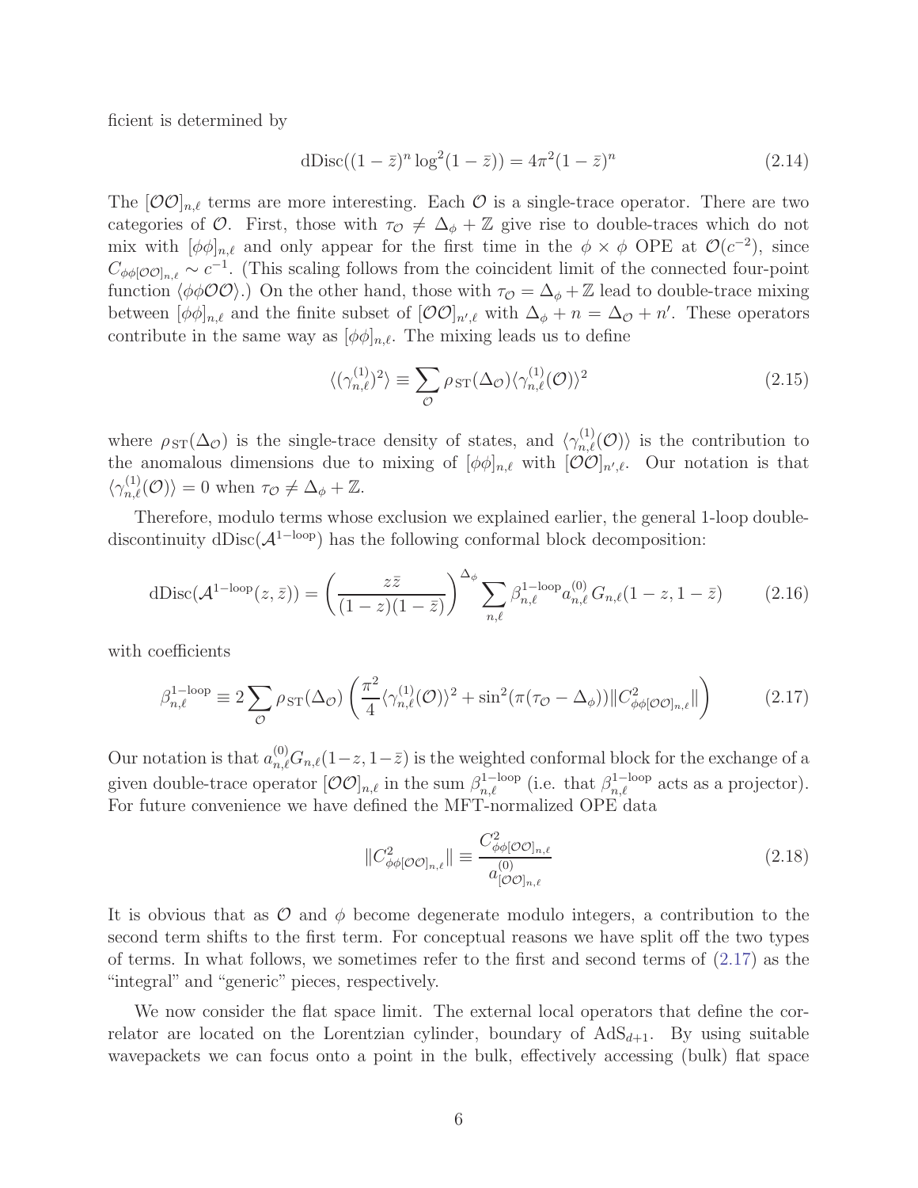ficient is determined by

$$\mathrm{dDisc}((1-\bar{z})^n \log^2(1-\bar{z})) = 4\pi^2 (1-\bar{z})^n \tag{2.14}$$

The $[\mathcal{O}\mathcal{O}]_{n,\ell}$ terms are more interesting. Each $\mathcal{O}$ is a single-trace operator. There are two categories of $\mathcal{O}$. First, those with $\tau_{\mathcal{O}} \neq \Delta_\phi + \mathbb{Z}$ give rise to double-traces which do not mix with $[\phi\phi]_{n,\ell}$ and only appear for the first time in the $\phi \times \phi$ OPE at $\mathcal{O}(c^{-2})$, since $C_{\phi\phi[\mathcal{O}\mathcal{O}]_{n,\ell}} \sim c^{-1}$. (This scaling follows from the coincident limit of the connected four-point function $\langle \phi\phi\mathcal{O}\mathcal{O}\rangle$.) On the other hand, those with $\tau_{\mathcal{O}} = \Delta_\phi + \mathbb{Z}$ lead to double-trace mixing between $[\phi\phi]_{n,\ell}$ and the finite subset of $[\mathcal{O}\mathcal{O}]_{n',\ell}$ with $\Delta_\phi + n = \Delta_{\mathcal{O}} + n'$. These operators contribute in the same way as $[\phi\phi]_{n,\ell}$. The mixing leads us to define

$$\langle (\gamma^{(1)}_{n,\ell})^2 \rangle \equiv \sum_{\mathcal{O}} \rho_{\mathrm{ST}}(\Delta_{\mathcal{O}}) \langle \gamma^{(1)}_{n,\ell}(\mathcal{O})\rangle^2 \tag{2.15}$$

where $\rho_{\mathrm{ST}}(\Delta_{\mathcal{O}})$ is the single-trace density of states, and $\langle \gamma^{(1)}_{n,\ell}(\mathcal{O})\rangle$ is the contribution to the anomalous dimensions due to mixing of $[\phi\phi]_{n,\ell}$ with $[\mathcal{O}\mathcal{O}]_{n',\ell}$. Our notation is that $\langle \gamma^{(1)}_{n,\ell}(\mathcal{O})\rangle = 0$ when $\tau_{\mathcal{O}} \neq \Delta_\phi + \mathbb{Z}$.

Therefore, modulo terms whose exclusion we explained earlier, the general 1-loop double-discontinuity $\mathrm{dDisc}(\mathcal{A}^{1-\mathrm{loop}})$ has the following conformal block decomposition:

$$\mathrm{dDisc}(\mathcal{A}^{1-\mathrm{loop}}(z,\bar{z})) = \left(\frac{z\bar{z}}{(1-z)(1-\bar{z})}\right)^{\Delta_\phi} \sum_{n,\ell} \beta^{1-\mathrm{loop}}_{n,\ell} a^{(0)}_{n,\ell} G_{n,\ell}(1-z, 1-\bar{z}) \tag{2.16}$$

with coefficients

$$\beta^{1-\mathrm{loop}}_{n,\ell} \equiv 2 \sum_{\mathcal{O}} \rho_{\mathrm{ST}}(\Delta_{\mathcal{O}}) \left( \frac{\pi^2}{4} \langle \gamma^{(1)}_{n,\ell}(\mathcal{O})\rangle^2 + \sin^2(\pi(\tau_{\mathcal{O}} - \Delta_\phi)) \| C^2_{\phi\phi[\mathcal{O}\mathcal{O}]_{n,\ell}} \| \right) \tag{2.17}$$

Our notation is that $a^{(0)}_{n,\ell} G_{n,\ell}(1-z, 1-\bar{z})$ is the weighted conformal block for the exchange of a given double-trace operator $[\mathcal{O}\mathcal{O}]_{n,\ell}$ in the sum $\beta^{1-\mathrm{loop}}_{n,\ell}$ (i.e. that $\beta^{1-\mathrm{loop}}_{n,\ell}$ acts as a projector). For future convenience we have defined the MFT-normalized OPE data

$$\| C^2_{\phi\phi[\mathcal{O}\mathcal{O}]_{n,\ell}} \| \equiv \frac{C^2_{\phi\phi[\mathcal{O}\mathcal{O}]_{n,\ell}}}{a^{(0)}_{[\mathcal{O}\mathcal{O}]_{n,\ell}}} \tag{2.18}$$

It is obvious that as $\mathcal{O}$ and $\phi$ become degenerate modulo integers, a contribution to the second term shifts to the first term. For conceptual reasons we have split off the two types of terms. In what follows, we sometimes refer to the first and second terms of (2.17) as the "integral" and "generic" pieces, respectively.

We now consider the flat space limit. The external local operators that define the correlator are located on the Lorentzian cylinder, boundary of $\mathrm{AdS}_{d+1}$. By using suitable wavepackets we can focus onto a point in the bulk, effectively accessing (bulk) flat space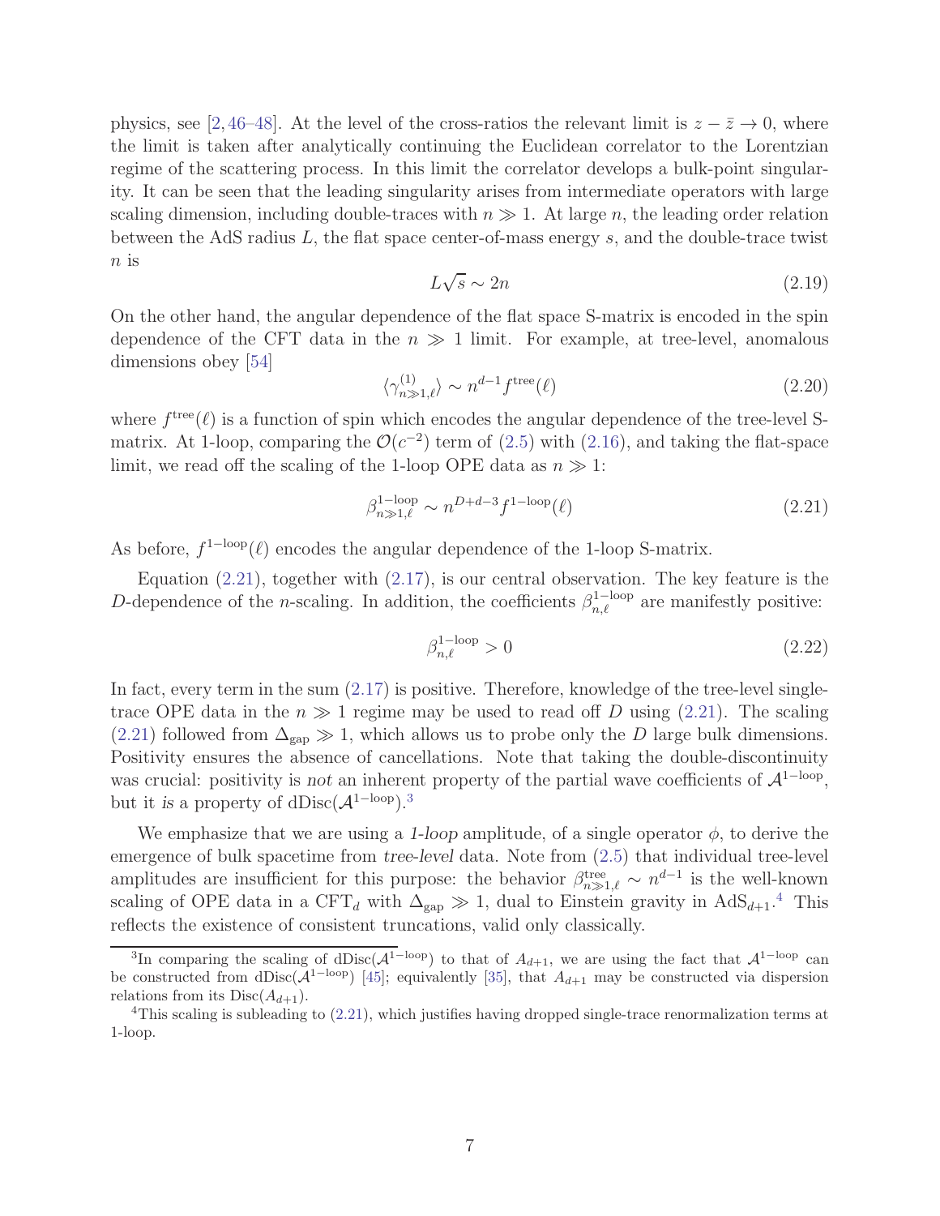physics, see [2, 46–48]. At the level of the cross-ratios the relevant limit is $z - \bar{z} \to 0$, where the limit is taken after analytically continuing the Euclidean correlator to the Lorentzian regime of the scattering process. In this limit the correlator develops a bulk-point singularity. It can be seen that the leading singularity arises from intermediate operators with large scaling dimension, including double-traces with $n \gg 1$. At large $n$, the leading order relation between the AdS radius $L$, the flat space center-of-mass energy $s$, and the double-trace twist $n$ is

$$L\sqrt{s} \sim 2n \tag{2.19}$$

On the other hand, the angular dependence of the flat space S-matrix is encoded in the spin dependence of the CFT data in the $n \gg 1$ limit. For example, at tree-level, anomalous dimensions obey [54]

$$\langle \gamma^{(1)}_{n\gg 1,\ell} \rangle \sim n^{d-1} f^{\text{tree}}(\ell) \tag{2.20}$$

where $f^{\text{tree}}(\ell)$ is a function of spin which encodes the angular dependence of the tree-level S-matrix. At 1-loop, comparing the $\mathcal{O}(c^{-2})$ term of (2.5) with (2.16), and taking the flat-space limit, we read off the scaling of the 1-loop OPE data as $n \gg 1$:

$$\beta^{\text{1-loop}}_{n\gg 1,\ell} \sim n^{D+d-3} f^{\text{1-loop}}(\ell) \tag{2.21}$$

As before, $f^{\text{1-loop}}(\ell)$ encodes the angular dependence of the 1-loop S-matrix.

Equation (2.21), together with (2.17), is our central observation. The key feature is the $D$-dependence of the $n$-scaling. In addition, the coefficients $\beta^{\text{1-loop}}_{n,\ell}$ are manifestly positive:

$$\beta^{\text{1-loop}}_{n,\ell} > 0 \tag{2.22}$$

In fact, every term in the sum (2.17) is positive. Therefore, knowledge of the tree-level single-trace OPE data in the $n \gg 1$ regime may be used to read off $D$ using (2.21). The scaling (2.21) followed from $\Delta_{\text{gap}} \gg 1$, which allows us to probe only the $D$ large bulk dimensions. Positivity ensures the absence of cancellations. Note that taking the double-discontinuity was crucial: positivity is *not* an inherent property of the partial wave coefficients of $\mathcal{A}^{\text{1-loop}}$, but it *is* a property of $\text{dDisc}(\mathcal{A}^{\text{1-loop}})$.[3]

We emphasize that we are using a *1-loop* amplitude, of a single operator $\phi$, to derive the emergence of bulk spacetime from *tree-level* data. Note from (2.5) that individual tree-level amplitudes are insufficient for this purpose: the behavior $\beta^{\text{tree}}_{n\gg 1,\ell} \sim n^{d-1}$ is the well-known scaling of OPE data in a CFT$_d$ with $\Delta_{\text{gap}} \gg 1$, dual to Einstein gravity in AdS$_{d+1}$.[4] This reflects the existence of consistent truncations, valid only classically.

---

[3] In comparing the scaling of $\text{dDisc}(\mathcal{A}^{\text{1-loop}})$ to that of $A_{d+1}$, we are using the fact that $\mathcal{A}^{\text{1-loop}}$ can be constructed from $\text{dDisc}(\mathcal{A}^{\text{1-loop}})$ [45]; equivalently [35], that $A_{d+1}$ may be constructed via dispersion relations from its $\text{Disc}(A_{d+1})$.

[4] This scaling is subleading to (2.21), which justifies having dropped single-trace renormalization terms at 1-loop.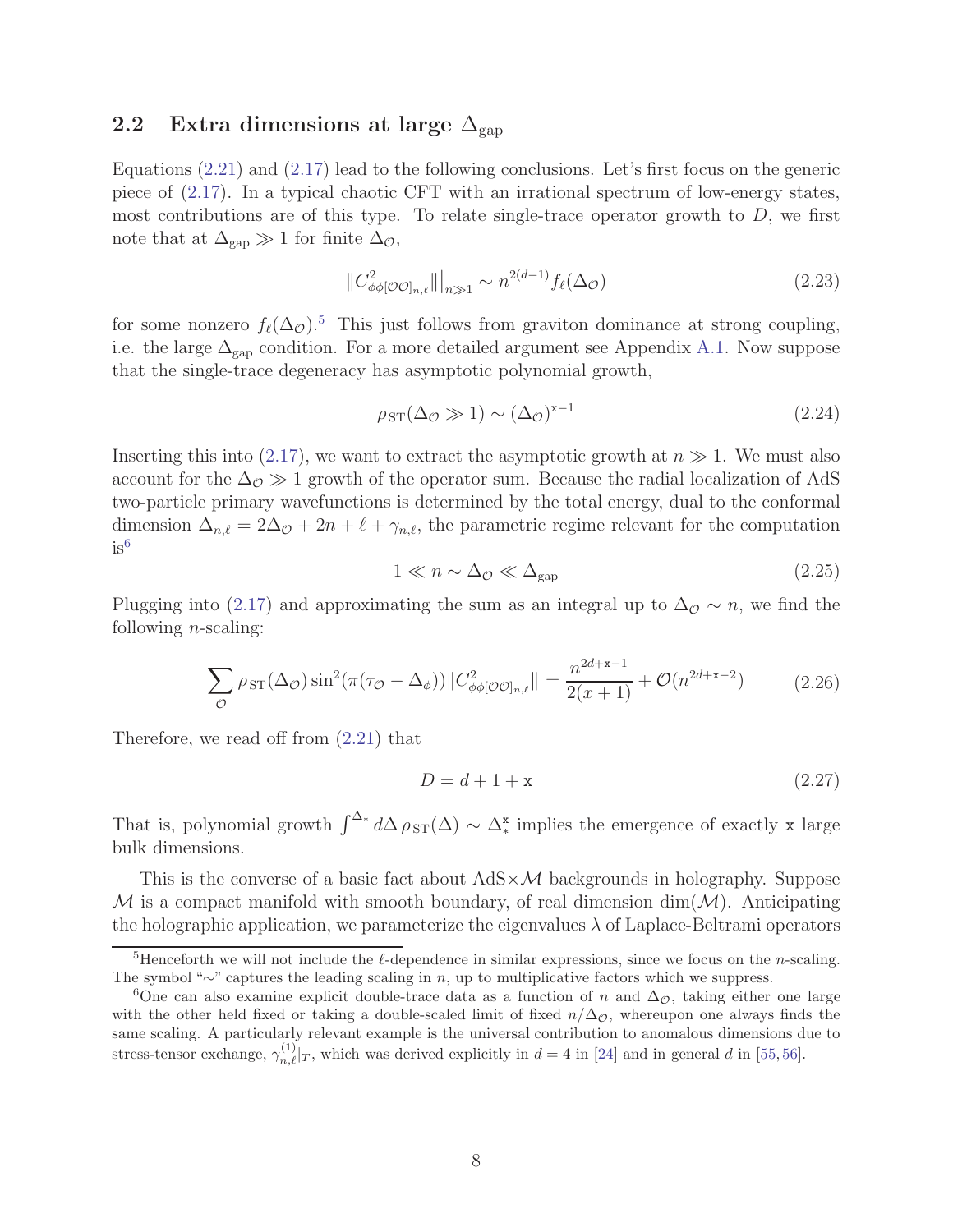## 2.2 Extra dimensions at large $\Delta_{\rm gap}$

Equations (2.21) and (2.17) lead to the following conclusions. Let's first focus on the generic piece of (2.17). In a typical chaotic CFT with an irrational spectrum of low-energy states, most contributions are of this type. To relate single-trace operator growth to $D$, we first note that at $\Delta_{\rm gap} \gg 1$ for finite $\Delta_{\mathcal{O}}$,

$$\|C^2_{\phi\phi[\mathcal{O}\mathcal{O}]_{n,\ell}}\|\big|_{n\gg1} \sim n^{2(d-1)} f_\ell(\Delta_{\mathcal{O}}) \tag{2.23}$$

for some nonzero $f_\ell(\Delta_{\mathcal{O}})$.[5] This just follows from graviton dominance at strong coupling, i.e. the large $\Delta_{\rm gap}$ condition. For a more detailed argument see Appendix A.1. Now suppose that the single-trace degeneracy has asymptotic polynomial growth,

$$\rho_{\rm ST}(\Delta_{\mathcal{O}} \gg 1) \sim (\Delta_{\mathcal{O}})^{\mathtt{x}-1} \tag{2.24}$$

Inserting this into (2.17), we want to extract the asymptotic growth at $n \gg 1$. We must also account for the $\Delta_{\mathcal{O}} \gg 1$ growth of the operator sum. Because the radial localization of AdS two-particle primary wavefunctions is determined by the total energy, dual to the conformal dimension $\Delta_{n,\ell} = 2\Delta_{\mathcal{O}} + 2n + \ell + \gamma_{n,\ell}$, the parametric regime relevant for the computation is[6]

$$1 \ll n \sim \Delta_{\mathcal{O}} \ll \Delta_{\rm gap} \tag{2.25}$$

Plugging into (2.17) and approximating the sum as an integral up to $\Delta_{\mathcal{O}} \sim n$, we find the following $n$-scaling:

$$\sum_{\mathcal{O}} \rho_{\rm ST}(\Delta_{\mathcal{O}}) \sin^2(\pi(\tau_{\mathcal{O}} - \Delta_\phi)) \|C^2_{\phi\phi[\mathcal{O}\mathcal{O}]_{n,\ell}}\| = \frac{n^{2d+\mathtt{x}-1}}{2(x+1)} + \mathcal{O}(n^{2d+\mathtt{x}-2}) \tag{2.26}$$

Therefore, we read off from (2.21) that

$$D = d + 1 + \mathtt{x} \tag{2.27}$$

That is, polynomial growth $\int^{\Delta_*} d\Delta\, \rho_{\rm ST}(\Delta) \sim \Delta_*^{\mathtt{x}}$ implies the emergence of exactly $\mathtt{x}$ large bulk dimensions.

This is the converse of a basic fact about AdS$\times\mathcal{M}$ backgrounds in holography. Suppose $\mathcal{M}$ is a compact manifold with smooth boundary, of real dimension $\dim(\mathcal{M})$. Anticipating the holographic application, we parameterize the eigenvalues $\lambda$ of Laplace-Beltrami operators

---

[5] Henceforth we will not include the $\ell$-dependence in similar expressions, since we focus on the $n$-scaling. The symbol "$\sim$" captures the leading scaling in $n$, up to multiplicative factors which we suppress.

[6] One can also examine explicit double-trace data as a function of $n$ and $\Delta_{\mathcal{O}}$, taking either one large with the other held fixed or taking a double-scaled limit of fixed $n/\Delta_{\mathcal{O}}$, whereupon one always finds the same scaling. A particularly relevant example is the universal contribution to anomalous dimensions due to stress-tensor exchange, $\gamma^{(1)}_{n,\ell}|_T$, which was derived explicitly in $d=4$ in [24] and in general $d$ in [55,56].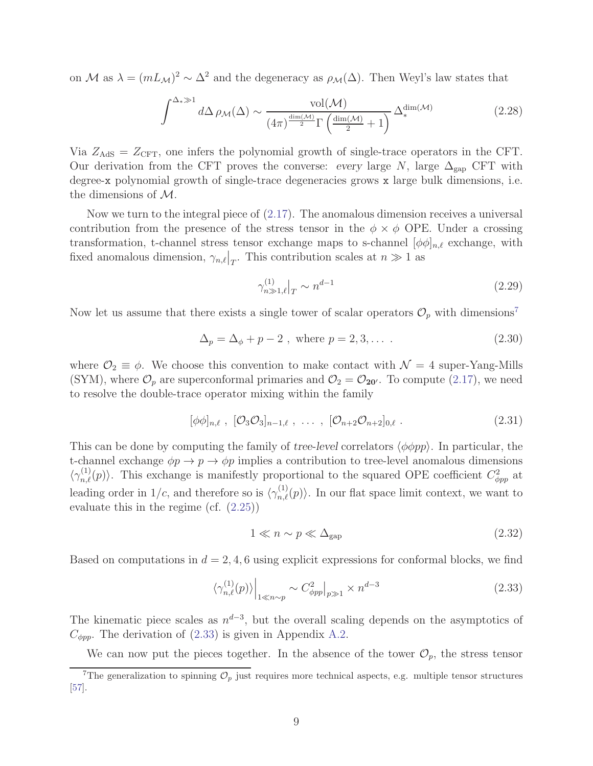on $\mathcal{M}$ as $\lambda = (mL_{\mathcal{M}})^2 \sim \Delta^2$ and the degeneracy as $\rho_{\mathcal{M}}(\Delta)$. Then Weyl's law states that

$$\int^{\Delta_* \gg 1} d\Delta \, \rho_{\mathcal{M}}(\Delta) \sim \frac{\mathrm{vol}(\mathcal{M})}{(4\pi)^{\frac{\dim(\mathcal{M})}{2}} \Gamma\left(\frac{\dim(\mathcal{M})}{2}+1\right)} \Delta_*^{\dim(\mathcal{M})} \tag{2.28}$$

Via $Z_{\mathrm{AdS}} = Z_{\mathrm{CFT}}$, one infers the polynomial growth of single-trace operators in the CFT. Our derivation from the CFT proves the converse: *every* large $N$, large $\Delta_{\mathrm{gap}}$ CFT with degree-$\mathtt{x}$ polynomial growth of single-trace degeneracies grows $\mathtt{x}$ large bulk dimensions, i.e. the dimensions of $\mathcal{M}$.

Now we turn to the integral piece of (2.17). The anomalous dimension receives a universal contribution from the presence of the stress tensor in the $\phi \times \phi$ OPE. Under a crossing transformation, t-channel stress tensor exchange maps to s-channel $[\phi\phi]_{n,\ell}$ exchange, with fixed anomalous dimension, $\gamma_{n,\ell}\big|_T$. This contribution scales at $n \gg 1$ as

$$\gamma^{(1)}_{n\gg 1,\ell}\big|_T \sim n^{d-1} \tag{2.29}$$

Now let us assume that there exists a single tower of scalar operators $\mathcal{O}_p$ with dimensions[7]

$$\Delta_p = \Delta_\phi + p - 2 \ , \ \text{where } p = 2, 3, \dots \ . \tag{2.30}$$

where $\mathcal{O}_2 \equiv \phi$. We choose this convention to make contact with $\mathcal{N}=4$ super-Yang-Mills (SYM), where $\mathcal{O}_p$ are superconformal primaries and $\mathcal{O}_2 = \mathcal{O}_{\mathbf{20'}}$. To compute (2.17), we need to resolve the double-trace operator mixing within the family

$$[\phi\phi]_{n,\ell} \ , \ [\mathcal{O}_3\mathcal{O}_3]_{n-1,\ell} \ , \ \dots \ , \ [\mathcal{O}_{n+2}\mathcal{O}_{n+2}]_{0,\ell} \ . \tag{2.31}$$

This can be done by computing the family of *tree-level* correlators $\langle \phi\phi pp \rangle$. In particular, the t-channel exchange $\phi p \to p \to \phi p$ implies a contribution to tree-level anomalous dimensions $\langle \gamma^{(1)}_{n,\ell}(p) \rangle$. This exchange is manifestly proportional to the squared OPE coefficient $C^2_{\phi pp}$ at leading order in $1/c$, and therefore so is $\langle \gamma^{(1)}_{n,\ell}(p) \rangle$. In our flat space limit context, we want to evaluate this in the regime (cf. (2.25))

$$1 \ll n \sim p \ll \Delta_{\mathrm{gap}} \tag{2.32}$$

Based on computations in $d = 2, 4, 6$ using explicit expressions for conformal blocks, we find

$$\langle \gamma^{(1)}_{n,\ell}(p) \rangle \Big|_{1 \ll n \sim p} \sim C^2_{\phi pp}\Big|_{p \gg 1} \times n^{d-3} \tag{2.33}$$

The kinematic piece scales as $n^{d-3}$, but the overall scaling depends on the asymptotics of $C_{\phi pp}$. The derivation of (2.33) is given in Appendix A.2.

We can now put the pieces together. In the absence of the tower $\mathcal{O}_p$, the stress tensor

[7] The generalization to spinning $\mathcal{O}_p$ just requires more technical aspects, e.g. multiple tensor structures [57].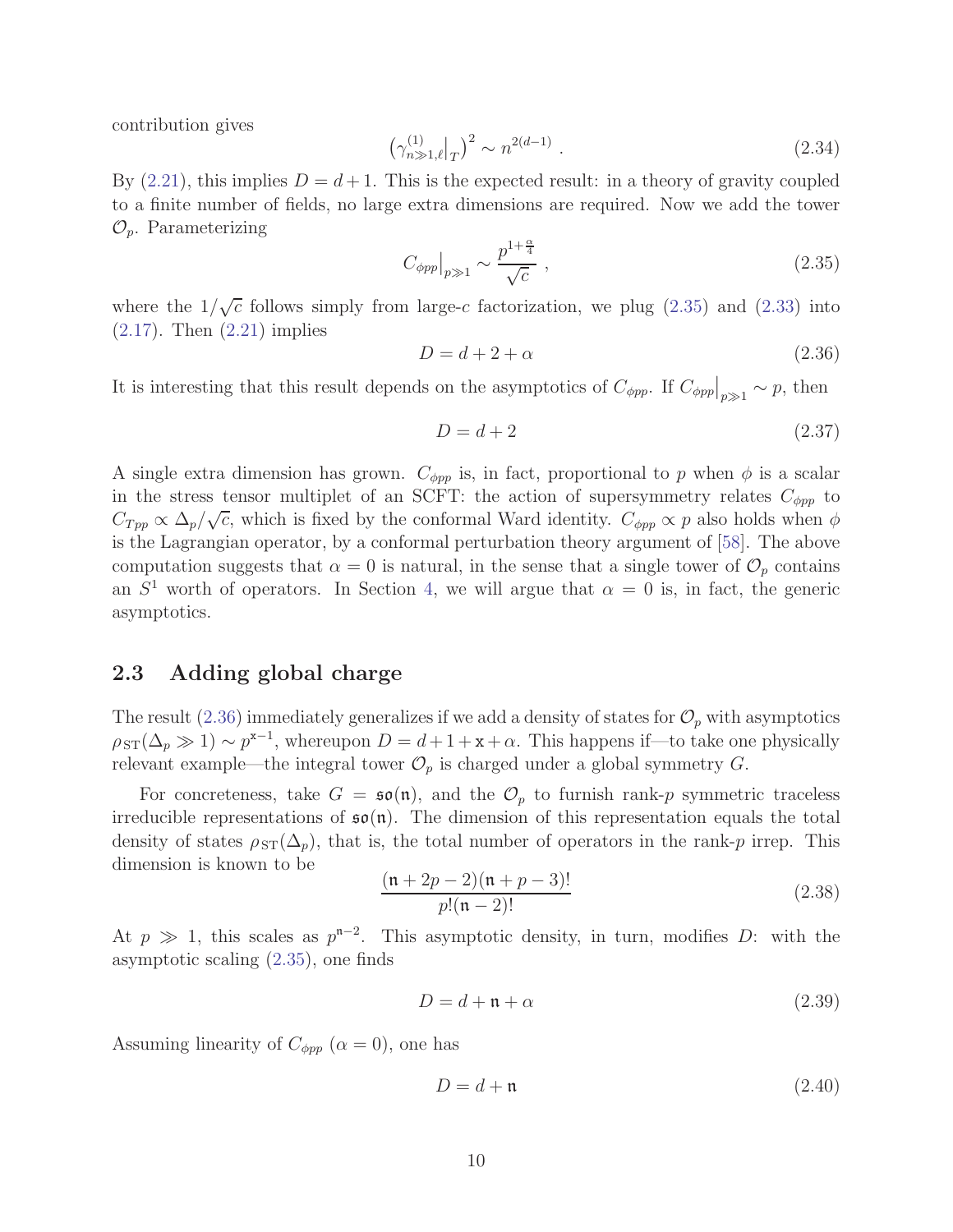contribution gives

$$\left(\gamma^{(1)}_{n\gg 1,\ell}\big|_T\right)^2 \sim n^{2(d-1)}\ . \tag{2.34}$$

By (2.21), this implies $D = d+1$. This is the expected result: in a theory of gravity coupled to a finite number of fields, no large extra dimensions are required. Now we add the tower $\mathcal{O}_p$. Parameterizing

$$C_{\phi pp}\big|_{p\gg 1} \sim \frac{p^{1+\frac{\alpha}{4}}}{\sqrt{c}}\ , \tag{2.35}$$

where the $1/\sqrt{c}$ follows simply from large-$c$ factorization, we plug (2.35) and (2.33) into (2.17). Then (2.21) implies

$$D = d + 2 + \alpha \tag{2.36}$$

It is interesting that this result depends on the asymptotics of $C_{\phi pp}$. If $C_{\phi pp}\big|_{p\gg 1} \sim p$, then

$$D = d+2 \tag{2.37}$$

A single extra dimension has grown. $C_{\phi pp}$ is, in fact, proportional to $p$ when $\phi$ is a scalar in the stress tensor multiplet of an SCFT: the action of supersymmetry relates $C_{\phi pp}$ to $C_{Tpp} \propto \Delta_p/\sqrt{c}$, which is fixed by the conformal Ward identity. $C_{\phi pp} \propto p$ also holds when $\phi$ is the Lagrangian operator, by a conformal perturbation theory argument of [58]. The above computation suggests that $\alpha = 0$ is natural, in the sense that a single tower of $\mathcal{O}_p$ contains an $S^1$ worth of operators. In Section 4, we will argue that $\alpha = 0$ is, in fact, the generic asymptotics.

## 2.3 Adding global charge

The result (2.36) immediately generalizes if we add a density of states for $\mathcal{O}_p$ with asymptotics $\rho_{\rm ST}(\Delta_p \gg 1) \sim p^{\mathtt{x}-1}$, whereupon $D = d + 1 + \mathtt{x} + \alpha$. This happens if—to take one physically relevant example—the integral tower $\mathcal{O}_p$ is charged under a global symmetry $G$.

For concreteness, take $G = \mathfrak{so}(\mathfrak{n})$, and the $\mathcal{O}_p$ to furnish rank-$p$ symmetric traceless irreducible representations of $\mathfrak{so}(\mathfrak{n})$. The dimension of this representation equals the total density of states $\rho_{\rm ST}(\Delta_p)$, that is, the total number of operators in the rank-$p$ irrep. This dimension is known to be

$$\frac{(\mathfrak{n}+2p-2)(\mathfrak{n}+p-3)!}{p!(\mathfrak{n}-2)!} \tag{2.38}$$

At $p \gg 1$, this scales as $p^{\mathfrak{n}-2}$. This asymptotic density, in turn, modifies $D$: with the asymptotic scaling (2.35), one finds

$$D = d + \mathfrak{n} + \alpha \tag{2.39}$$

Assuming linearity of $C_{\phi pp}$ ($\alpha = 0$), one has

$$D = d + \mathfrak{n} \tag{2.40}$$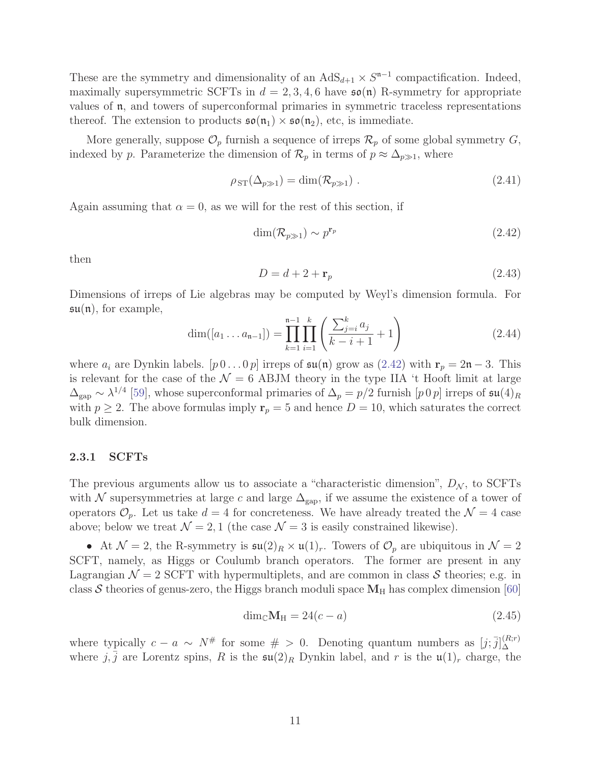These are the symmetry and dimensionality of an $\text{AdS}_{d+1} \times S^{\mathfrak{n}-1}$ compactification. Indeed, maximally supersymmetric SCFTs in $d = 2, 3, 4, 6$ have $\mathfrak{so}(\mathfrak{n})$ R-symmetry for appropriate values of $\mathfrak{n}$, and towers of superconformal primaries in symmetric traceless representations thereof. The extension to products $\mathfrak{so}(\mathfrak{n}_1) \times \mathfrak{so}(\mathfrak{n}_2)$, etc, is immediate.

More generally, suppose $\mathcal{O}_p$ furnish a sequence of irreps $\mathcal{R}_p$ of some global symmetry $G$, indexed by $p$. Parameterize the dimension of $\mathcal{R}_p$ in terms of $p \approx \Delta_{p\gg 1}$, where

$$\rho_{\text{ST}}(\Delta_{p\gg 1}) = \dim(\mathcal{R}_{p\gg 1}) \ . \tag{2.41}$$

Again assuming that $\alpha = 0$, as we will for the rest of this section, if

$$\dim(\mathcal{R}_{p\gg 1}) \sim p^{\mathbf{r}_p} \tag{2.42}$$

then

$$D = d + 2 + \mathbf{r}_p \tag{2.43}$$

Dimensions of irreps of Lie algebras may be computed by Weyl's dimension formula. For $\mathfrak{su}(\mathfrak{n})$, for example,

$$\dim([a_1 \dots a_{\mathfrak{n}-1}]) = \prod_{k=1}^{\mathfrak{n}-1} \prod_{i=1}^{k} \left( \frac{\sum_{j=i}^{k} a_j}{k - i + 1} + 1 \right) \tag{2.44}$$

where $a_i$ are Dynkin labels. $[p\,0 \dots 0\,p]$ irreps of $\mathfrak{su}(\mathfrak{n})$ grow as (2.42) with $\mathbf{r}_p = 2\mathfrak{n} - 3$. This is relevant for the case of the $\mathcal{N} = 6$ ABJM theory in the type IIA 't Hooft limit at large $\Delta_{\text{gap}} \sim \lambda^{1/4}$ [59], whose superconformal primaries of $\Delta_p = p/2$ furnish $[p\,0\,p]$ irreps of $\mathfrak{su}(4)_R$ with $p \geq 2$. The above formulas imply $\mathbf{r}_p = 5$ and hence $D = 10$, which saturates the correct bulk dimension.

### 2.3.1 SCFTs

The previous arguments allow us to associate a "characteristic dimension", $D_{\mathcal{N}}$, to SCFTs with $\mathcal{N}$ supersymmetries at large $c$ and large $\Delta_{\text{gap}}$, if we assume the existence of a tower of operators $\mathcal{O}_p$. Let us take $d = 4$ for concreteness. We have already treated the $\mathcal{N} = 4$ case above; below we treat $\mathcal{N} = 2, 1$ (the case $\mathcal{N} = 3$ is easily constrained likewise).

- At $\mathcal{N} = 2$, the R-symmetry is $\mathfrak{su}(2)_R \times \mathfrak{u}(1)_r$. Towers of $\mathcal{O}_p$ are ubiquitous in $\mathcal{N} = 2$ SCFT, namely, as Higgs or Coulomb branch operators. The former are present in any Lagrangian $\mathcal{N} = 2$ SCFT with hypermultiplets, and are common in class $\mathcal{S}$ theories; e.g. in class $\mathcal{S}$ theories of genus-zero, the Higgs branch moduli space $\mathbf{M}_{\text{H}}$ has complex dimension [60]

$$\dim_{\mathbb{C}} \mathbf{M}_{\text{H}} = 24(c - a) \tag{2.45}$$

where typically $c - a \sim N^{\#}$ for some $\# > 0$. Denoting quantum numbers as $[j; \bar{j}]_{\Delta}^{(R;r)}$ where $j, \bar{j}$ are Lorentz spins, $R$ is the $\mathfrak{su}(2)_R$ Dynkin label, and $r$ is the $\mathfrak{u}(1)_r$ charge, the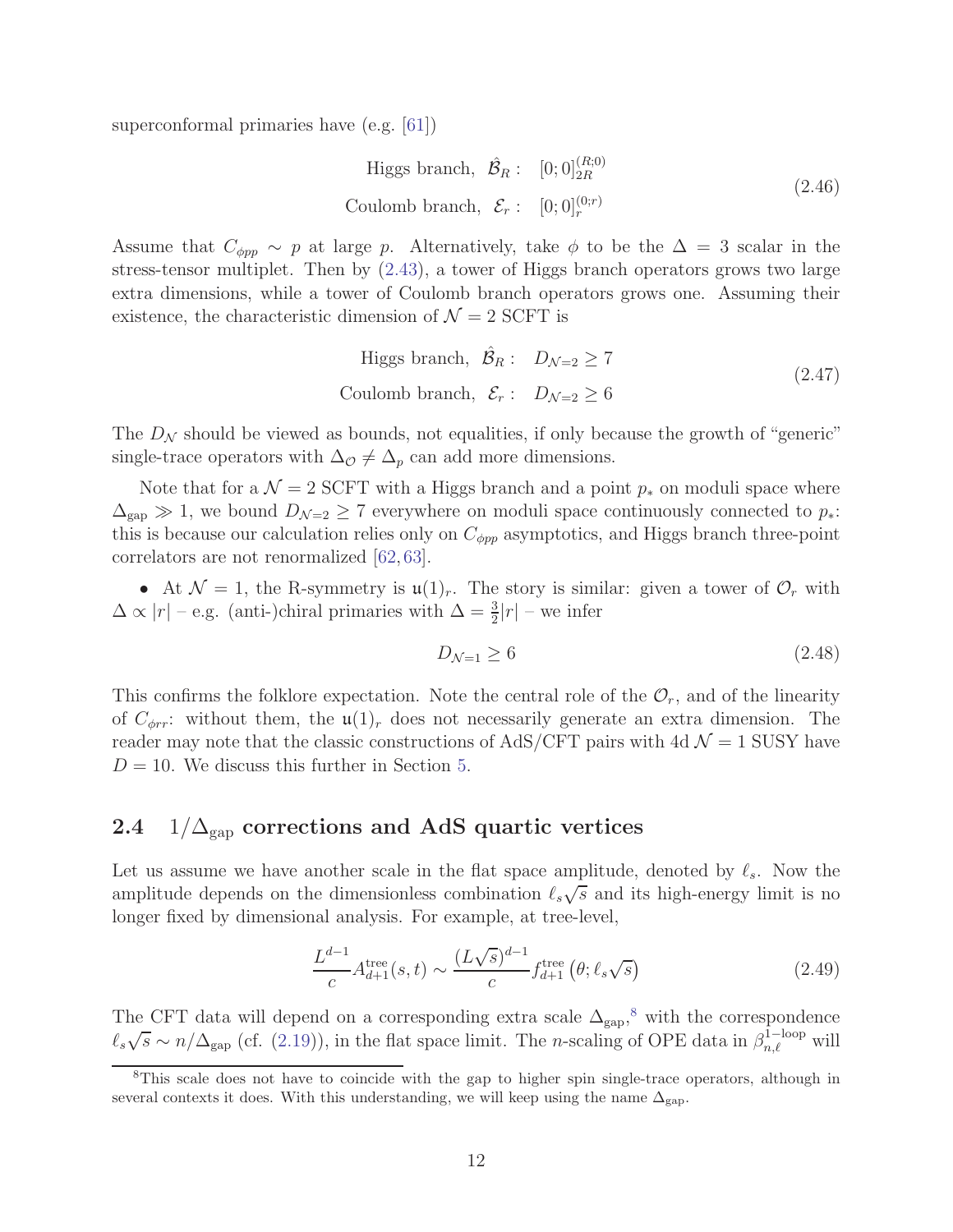superconformal primaries have (e.g. [61])

$$
\begin{aligned}
\text{Higgs branch,}\ \ \hat{\mathcal{B}}_R: &\quad [0;0]^{(R;0)}_{2R} \\
\text{Coulomb branch,}\ \ \mathcal{E}_r: &\quad [0;0]^{(0;r)}_{r}
\end{aligned}
\tag{2.46}
$$

Assume that $C_{\phi pp} \sim p$ at large $p$. Alternatively, take $\phi$ to be the $\Delta = 3$ scalar in the stress-tensor multiplet. Then by (2.43), a tower of Higgs branch operators grows two large extra dimensions, while a tower of Coulomb branch operators grows one. Assuming their existence, the characteristic dimension of $\mathcal{N} = 2$ SCFT is

$$
\begin{aligned}
\text{Higgs branch,}\ \ \hat{\mathcal{B}}_R: &\quad D_{\mathcal{N}=2} \geq 7 \\
\text{Coulomb branch,}\ \ \mathcal{E}_r: &\quad D_{\mathcal{N}=2} \geq 6
\end{aligned}
\tag{2.47}
$$

The $D_{\mathcal{N}}$ should be viewed as bounds, not equalities, if only because the growth of "generic" single-trace operators with $\Delta_{\mathcal{O}} \neq \Delta_p$ can add more dimensions.

Note that for a $\mathcal{N} = 2$ SCFT with a Higgs branch and a point $p_*$ on moduli space where $\Delta_{\text{gap}} \gg 1$, we bound $D_{\mathcal{N}=2} \geq 7$ everywhere on moduli space continuously connected to $p_*$: this is because our calculation relies only on $C_{\phi pp}$ asymptotics, and Higgs branch three-point correlators are not renormalized [62, 63].

- At $\mathcal{N} = 1$, the R-symmetry is $\mathfrak{u}(1)_r$. The story is similar: given a tower of $\mathcal{O}_r$ with $\Delta \propto |r|$ – e.g. (anti-)chiral primaries with $\Delta = \frac{3}{2}|r|$ – we infer

$$
D_{\mathcal{N}=1} \geq 6 \tag{2.48}
$$

This confirms the folklore expectation. Note the central role of the $\mathcal{O}_r$, and of the linearity of $C_{\phi rr}$: without them, the $\mathfrak{u}(1)_r$ does not necessarily generate an extra dimension. The reader may note that the classic constructions of AdS/CFT pairs with 4d $\mathcal{N} = 1$ SUSY have $D = 10$. We discuss this further in Section 5.

## 2.4 $1/\Delta_{\text{gap}}$ corrections and AdS quartic vertices

Let us assume we have another scale in the flat space amplitude, denoted by $\ell_s$. Now the amplitude depends on the dimensionless combination $\ell_s\sqrt{s}$ and its high-energy limit is no longer fixed by dimensional analysis. For example, at tree-level,

$$
\frac{L^{d-1}}{c} A^{\text{tree}}_{d+1}(s,t) \sim \frac{(L\sqrt{s})^{d-1}}{c} f^{\text{tree}}_{d+1}\left(\theta; \ell_s\sqrt{s}\right) \tag{2.49}
$$

The CFT data will depend on a corresponding extra scale $\Delta_{\text{gap}}$,[8] with the correspondence $\ell_s\sqrt{s} \sim n/\Delta_{\text{gap}}$ (cf. (2.19)), in the flat space limit. The $n$-scaling of OPE data in $\beta^{\text{1-loop}}_{n,\ell}$ will

[8] This scale does not have to coincide with the gap to higher spin single-trace operators, although in several contexts it does. With this understanding, we will keep using the name $\Delta_{\text{gap}}$.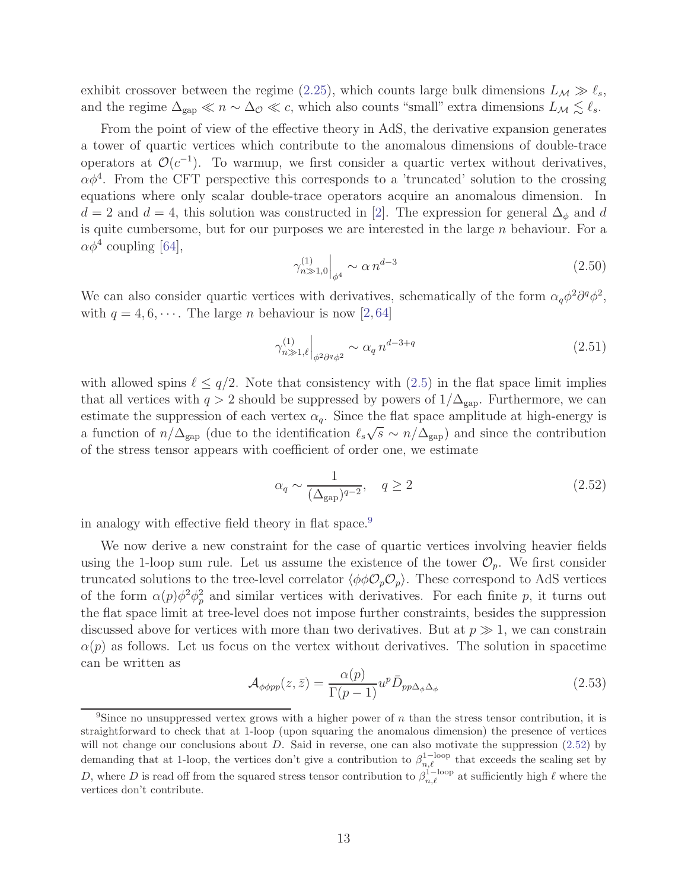exhibit crossover between the regime (2.25), which counts large bulk dimensions $L_{\mathcal{M}} \gg \ell_s$, and the regime $\Delta_{\rm gap} \ll n \sim \Delta_{\mathcal{O}} \ll c$, which also counts "small" extra dimensions $L_{\mathcal{M}} \lesssim \ell_s$.

From the point of view of the effective theory in AdS, the derivative expansion generates a tower of quartic vertices which contribute to the anomalous dimensions of double-trace operators at $\mathcal{O}(c^{-1})$. To warmup, we first consider a quartic vertex without derivatives, $\alpha\phi^4$. From the CFT perspective this corresponds to a 'truncated' solution to the crossing equations where only scalar double-trace operators acquire an anomalous dimension. In $d = 2$ and $d = 4$, this solution was constructed in [2]. The expression for general $\Delta_\phi$ and $d$ is quite cumbersome, but for our purposes we are interested in the large $n$ behaviour. For a $\alpha\phi^4$ coupling [64],

$$\gamma^{(1)}_{n\gg1,0}\Big|_{\phi^4} \sim \alpha\, n^{d-3} \tag{2.50}$$

We can also consider quartic vertices with derivatives, schematically of the form $\alpha_q \phi^2\partial^q\phi^2$, with $q = 4, 6, \cdots$. The large $n$ behaviour is now [2, 64]

$$\gamma^{(1)}_{n\gg1,\ell}\Big|_{\phi^2\partial^q\phi^2} \sim \alpha_q\, n^{d-3+q} \tag{2.51}$$

with allowed spins $\ell \leq q/2$. Note that consistency with (2.5) in the flat space limit implies that all vertices with $q > 2$ should be suppressed by powers of $1/\Delta_{\rm gap}$. Furthermore, we can estimate the suppression of each vertex $\alpha_q$. Since the flat space amplitude at high-energy is a function of $n/\Delta_{\rm gap}$ (due to the identification $\ell_s\sqrt{s} \sim n/\Delta_{\rm gap}$) and since the contribution of the stress tensor appears with coefficient of order one, we estimate

$$\alpha_q \sim \frac{1}{(\Delta_{\rm gap})^{q-2}}, \quad q \geq 2 \tag{2.52}$$

in analogy with effective field theory in flat space.[9]

We now derive a new constraint for the case of quartic vertices involving heavier fields using the 1-loop sum rule. Let us assume the existence of the tower $\mathcal{O}_p$. We first consider truncated solutions to the tree-level correlator $\langle\phi\phi\mathcal{O}_p\mathcal{O}_p\rangle$. These correspond to AdS vertices of the form $\alpha(p)\phi^2\phi_p^2$ and similar vertices with derivatives. For each finite $p$, it turns out the flat space limit at tree-level does not impose further constraints, besides the suppression discussed above for vertices with more than two derivatives. But at $p \gg 1$, we can constrain $\alpha(p)$ as follows. Let us focus on the vertex without derivatives. The solution in spacetime can be written as

$$\mathcal{A}_{\phi\phi pp}(z,\bar{z}) = \frac{\alpha(p)}{\Gamma(p-1)} u^p \bar{D}_{pp\Delta_\phi\Delta_\phi} \tag{2.53}$$

[9] Since no unsuppressed vertex grows with a higher power of $n$ than the stress tensor contribution, it is straightforward to check that at 1-loop (upon squaring the anomalous dimension) the presence of vertices will not change our conclusions about $D$. Said in reverse, one can also motivate the suppression (2.52) by demanding that at 1-loop, the vertices don't give a contribution to $\beta^{1-\text{loop}}_{n,\ell}$ that exceeds the scaling set by $D$, where $D$ is read off from the squared stress tensor contribution to $\beta^{1-\text{loop}}_{n,\ell}$ at sufficiently high $\ell$ where the vertices don't contribute.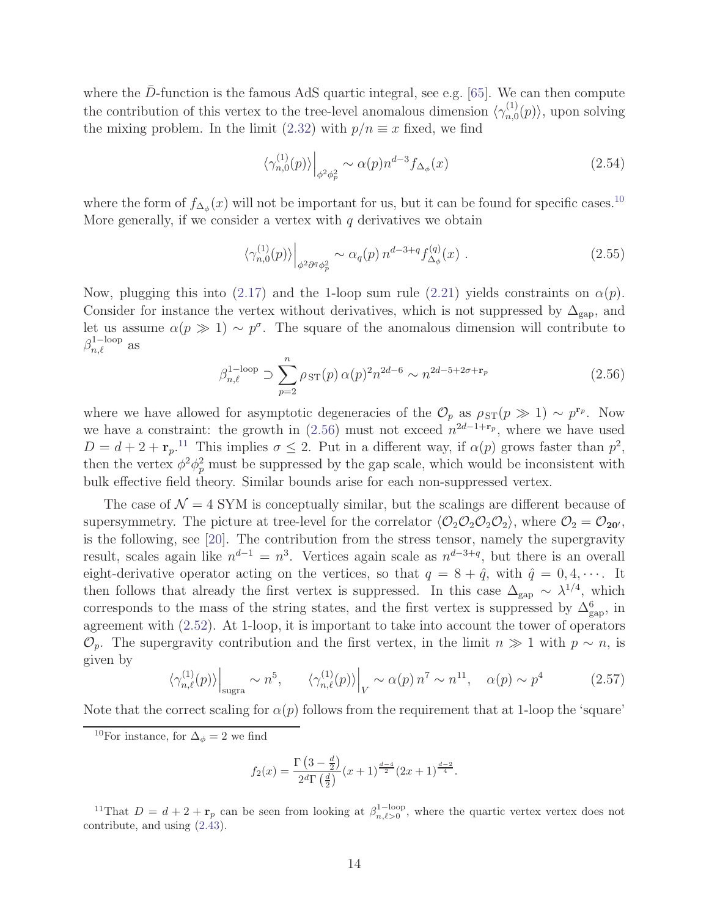where the $\bar{D}$-function is the famous AdS quartic integral, see e.g. [65]. We can then compute the contribution of this vertex to the tree-level anomalous dimension $\langle \gamma^{(1)}_{n,0}(p) \rangle$, upon solving the mixing problem. In the limit (2.32) with $p/n \equiv x$ fixed, we find

$$\langle \gamma^{(1)}_{n,0}(p) \rangle \Big|_{\phi^2 \phi_p^2} \sim \alpha(p) n^{d-3} f_{\Delta_\phi}(x) \tag{2.54}$$

where the form of $f_{\Delta_\phi}(x)$ will not be important for us, but it can be found for specific cases.[10] More generally, if we consider a vertex with $q$ derivatives we obtain

$$\langle \gamma^{(1)}_{n,0}(p) \rangle \Big|_{\phi^2 \partial^q \phi_p^2} \sim \alpha_q(p)\, n^{d-3+q} f^{(q)}_{\Delta_\phi}(x)\ . \tag{2.55}$$

Now, plugging this into (2.17) and the 1-loop sum rule (2.21) yields constraints on $\alpha(p)$. Consider for instance the vertex without derivatives, which is not suppressed by $\Delta_{\rm gap}$, and let us assume $\alpha(p \gg 1) \sim p^\sigma$. The square of the anomalous dimension will contribute to $\beta^{\text{1-loop}}_{n,\ell}$ as

$$\beta^{\text{1-loop}}_{n,\ell} \supset \sum_{p=2}^{n} \rho_{\rm ST}(p)\, \alpha(p)^2 n^{2d-6} \sim n^{2d-5+2\sigma+\mathbf{r}_p} \tag{2.56}$$

where we have allowed for asymptotic degeneracies of the $\mathcal{O}_p$ as $\rho_{\rm ST}(p \gg 1) \sim p^{\mathbf{r}_p}$. Now we have a constraint: the growth in (2.56) must not exceed $n^{2d-1+\mathbf{r}_p}$, where we have used $D = d + 2 + \mathbf{r}_p$.[11] This implies $\sigma \leq 2$. Put in a different way, if $\alpha(p)$ grows faster than $p^2$, then the vertex $\phi^2\phi_p^2$ must be suppressed by the gap scale, which would be inconsistent with bulk effective field theory. Similar bounds arise for each non-suppressed vertex.

The case of $\mathcal{N} = 4$ SYM is conceptually similar, but the scalings are different because of supersymmetry. The picture at tree-level for the correlator $\langle \mathcal{O}_2\mathcal{O}_2\mathcal{O}_2\mathcal{O}_2 \rangle$, where $\mathcal{O}_2 = \mathcal{O}_{\mathbf{20'}}$, is the following, see [20]. The contribution from the stress tensor, namely the supergravity result, scales again like $n^{d-1} = n^3$. Vertices again scale as $n^{d-3+q}$, but there is an overall eight-derivative operator acting on the vertices, so that $q = 8 + \hat{q}$, with $\hat{q} = 0, 4, \cdots$. It then follows that already the first vertex is suppressed. In this case $\Delta_{\rm gap} \sim \lambda^{1/4}$, which corresponds to the mass of the string states, and the first vertex is suppressed by $\Delta^6_{\rm gap}$, in agreement with (2.52). At 1-loop, it is important to take into account the tower of operators $\mathcal{O}_p$. The supergravity contribution and the first vertex, in the limit $n \gg 1$ with $p \sim n$, is given by

$$\langle \gamma^{(1)}_{n,\ell}(p) \rangle \Big|_{\rm sugra} \sim n^5, \qquad \langle \gamma^{(1)}_{n,\ell}(p) \rangle \Big|_{V} \sim \alpha(p)\, n^7 \sim n^{11}, \quad \alpha(p) \sim p^4 \tag{2.57}$$

Note that the correct scaling for $\alpha(p)$ follows from the requirement that at 1-loop the 'square'

---

[10] For instance, for $\Delta_\phi = 2$ we find

$$f_2(x) = \frac{\Gamma\left(3 - \frac{d}{2}\right)}{2^d \Gamma\left(\frac{d}{2}\right)} (x+1)^{\frac{d-4}{2}} (2x+1)^{\frac{d-2}{4}}.$$

[11] That $D = d + 2 + \mathbf{r}_p$ can be seen from looking at $\beta^{\text{1-loop}}_{n,\ell>0}$, where the quartic vertex vertex does not contribute, and using (2.43).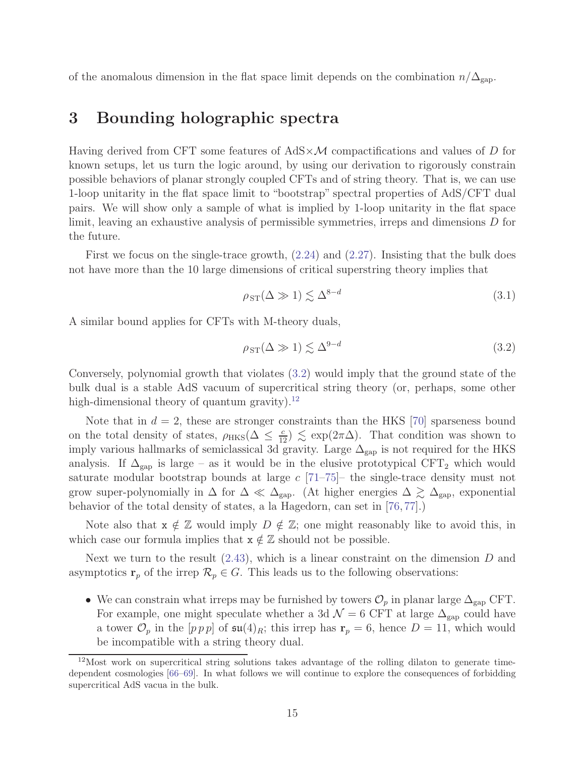of the anomalous dimension in the flat space limit depends on the combination $n/\Delta_{\rm gap}$.

# 3 Bounding holographic spectra

Having derived from CFT some features of AdS$\times\mathcal{M}$ compactifications and values of $D$ for known setups, let us turn the logic around, by using our derivation to rigorously constrain possible behaviors of planar strongly coupled CFTs and of string theory. That is, we can use 1-loop unitarity in the flat space limit to "bootstrap" spectral properties of AdS/CFT dual pairs. We will show only a sample of what is implied by 1-loop unitarity in the flat space limit, leaving an exhaustive analysis of permissible symmetries, irreps and dimensions $D$ for the future.

First we focus on the single-trace growth, (2.24) and (2.27). Insisting that the bulk does not have more than the 10 large dimensions of critical superstring theory implies that

$$\rho_{\rm ST}(\Delta \gg 1) \lesssim \Delta^{8-d} \tag{3.1}$$

A similar bound applies for CFTs with M-theory duals,

$$\rho_{\rm ST}(\Delta \gg 1) \lesssim \Delta^{9-d} \tag{3.2}$$

Conversely, polynomial growth that violates (3.2) would imply that the ground state of the bulk dual is a stable AdS vacuum of supercritical string theory (or, perhaps, some other high-dimensional theory of quantum gravity).[12]

Note that in $d = 2$, these are stronger constraints than the HKS [70] sparseness bound on the total density of states, $\rho_{\rm HKS}(\Delta \leq \frac{c}{12}) \lesssim \exp(2\pi\Delta)$. That condition was shown to imply various hallmarks of semiclassical 3d gravity. Large $\Delta_{\rm gap}$ is not required for the HKS analysis. If $\Delta_{\rm gap}$ is large – as it would be in the elusive prototypical CFT$_2$ which would saturate modular bootstrap bounds at large $c$ [71–75]– the single-trace density must not grow super-polynomially in $\Delta$ for $\Delta \ll \Delta_{\rm gap}$. (At higher energies $\Delta \gtrsim \Delta_{\rm gap}$, exponential behavior of the total density of states, a la Hagedorn, can set in [76, 77].)

Note also that $\mathtt{x} \notin \mathbb{Z}$ would imply $D \notin \mathbb{Z}$; one might reasonably like to avoid this, in which case our formula implies that $\mathtt{x} \notin \mathbb{Z}$ should not be possible.

Next we turn to the result (2.43), which is a linear constraint on the dimension $D$ and asymptotics $\mathbf{r}_p$ of the irrep $\mathcal{R}_p \in G$. This leads us to the following observations:

- We can constrain what irreps may be furnished by towers $\mathcal{O}_p$ in planar large $\Delta_{\rm gap}$ CFT. For example, one might speculate whether a 3d $\mathcal{N} = 6$ CFT at large $\Delta_{\rm gap}$ could have a tower $\mathcal{O}_p$ in the $[p\,p\,p]$ of $\mathfrak{su}(4)_R$; this irrep has $\mathbf{r}_p = 6$, hence $D = 11$, which would be incompatible with a string theory dual.

[12] Most work on supercritical string solutions takes advantage of the rolling dilaton to generate time-dependent cosmologies [66–69]. In what follows we will continue to explore the consequences of forbidding supercritical AdS vacua in the bulk.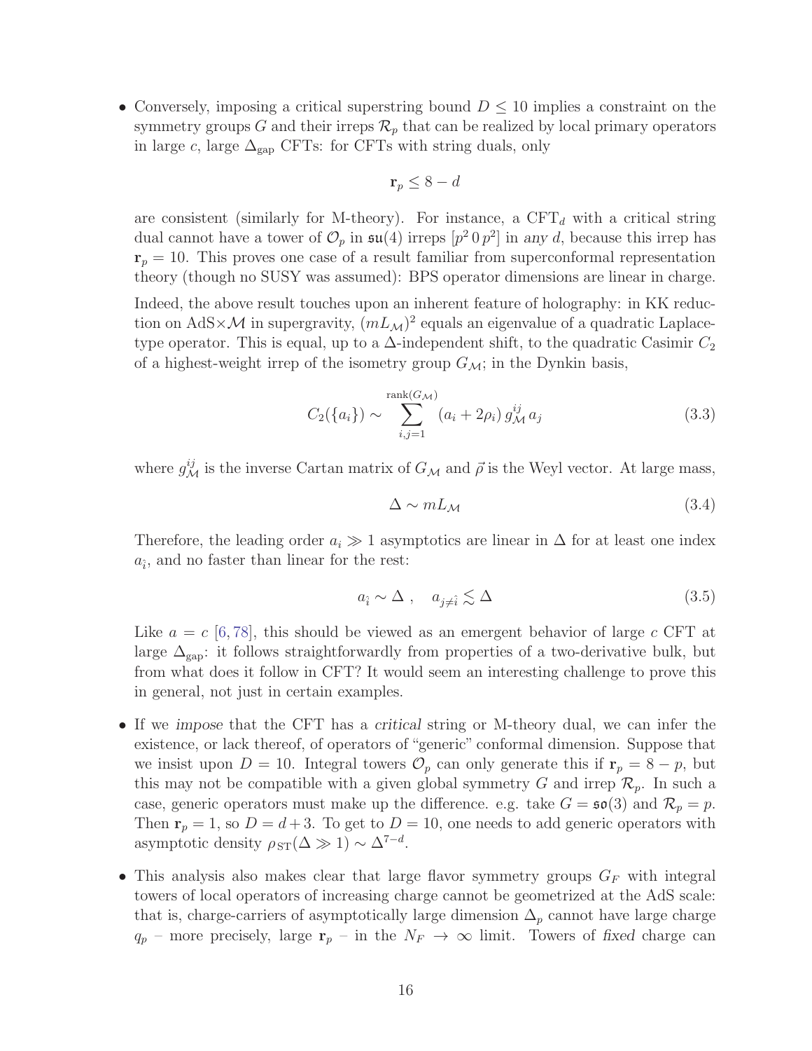- Conversely, imposing a critical superstring bound $D \leq 10$ implies a constraint on the symmetry groups $G$ and their irreps $\mathcal{R}_p$ that can be realized by local primary operators in large $c$, large $\Delta_{\rm gap}$ CFTs: for CFTs with string duals, only

$$\mathbf{r}_p \leq 8 - d$$

are consistent (similarly for M-theory). For instance, a CFT$_d$ with a critical string dual cannot have a tower of $\mathcal{O}_p$ in $\mathfrak{su}(4)$ irreps $[p^2\, 0\, p^2]$ in *any* $d$, because this irrep has $\mathbf{r}_p = 10$. This proves one case of a result familiar from superconformal representation theory (though no SUSY was assumed): BPS operator dimensions are linear in charge.

Indeed, the above result touches upon an inherent feature of holography: in KK reduction on AdS$\times\mathcal{M}$ in supergravity, $(mL_\mathcal{M})^2$ equals an eigenvalue of a quadratic Laplace-type operator. This is equal, up to a $\Delta$-independent shift, to the quadratic Casimir $C_2$ of a highest-weight irrep of the isometry group $G_\mathcal{M}$; in the Dynkin basis,

$$C_2(\{a_i\}) \sim \sum_{i,j=1}^{\text{rank}(G_\mathcal{M})} (a_i + 2\rho_i)\, g_\mathcal{M}^{ij}\, a_j \tag{3.3}$$

where $g_\mathcal{M}^{ij}$ is the inverse Cartan matrix of $G_\mathcal{M}$ and $\vec{\rho}$ is the Weyl vector. At large mass,

$$\Delta \sim mL_\mathcal{M} \tag{3.4}$$

Therefore, the leading order $a_i \gg 1$ asymptotics are linear in $\Delta$ for at least one index $a_{\hat{i}}$, and no faster than linear for the rest:

$$a_{\hat{i}} \sim \Delta\ , \quad a_{j\neq\hat{i}} \lesssim \Delta \tag{3.5}$$

Like $a = c$ [6, 78], this should be viewed as an emergent behavior of large $c$ CFT at large $\Delta_{\rm gap}$: it follows straightforwardly from properties of a two-derivative bulk, but from what does it follow in CFT? It would seem an interesting challenge to prove this in general, not just in certain examples.

- If we *impose* that the CFT has a *critical* string or M-theory dual, we can infer the existence, or lack thereof, of operators of "generic" conformal dimension. Suppose that we insist upon $D = 10$. Integral towers $\mathcal{O}_p$ can only generate this if $\mathbf{r}_p = 8 - p$, but this may not be compatible with a given global symmetry $G$ and irrep $\mathcal{R}_p$. In such a case, generic operators must make up the difference. e.g. take $G = \mathfrak{so}(3)$ and $\mathcal{R}_p = p$. Then $\mathbf{r}_p = 1$, so $D = d + 3$. To get to $D = 10$, one needs to add generic operators with asymptotic density $\rho_{\rm ST}(\Delta \gg 1) \sim \Delta^{7-d}$.

- This analysis also makes clear that large flavor symmetry groups $G_F$ with integral towers of local operators of increasing charge cannot be geometrized at the AdS scale: that is, charge-carriers of asymptotically large dimension $\Delta_p$ cannot have large charge $q_p$ – more precisely, large $\mathbf{r}_p$ – in the $N_F \to \infty$ limit. Towers of *fixed* charge can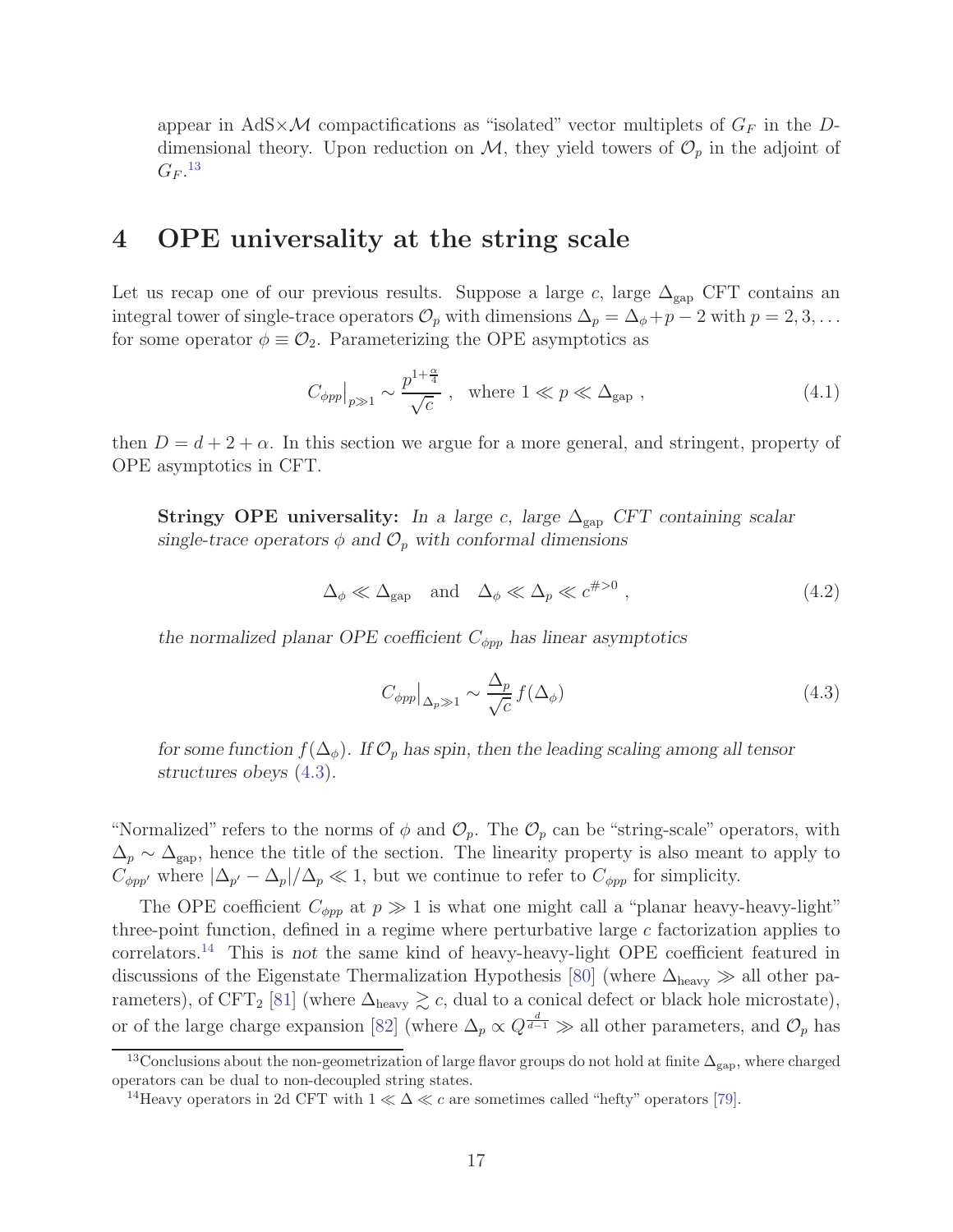appear in AdS$\times\mathcal{M}$ compactifications as "isolated" vector multiplets of $G_F$ in the $D$-dimensional theory. Upon reduction on $\mathcal{M}$, they yield towers of $\mathcal{O}_p$ in the adjoint of $G_F$.[13]

# 4 OPE universality at the string scale

Let us recap one of our previous results. Suppose a large $c$, large $\Delta_{\rm gap}$ CFT contains an integral tower of single-trace operators $\mathcal{O}_p$ with dimensions $\Delta_p = \Delta_\phi + p - 2$ with $p = 2, 3, \ldots$ for some operator $\phi \equiv \mathcal{O}_2$. Parameterizing the OPE asymptotics as

$$C_{\phi pp}\big|_{p\gg 1} \sim \frac{p^{1+\frac{\alpha}{4}}}{\sqrt{c}} \ , \quad \text{where } 1 \ll p \ll \Delta_{\rm gap} \ , \tag{4.1}$$

then $D = d + 2 + \alpha$. In this section we argue for a more general, and stringent, property of OPE asymptotics in CFT.

> **Stringy OPE universality:** *In a large $c$, large $\Delta_{\rm gap}$ CFT containing scalar single-trace operators $\phi$ and $\mathcal{O}_p$ with conformal dimensions*
>
> $$\Delta_\phi \ll \Delta_{\rm gap} \quad \text{and} \quad \Delta_\phi \ll \Delta_p \ll c^{\# > 0} \ , \tag{4.2}$$
>
> *the normalized planar OPE coefficient $C_{\phi pp}$ has linear asymptotics*
>
> $$C_{\phi pp}\big|_{\Delta_p \gg 1} \sim \frac{\Delta_p}{\sqrt{c}} f(\Delta_\phi) \tag{4.3}$$
>
> *for some function $f(\Delta_\phi)$. If $\mathcal{O}_p$ has spin, then the leading scaling among all tensor structures obeys (4.3).*

"Normalized" refers to the norms of $\phi$ and $\mathcal{O}_p$. The $\mathcal{O}_p$ can be "string-scale" operators, with $\Delta_p \sim \Delta_{\rm gap}$, hence the title of the section. The linearity property is also meant to apply to $C_{\phi pp'}$ where $|\Delta_{p'} - \Delta_p|/\Delta_p \ll 1$, but we continue to refer to $C_{\phi pp}$ for simplicity.

The OPE coefficient $C_{\phi pp}$ at $p \gg 1$ is what one might call a "planar heavy-heavy-light" three-point function, defined in a regime where perturbative large $c$ factorization applies to correlators.[14] This is *not* the same kind of heavy-heavy-light OPE coefficient featured in discussions of the Eigenstate Thermalization Hypothesis [80] (where $\Delta_{\rm heavy} \gg$ all other parameters), of CFT$_2$ [81] (where $\Delta_{\rm heavy} \gtrsim c$, dual to a conical defect or black hole microstate), or of the large charge expansion [82] (where $\Delta_p \propto Q^{\frac{d}{d-1}} \gg$ all other parameters, and $\mathcal{O}_p$ has

[13] Conclusions about the non-geometrization of large flavor groups do not hold at finite $\Delta_{\rm gap}$, where charged operators can be dual to non-decoupled string states.

[14] Heavy operators in 2d CFT with $1 \ll \Delta \ll c$ are sometimes called "hefty" operators [79].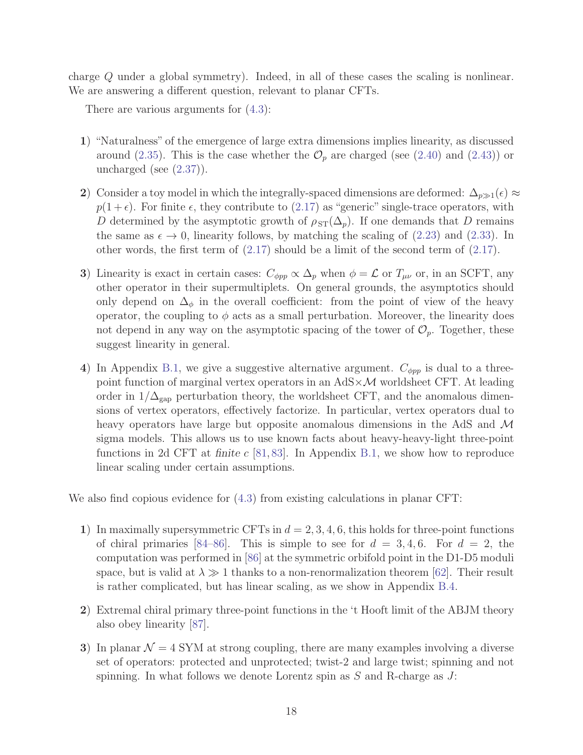charge $Q$ under a global symmetry). Indeed, in all of these cases the scaling is nonlinear. We are answering a different question, relevant to planar CFTs.

There are various arguments for (4.3):

**1**) "Naturalness" of the emergence of large extra dimensions implies linearity, as discussed around (2.35). This is the case whether the $\mathcal{O}_p$ are charged (see (2.40) and (2.43)) or uncharged (see (2.37)).

**2**) Consider a toy model in which the integrally-spaced dimensions are deformed: $\Delta_{p\gg 1}(\epsilon) \approx p(1+\epsilon)$. For finite $\epsilon$, they contribute to (2.17) as "generic" single-trace operators, with $D$ determined by the asymptotic growth of $\rho_{\rm ST}(\Delta_p)$. If one demands that $D$ remains the same as $\epsilon \to 0$, linearity follows, by matching the scaling of (2.23) and (2.33). In other words, the first term of (2.17) should be a limit of the second term of (2.17).

**3**) Linearity is exact in certain cases: $C_{\phi pp} \propto \Delta_p$ when $\phi = \mathcal{L}$ or $T_{\mu\nu}$ or, in an SCFT, any other operator in their supermultiplets. On general grounds, the asymptotics should only depend on $\Delta_\phi$ in the overall coefficient: from the point of view of the heavy operator, the coupling to $\phi$ acts as a small perturbation. Moreover, the linearity does not depend in any way on the asymptotic spacing of the tower of $\mathcal{O}_p$. Together, these suggest linearity in general.

**4**) In Appendix B.1, we give a suggestive alternative argument. $C_{\phi pp}$ is dual to a three-point function of marginal vertex operators in an AdS$\times\mathcal{M}$ worldsheet CFT. At leading order in $1/\Delta_{\rm gap}$ perturbation theory, the worldsheet CFT, and the anomalous dimensions of vertex operators, effectively factorize. In particular, vertex operators dual to heavy operators have large but opposite anomalous dimensions in the AdS and $\mathcal{M}$ sigma models. This allows us to use known facts about heavy-heavy-light three-point functions in 2d CFT at *finite* $c$ [81, 83]. In Appendix B.1, we show how to reproduce linear scaling under certain assumptions.

We also find copious evidence for (4.3) from existing calculations in planar CFT:

**1**) In maximally supersymmetric CFTs in $d = 2, 3, 4, 6$, this holds for three-point functions of chiral primaries [84–86]. This is simple to see for $d = 3, 4, 6$. For $d = 2$, the computation was performed in [86] at the symmetric orbifold point in the D1-D5 moduli space, but is valid at $\lambda \gg 1$ thanks to a non-renormalization theorem [62]. Their result is rather complicated, but has linear scaling, as we show in Appendix B.4.

**2**) Extremal chiral primary three-point functions in the 't Hooft limit of the ABJM theory also obey linearity [87].

**3**) In planar $\mathcal{N} = 4$ SYM at strong coupling, there are many examples involving a diverse set of operators: protected and unprotected; twist-2 and large twist; spinning and not spinning. In what follows we denote Lorentz spin as $S$ and R-charge as $J$: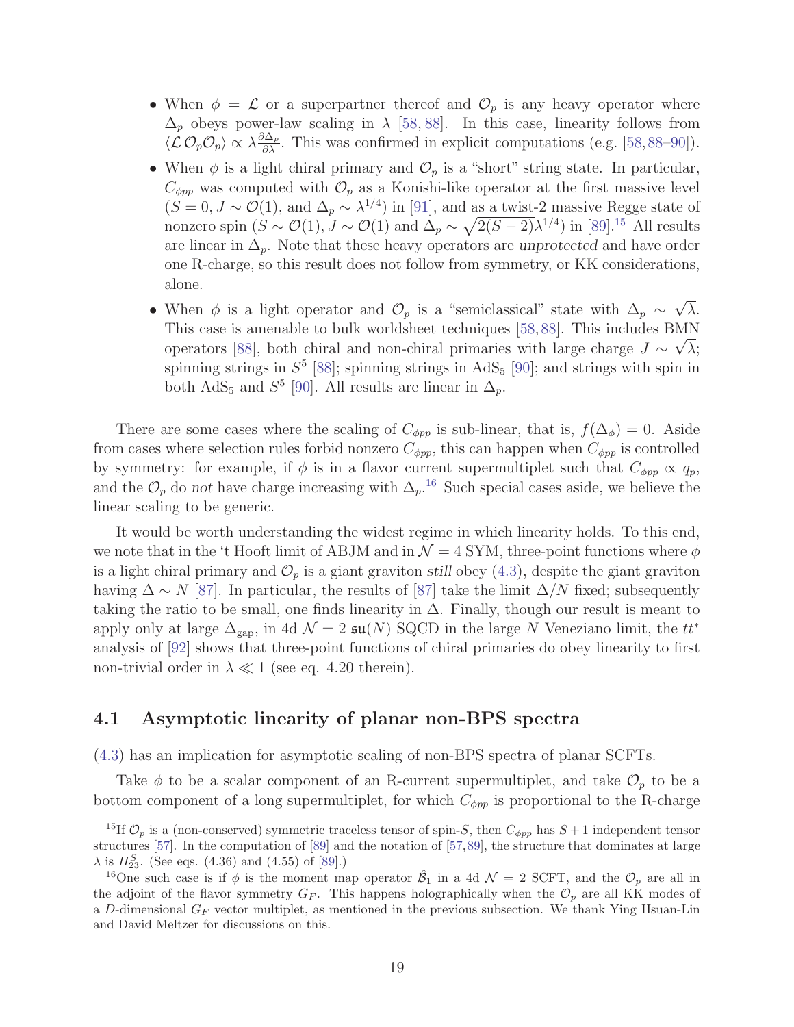- When $\phi = \mathcal{L}$ or a superpartner thereof and $\mathcal{O}_p$ is any heavy operator where $\Delta_p$ obeys power-law scaling in $\lambda$ [58, 88]. In this case, linearity follows from $\langle \mathcal{L}\, \mathcal{O}_p \mathcal{O}_p \rangle \propto \lambda \frac{\partial \Delta_p}{\partial \lambda}$. This was confirmed in explicit computations (e.g. [58, 88–90]).
- When $\phi$ is a light chiral primary and $\mathcal{O}_p$ is a "short" string state. In particular, $C_{\phi pp}$ was computed with $\mathcal{O}_p$ as a Konishi-like operator at the first massive level ($S = 0, J \sim \mathcal{O}(1)$, and $\Delta_p \sim \lambda^{1/4}$) in [91], and as a twist-2 massive Regge state of nonzero spin ($S \sim \mathcal{O}(1), J \sim \mathcal{O}(1)$ and $\Delta_p \sim \sqrt{2(S-2)}\lambda^{1/4}$) in [89].[15] All results are linear in $\Delta_p$. Note that these heavy operators are *unprotected* and have order one R-charge, so this result does not follow from symmetry, or KK considerations, alone.
- When $\phi$ is a light operator and $\mathcal{O}_p$ is a "semiclassical" state with $\Delta_p \sim \sqrt{\lambda}$. This case is amenable to bulk worldsheet techniques [58, 88]. This includes BMN operators [88], both chiral and non-chiral primaries with large charge $J \sim \sqrt{\lambda}$; spinning strings in $S^5$ [88]; spinning strings in $\text{AdS}_5$ [90]; and strings with spin in both $\text{AdS}_5$ and $S^5$ [90]. All results are linear in $\Delta_p$.

There are some cases where the scaling of $C_{\phi pp}$ is sub-linear, that is, $f(\Delta_\phi) = 0$. Aside from cases where selection rules forbid nonzero $C_{\phi pp}$, this can happen when $C_{\phi pp}$ is controlled by symmetry: for example, if $\phi$ is in a flavor current supermultiplet such that $C_{\phi pp} \propto q_p$, and the $\mathcal{O}_p$ do *not* have charge increasing with $\Delta_p$.[16] Such special cases aside, we believe the linear scaling to be generic.

It would be worth understanding the widest regime in which linearity holds. To this end, we note that in the 't Hooft limit of ABJM and in $\mathcal{N} = 4$ SYM, three-point functions where $\phi$ is a light chiral primary and $\mathcal{O}_p$ is a giant graviton *still* obey (4.3), despite the giant graviton having $\Delta \sim N$ [87]. In particular, the results of [87] take the limit $\Delta/N$ fixed; subsequently taking the ratio to be small, one finds linearity in $\Delta$. Finally, though our result is meant to apply only at large $\Delta_{\text{gap}}$, in 4d $\mathcal{N} = 2$ $\mathfrak{su}(N)$ SQCD in the large $N$ Veneziano limit, the $tt^*$ analysis of [92] shows that three-point functions of chiral primaries do obey linearity to first non-trivial order in $\lambda \ll 1$ (see eq. 4.20 therein).

## 4.1 Asymptotic linearity of planar non-BPS spectra

(4.3) has an implication for asymptotic scaling of non-BPS spectra of planar SCFTs.

Take $\phi$ to be a scalar component of an R-current supermultiplet, and take $\mathcal{O}_p$ to be a bottom component of a long supermultiplet, for which $C_{\phi pp}$ is proportional to the R-charge

---

[15] If $\mathcal{O}_p$ is a (non-conserved) symmetric traceless tensor of spin-$S$, then $C_{\phi pp}$ has $S+1$ independent tensor structures [57]. In the computation of [89] and the notation of [57, 89], the structure that dominates at large $\lambda$ is $H_{23}^S$. (See eqs. (4.36) and (4.55) of [89].)

[16] One such case is if $\phi$ is the moment map operator $\hat{\mathcal{B}}_1$ in a 4d $\mathcal{N} = 2$ SCFT, and the $\mathcal{O}_p$ are all in the adjoint of the flavor symmetry $G_F$. This happens holographically when the $\mathcal{O}_p$ are all KK modes of a $D$-dimensional $G_F$ vector multiplet, as mentioned in the previous subsection. We thank Ying Hsuan-Lin and David Meltzer for discussions on this.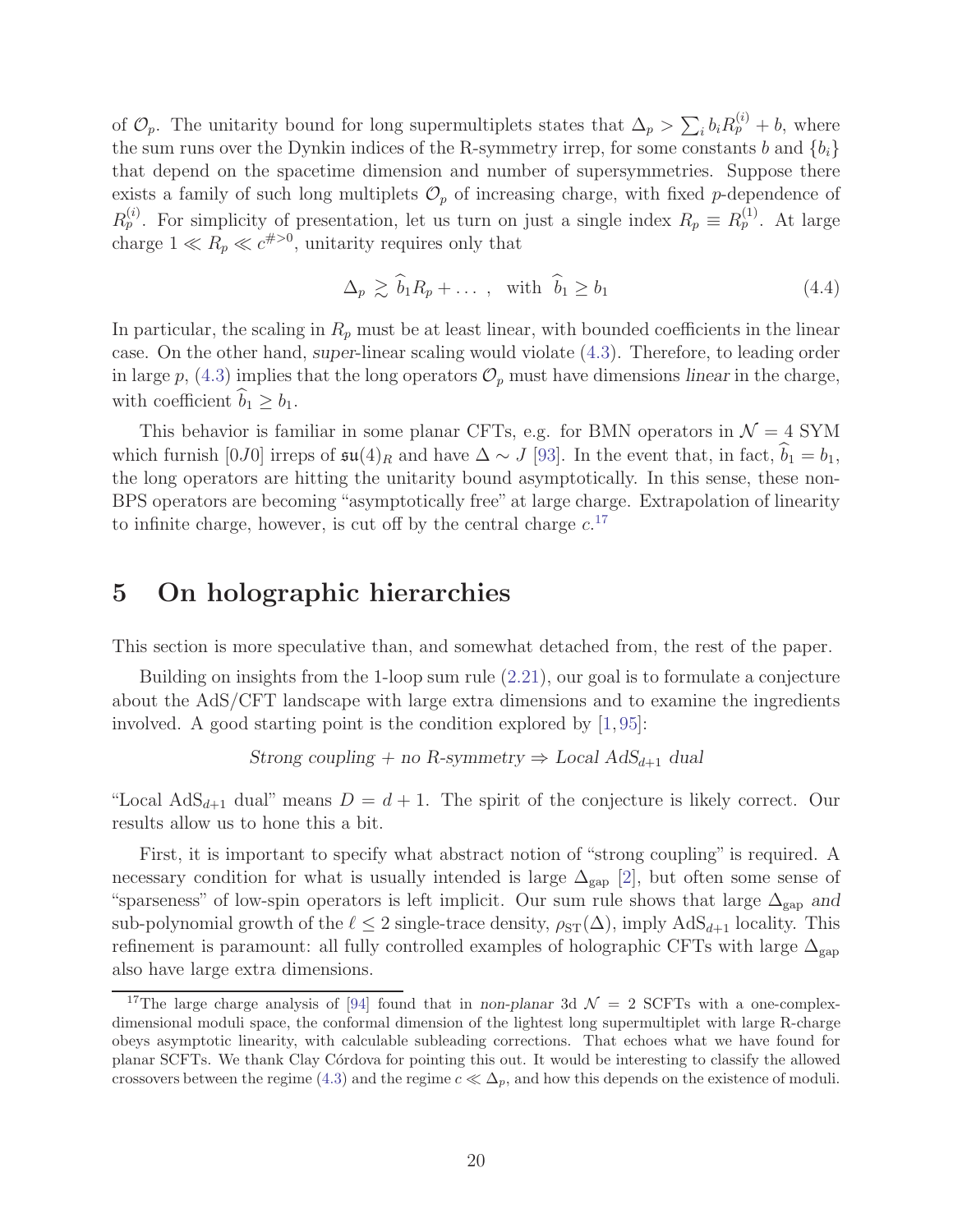of $\mathcal{O}_p$. The unitarity bound for long supermultiplets states that $\Delta_p > \sum_i b_i R_p^{(i)} + b$, where the sum runs over the Dynkin indices of the R-symmetry irrep, for some constants $b$ and $\{b_i\}$ that depend on the spacetime dimension and number of supersymmetries. Suppose there exists a family of such long multiplets $\mathcal{O}_p$ of increasing charge, with fixed $p$-dependence of $R_p^{(i)}$. For simplicity of presentation, let us turn on just a single index $R_p \equiv R_p^{(1)}$. At large charge $1 \ll R_p \ll c^{\# > 0}$, unitarity requires only that

$$\Delta_p \gtrsim \widehat{b}_1 R_p + \dots \ , \quad \text{with} \ \ \widehat{b}_1 \geq b_1 \tag{4.4}$$

In particular, the scaling in $R_p$ must be at least linear, with bounded coefficients in the linear case. On the other hand, *super*-linear scaling would violate (4.3). Therefore, to leading order in large $p$, (4.3) implies that the long operators $\mathcal{O}_p$ must have dimensions *linear* in the charge, with coefficient $\widehat{b}_1 \geq b_1$.

This behavior is familiar in some planar CFTs, e.g. for BMN operators in $\mathcal{N} = 4$ SYM which furnish $[0J0]$ irreps of $\mathfrak{su}(4)_R$ and have $\Delta \sim J$ [93]. In the event that, in fact, $\widehat{b}_1 = b_1$, the long operators are hitting the unitarity bound asymptotically. In this sense, these non-BPS operators are becoming "asymptotically free" at large charge. Extrapolation of linearity to infinite charge, however, is cut off by the central charge $c$.[17]

# 5 On holographic hierarchies

This section is more speculative than, and somewhat detached from, the rest of the paper.

Building on insights from the 1-loop sum rule (2.21), our goal is to formulate a conjecture about the AdS/CFT landscape with large extra dimensions and to examine the ingredients involved. A good starting point is the condition explored by [1, 95]:

*Strong coupling + no R-symmetry ⇒ Local AdS$_{d+1}$ dual*

"Local AdS$_{d+1}$ dual" means $D = d + 1$. The spirit of the conjecture is likely correct. Our results allow us to hone this a bit.

First, it is important to specify what abstract notion of "strong coupling" is required. A necessary condition for what is usually intended is large $\Delta_{\rm gap}$ [2], but often some sense of "sparseness" of low-spin operators is left implicit. Our sum rule shows that large $\Delta_{\rm gap}$ *and* sub-polynomial growth of the $\ell \leq 2$ single-trace density, $\rho_{\rm ST}(\Delta)$, imply AdS$_{d+1}$ locality. This refinement is paramount: all fully controlled examples of holographic CFTs with large $\Delta_{\rm gap}$ also have large extra dimensions.

[17] The large charge analysis of [94] found that in *non-planar* 3d $\mathcal{N} = 2$ SCFTs with a one-complex-dimensional moduli space, the conformal dimension of the lightest long supermultiplet with large R-charge obeys asymptotic linearity, with calculable subleading corrections. That echoes what we have found for planar SCFTs. We thank Clay Córdova for pointing this out. It would be interesting to classify the allowed crossovers between the regime (4.3) and the regime $c \ll \Delta_p$, and how this depends on the existence of moduli.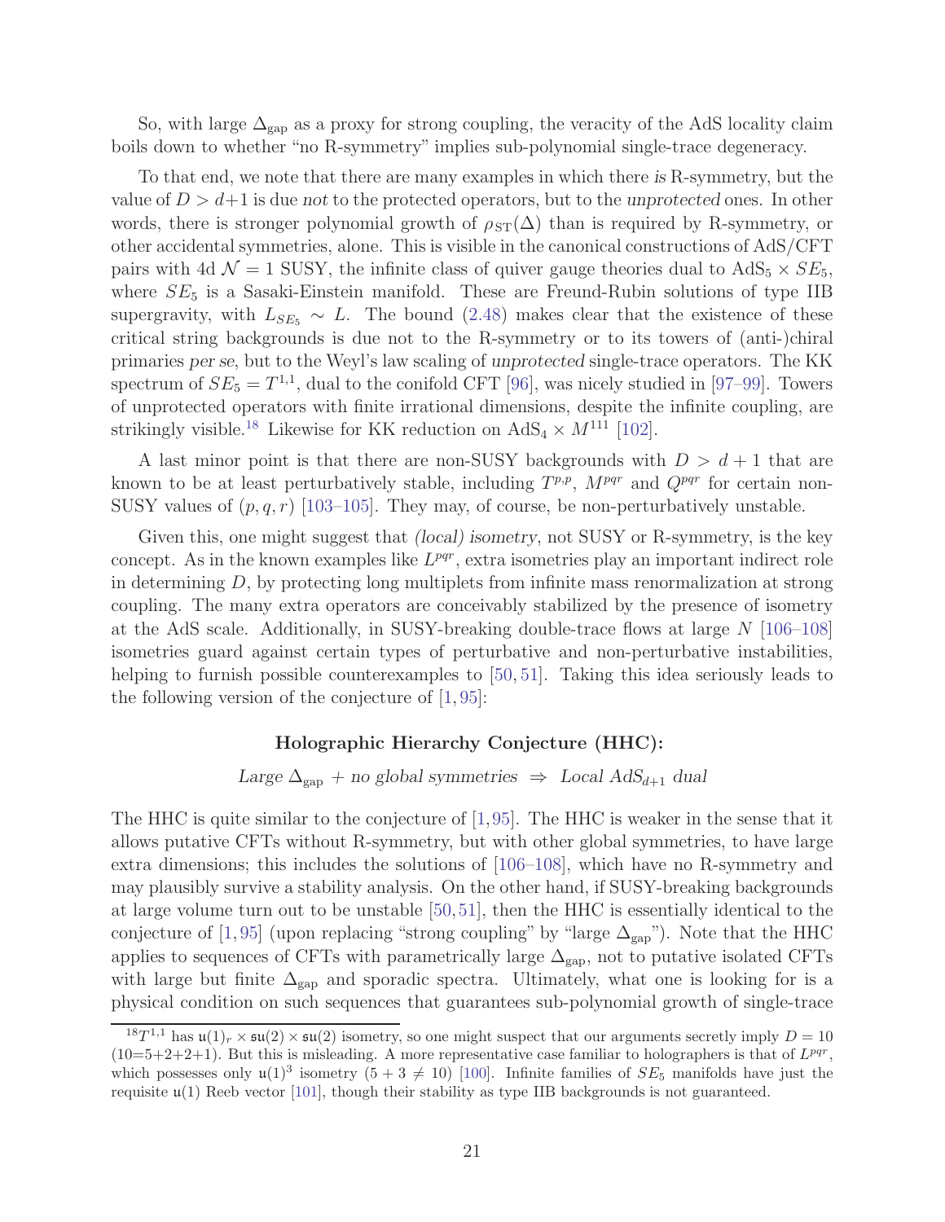So, with large $\Delta_{\rm gap}$ as a proxy for strong coupling, the veracity of the AdS locality claim boils down to whether "no R-symmetry" implies sub-polynomial single-trace degeneracy.

To that end, we note that there are many examples in which there *is* R-symmetry, but the value of $D > d+1$ is due *not* to the protected operators, but to the *unprotected* ones. In other words, there is stronger polynomial growth of $\rho_{\rm ST}(\Delta)$ than is required by R-symmetry, or other accidental symmetries, alone. This is visible in the canonical constructions of AdS/CFT pairs with 4d $\mathcal{N}=1$ SUSY, the infinite class of quiver gauge theories dual to $\text{AdS}_5 \times SE_5$, where $SE_5$ is a Sasaki-Einstein manifold. These are Freund-Rubin solutions of type IIB supergravity, with $L_{SE_5} \sim L$. The bound (2.48) makes clear that the existence of these critical string backgrounds is due not to the R-symmetry or to its towers of (anti-)chiral primaries *per se*, but to the Weyl's law scaling of *unprotected* single-trace operators. The KK spectrum of $SE_5 = T^{1,1}$, dual to the conifold CFT [96], was nicely studied in [97–99]. Towers of unprotected operators with finite irrational dimensions, despite the infinite coupling, are strikingly visible.[18] Likewise for KK reduction on $\text{AdS}_4 \times M^{111}$ [102].

A last minor point is that there are non-SUSY backgrounds with $D > d+1$ that are known to be at least perturbatively stable, including $T^{p,p}$, $M^{pqr}$ and $Q^{pqr}$ for certain non-SUSY values of $(p,q,r)$ [103–105]. They may, of course, be non-perturbatively unstable.

Given this, one might suggest that *(local) isometry*, not SUSY or R-symmetry, is the key concept. As in the known examples like $L^{pqr}$, extra isometries play an important indirect role in determining $D$, by protecting long multiplets from infinite mass renormalization at strong coupling. The many extra operators are conceivably stabilized by the presence of isometry at the AdS scale. Additionally, in SUSY-breaking double-trace flows at large $N$ [106–108] isometries guard against certain types of perturbative and non-perturbative instabilities, helping to furnish possible counterexamples to [50, 51]. Taking this idea seriously leads to the following version of the conjecture of [1, 95]:

**Holographic Hierarchy Conjecture (HHC):**

*Large* $\Delta_{\rm gap}$ + *no global symmetries* $\Rightarrow$ *Local* $\text{AdS}_{d+1}$ *dual*

The HHC is quite similar to the conjecture of [1,95]. The HHC is weaker in the sense that it allows putative CFTs without R-symmetry, but with other global symmetries, to have large extra dimensions; this includes the solutions of [106–108], which have no R-symmetry and may plausibly survive a stability analysis. On the other hand, if SUSY-breaking backgrounds at large volume turn out to be unstable [50,51], then the HHC is essentially identical to the conjecture of [1, 95] (upon replacing "strong coupling" by "large $\Delta_{\rm gap}$"). Note that the HHC applies to sequences of CFTs with parametrically large $\Delta_{\rm gap}$, not to putative isolated CFTs with large but finite $\Delta_{\rm gap}$ and sporadic spectra. Ultimately, what one is looking for is a physical condition on such sequences that guarantees sub-polynomial growth of single-trace

---

[18] $T^{1,1}$ has $\mathfrak{u}(1)_r \times \mathfrak{su}(2) \times \mathfrak{su}(2)$ isometry, so one might suspect that our arguments secretly imply $D = 10$ (10=5+2+2+1). But this is misleading. A more representative case familiar to holographers is that of $L^{pqr}$, which possesses only $\mathfrak{u}(1)^3$ isometry ($5+3 \neq 10$) [100]. Infinite families of $SE_5$ manifolds have just the requisite $\mathfrak{u}(1)$ Reeb vector [101], though their stability as type IIB backgrounds is not guaranteed.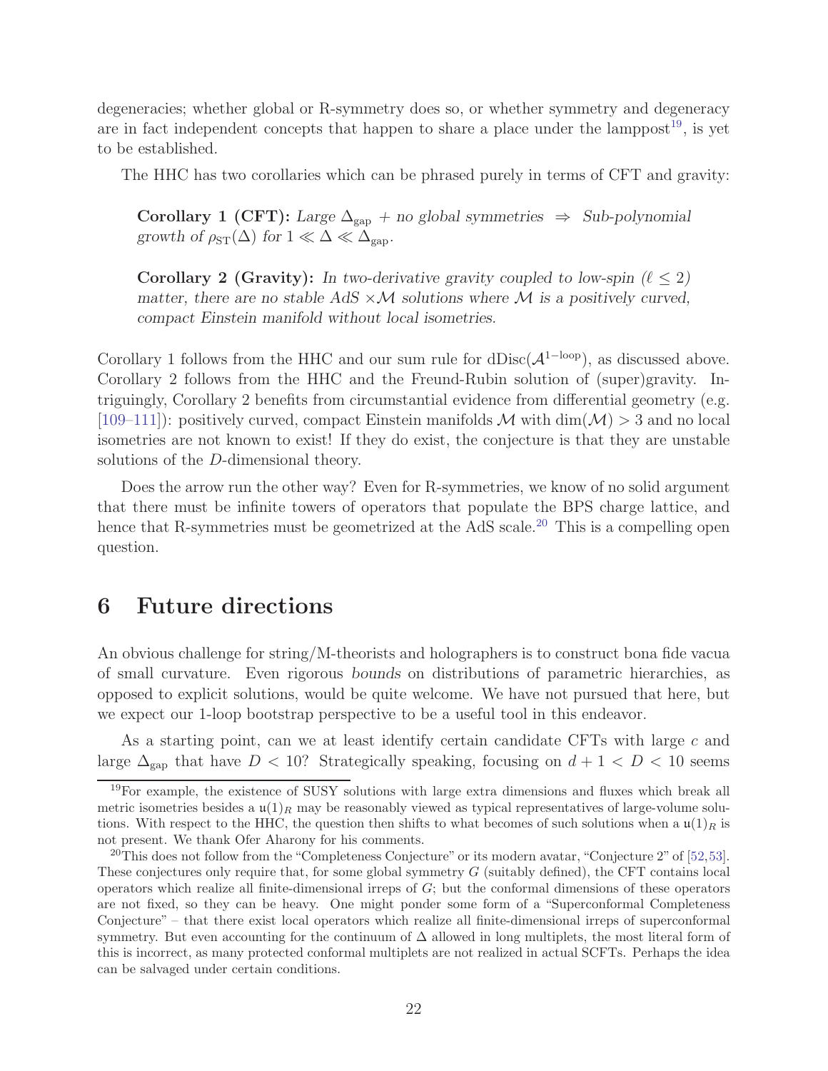degeneracies; whether global or R-symmetry does so, or whether symmetry and degeneracy are in fact independent concepts that happen to share a place under the lamppost[19], is yet to be established.

The HHC has two corollaries which can be phrased purely in terms of CFT and gravity:

> **Corollary 1 (CFT):** *Large $\Delta_{\text{gap}}$ + no global symmetries $\Rightarrow$ Sub-polynomial growth of $\rho_{\text{ST}}(\Delta)$ for $1 \ll \Delta \ll \Delta_{\text{gap}}$.*

> **Corollary 2 (Gravity):** *In two-derivative gravity coupled to low-spin ($\ell \leq 2$) matter, there are no stable AdS $\times \mathcal{M}$ solutions where $\mathcal{M}$ is a positively curved, compact Einstein manifold without local isometries.*

Corollary 1 follows from the HHC and our sum rule for $\text{dDisc}(\mathcal{A}^{1-\text{loop}})$, as discussed above. Corollary 2 follows from the HHC and the Freund-Rubin solution of (super)gravity. Intriguingly, Corollary 2 benefits from circumstantial evidence from differential geometry (e.g. [109–111]): positively curved, compact Einstein manifolds $\mathcal{M}$ with $\dim(\mathcal{M}) > 3$ and no local isometries are not known to exist! If they do exist, the conjecture is that they are unstable solutions of the $D$-dimensional theory.

Does the arrow run the other way? Even for R-symmetries, we know of no solid argument that there must be infinite towers of operators that populate the BPS charge lattice, and hence that R-symmetries must be geometrized at the AdS scale.[20] This is a compelling open question.

# 6 Future directions

An obvious challenge for string/M-theorists and holographers is to construct bona fide vacua of small curvature. Even rigorous *bounds* on distributions of parametric hierarchies, as opposed to explicit solutions, would be quite welcome. We have not pursued that here, but we expect our 1-loop bootstrap perspective to be a useful tool in this endeavor.

As a starting point, can we at least identify certain candidate CFTs with large $c$ and large $\Delta_{\text{gap}}$ that have $D < 10$? Strategically speaking, focusing on $d + 1 < D < 10$ seems

[19] For example, the existence of SUSY solutions with large extra dimensions and fluxes which break all metric isometries besides a $\mathfrak{u}(1)_R$ may be reasonably viewed as typical representatives of large-volume solutions. With respect to the HHC, the question then shifts to what becomes of such solutions when a $\mathfrak{u}(1)_R$ is not present. We thank Ofer Aharony for his comments.

[20] This does not follow from the "Completeness Conjecture" or its modern avatar, "Conjecture 2" of [52,53]. These conjectures only require that, for some global symmetry $G$ (suitably defined), the CFT contains local operators which realize all finite-dimensional irreps of $G$; but the conformal dimensions of these operators are not fixed, so they can be heavy. One might ponder some form of a "Superconformal Completeness Conjecture" – that there exist local operators which realize all finite-dimensional irreps of superconformal symmetry. But even accounting for the continuum of $\Delta$ allowed in long multiplets, the most literal form of this is incorrect, as many protected conformal multiplets are not realized in actual SCFTs. Perhaps the idea can be salvaged under certain conditions.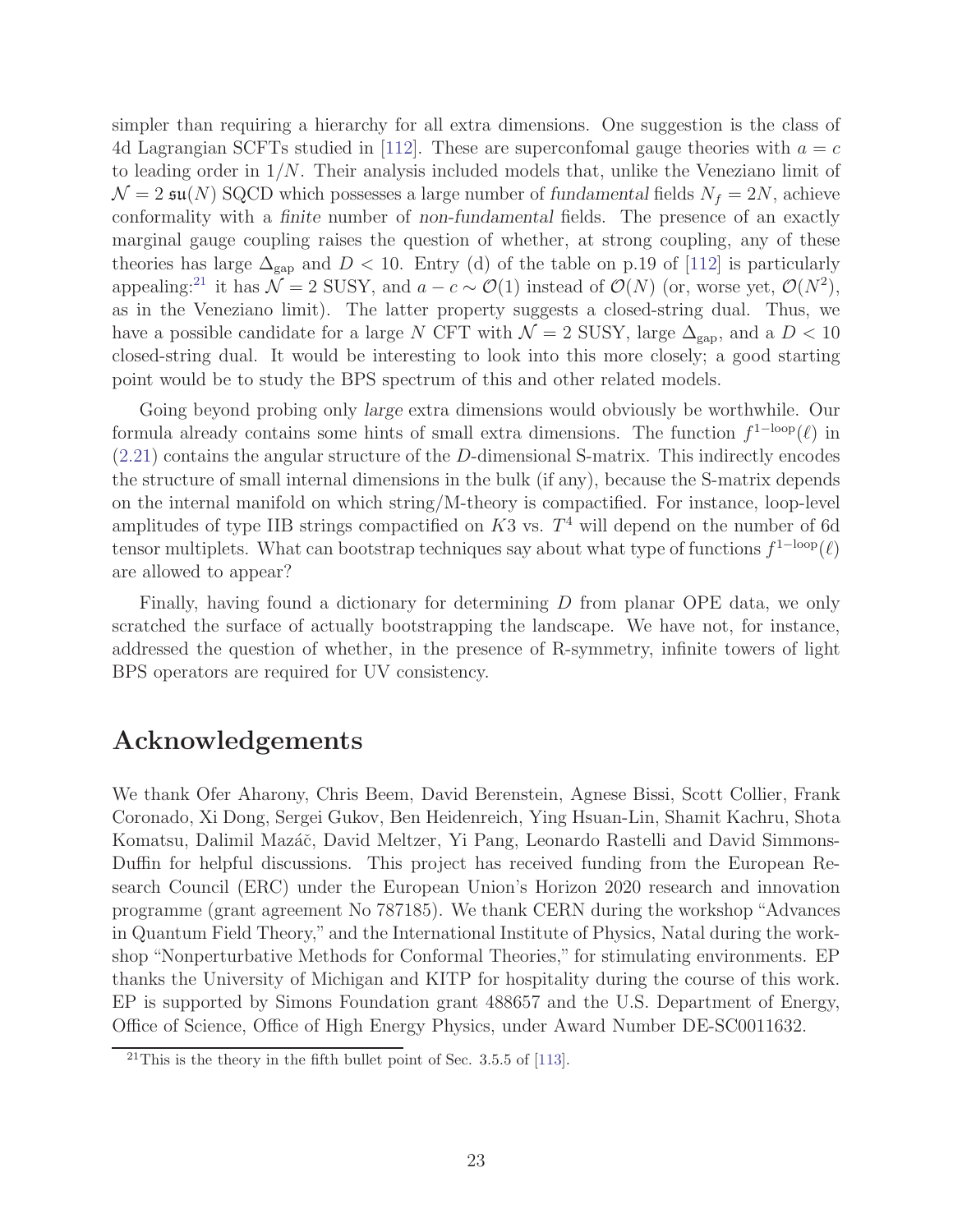simpler than requiring a hierarchy for all extra dimensions. One suggestion is the class of 4d Lagrangian SCFTs studied in [112]. These are superconfomal gauge theories with $a = c$ to leading order in $1/N$. Their analysis included models that, unlike the Veneziano limit of $\mathcal{N} = 2$ $\mathfrak{su}(N)$ SQCD which possesses a large number of *fundamental* fields $N_f = 2N$, achieve conformality with a *finite* number of *non-fundamental* fields. The presence of an exactly marginal gauge coupling raises the question of whether, at strong coupling, any of these theories has large $\Delta_{\rm gap}$ and $D < 10$. Entry (d) of the table on p.19 of [112] is particularly appealing:[21] it has $\mathcal{N} = 2$ SUSY, and $a - c \sim \mathcal{O}(1)$ instead of $\mathcal{O}(N)$ (or, worse yet, $\mathcal{O}(N^2)$, as in the Veneziano limit). The latter property suggests a closed-string dual. Thus, we have a possible candidate for a large $N$ CFT with $\mathcal{N} = 2$ SUSY, large $\Delta_{\rm gap}$, and a $D < 10$ closed-string dual. It would be interesting to look into this more closely; a good starting point would be to study the BPS spectrum of this and other related models.

Going beyond probing only *large* extra dimensions would obviously be worthwhile. Our formula already contains some hints of small extra dimensions. The function $f^{1-\rm loop}(\ell)$ in (2.21) contains the angular structure of the $D$-dimensional S-matrix. This indirectly encodes the structure of small internal dimensions in the bulk (if any), because the S-matrix depends on the internal manifold on which string/M-theory is compactified. For instance, loop-level amplitudes of type IIB strings compactified on $K3$ vs. $T^4$ will depend on the number of 6d tensor multiplets. What can bootstrap techniques say about what type of functions $f^{1-\rm loop}(\ell)$ are allowed to appear?

Finally, having found a dictionary for determining $D$ from planar OPE data, we only scratched the surface of actually bootstrapping the landscape. We have not, for instance, addressed the question of whether, in the presence of R-symmetry, infinite towers of light BPS operators are required for UV consistency.

# Acknowledgements

We thank Ofer Aharony, Chris Beem, David Berenstein, Agnese Bissi, Scott Collier, Frank Coronado, Xi Dong, Sergei Gukov, Ben Heidenreich, Ying Hsuan-Lin, Shamit Kachru, Shota Komatsu, Dalimil Mazáč, David Meltzer, Yi Pang, Leonardo Rastelli and David Simmons-Duffin for helpful discussions. This project has received funding from the European Research Council (ERC) under the European Union's Horizon 2020 research and innovation programme (grant agreement No 787185). We thank CERN during the workshop "Advances in Quantum Field Theory," and the International Institute of Physics, Natal during the workshop "Nonperturbative Methods for Conformal Theories," for stimulating environments. EP thanks the University of Michigan and KITP for hospitality during the course of this work. EP is supported by Simons Foundation grant 488657 and the U.S. Department of Energy, Office of Science, Office of High Energy Physics, under Award Number DE-SC0011632.

[21] This is the theory in the fifth bullet point of Sec. 3.5.5 of [113].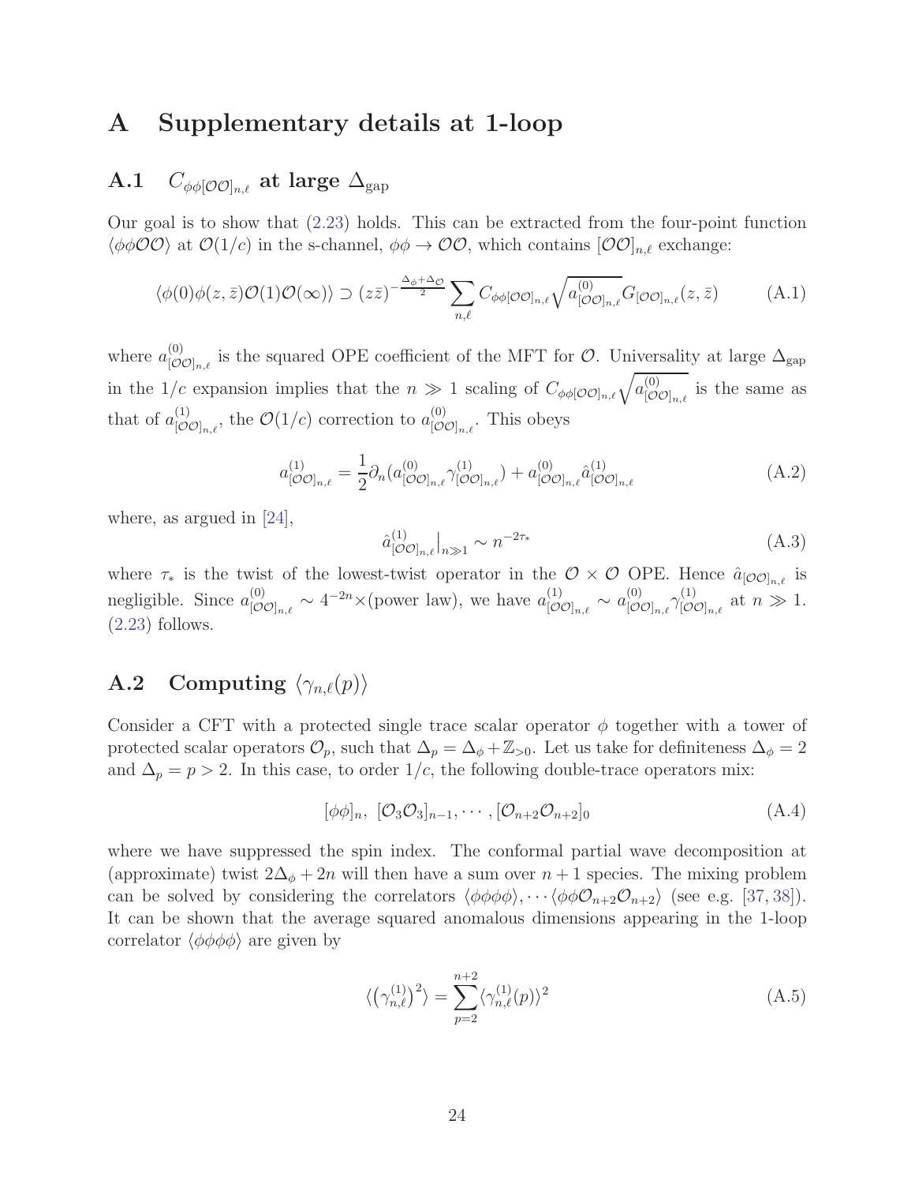# A Supplementary details at 1-loop

## A.1 $C_{\phi\phi[\mathcal{O}\mathcal{O}]_{n,\ell}}$ at large $\Delta_{\rm gap}$

Our goal is to show that (2.23) holds. This can be extracted from the four-point function $\langle\phi\phi\mathcal{O}\mathcal{O}\rangle$ at $\mathcal{O}(1/c)$ in the s-channel, $\phi\phi\to\mathcal{O}\mathcal{O}$, which contains $[\mathcal{O}\mathcal{O}]_{n,\ell}$ exchange:

$$\langle\phi(0)\phi(z,\bar{z})\mathcal{O}(1)\mathcal{O}(\infty)\rangle \supset (z\bar{z})^{-\frac{\Delta_\phi+\Delta_\mathcal{O}}{2}}\sum_{n,\ell} C_{\phi\phi[\mathcal{O}\mathcal{O}]_{n,\ell}}\sqrt{a^{(0)}_{[\mathcal{O}\mathcal{O}]_{n,\ell}}}\,G_{[\mathcal{O}\mathcal{O}]_{n,\ell}}(z,\bar{z}) \tag{A.1}$$

where $a^{(0)}_{[\mathcal{O}\mathcal{O}]_{n,\ell}}$ is the squared OPE coefficient of the MFT for $\mathcal{O}$. Universality at large $\Delta_{\rm gap}$ in the $1/c$ expansion implies that the $n\gg 1$ scaling of $C_{\phi\phi[\mathcal{O}\mathcal{O}]_{n,\ell}}\sqrt{a^{(0)}_{[\mathcal{O}\mathcal{O}]_{n,\ell}}}$ is the same as that of $a^{(1)}_{[\mathcal{O}\mathcal{O}]_{n,\ell}}$, the $\mathcal{O}(1/c)$ correction to $a^{(0)}_{[\mathcal{O}\mathcal{O}]_{n,\ell}}$. This obeys

$$a^{(1)}_{[\mathcal{O}\mathcal{O}]_{n,\ell}} = \frac{1}{2}\partial_n\left(a^{(0)}_{[\mathcal{O}\mathcal{O}]_{n,\ell}}\gamma^{(1)}_{[\mathcal{O}\mathcal{O}]_{n,\ell}}\right) + a^{(0)}_{[\mathcal{O}\mathcal{O}]_{n,\ell}}\hat{a}^{(1)}_{[\mathcal{O}\mathcal{O}]_{n,\ell}} \tag{A.2}$$

where, as argued in [24],

$$\hat{a}^{(1)}_{[\mathcal{O}\mathcal{O}]_{n,\ell}}\Big|_{n\gg 1} \sim n^{-2\tau_*} \tag{A.3}$$

where $\tau_*$ is the twist of the lowest-twist operator in the $\mathcal{O}\times\mathcal{O}$ OPE. Hence $\hat{a}_{[\mathcal{O}\mathcal{O}]_{n,\ell}}$ is negligible. Since $a^{(0)}_{[\mathcal{O}\mathcal{O}]_{n,\ell}}\sim 4^{-2n}\times$(power law), we have $a^{(1)}_{[\mathcal{O}\mathcal{O}]_{n,\ell}}\sim a^{(0)}_{[\mathcal{O}\mathcal{O}]_{n,\ell}}\gamma^{(1)}_{[\mathcal{O}\mathcal{O}]_{n,\ell}}$ at $n\gg 1$. (2.23) follows.

## A.2 Computing $\langle\gamma_{n,\ell}(p)\rangle$

Consider a CFT with a protected single trace scalar operator $\phi$ together with a tower of protected scalar operators $\mathcal{O}_p$, such that $\Delta_p = \Delta_\phi + \mathbb{Z}_{>0}$. Let us take for definiteness $\Delta_\phi = 2$ and $\Delta_p = p > 2$. In this case, to order $1/c$, the following double-trace operators mix:

$$[\phi\phi]_n,\ [\mathcal{O}_3\mathcal{O}_3]_{n-1},\cdots,[\mathcal{O}_{n+2}\mathcal{O}_{n+2}]_0 \tag{A.4}$$

where we have suppressed the spin index. The conformal partial wave decomposition at (approximate) twist $2\Delta_\phi + 2n$ will then have a sum over $n+1$ species. The mixing problem can be solved by considering the correlators $\langle\phi\phi\phi\phi\rangle,\cdots\langle\phi\phi\mathcal{O}_{n+2}\mathcal{O}_{n+2}\rangle$ (see e.g. [37, 38]). It can be shown that the average squared anomalous dimensions appearing in the 1-loop correlator $\langle\phi\phi\phi\phi\rangle$ are given by

$$\langle\left(\gamma^{(1)}_{n,\ell}\right)^2\rangle = \sum_{p=2}^{n+2}\langle\gamma^{(1)}_{n,\ell}(p)\rangle^2 \tag{A.5}$$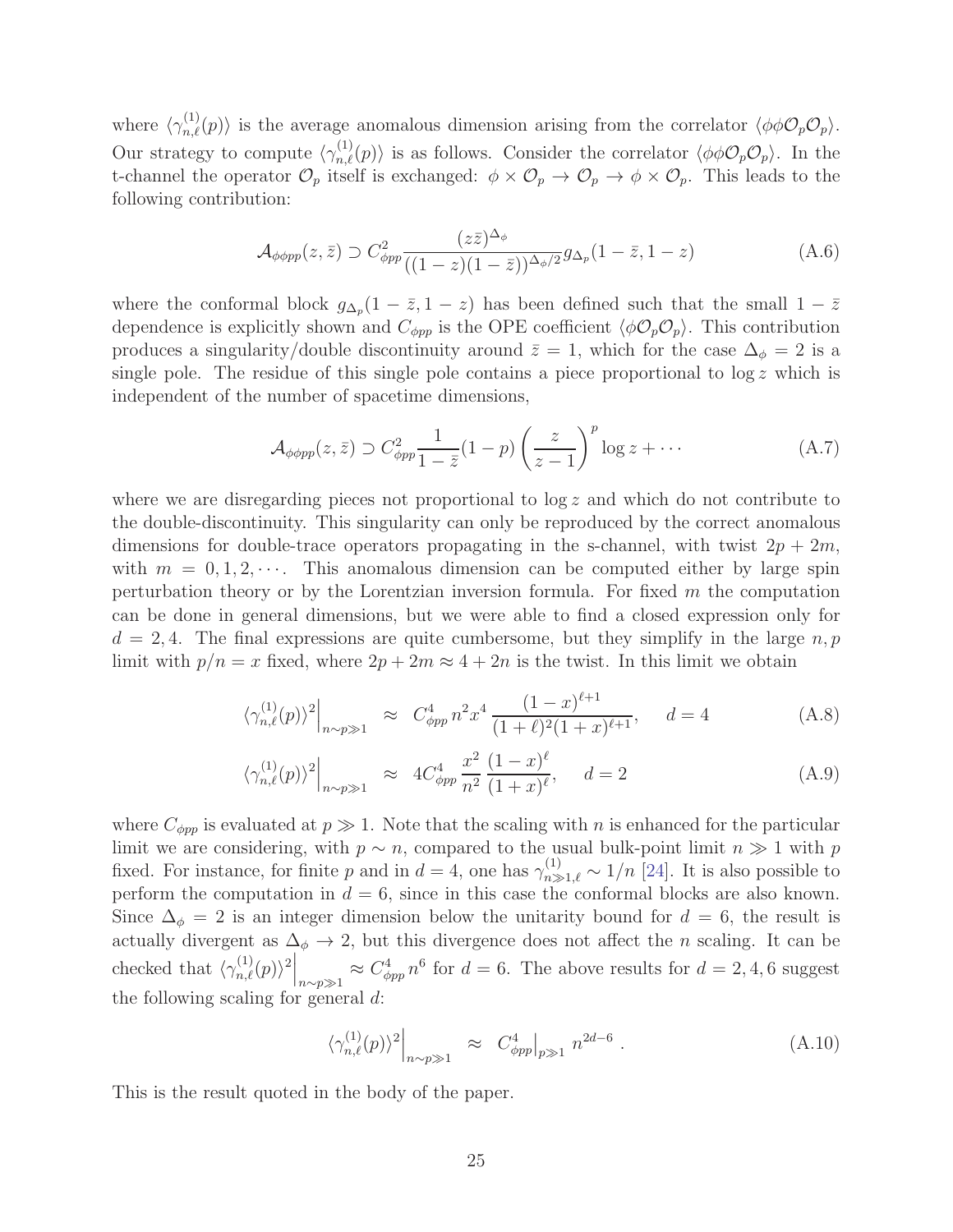where $\langle \gamma^{(1)}_{n,\ell}(p) \rangle$ is the average anomalous dimension arising from the correlator $\langle \phi\phi\mathcal{O}_p\mathcal{O}_p \rangle$. Our strategy to compute $\langle \gamma^{(1)}_{n,\ell}(p) \rangle$ is as follows. Consider the correlator $\langle \phi\phi\mathcal{O}_p\mathcal{O}_p \rangle$. In the t-channel the operator $\mathcal{O}_p$ itself is exchanged: $\phi \times \mathcal{O}_p \to \mathcal{O}_p \to \phi \times \mathcal{O}_p$. This leads to the following contribution:

$$\mathcal{A}_{\phi\phi pp}(z,\bar{z}) \supset C^2_{\phi pp} \frac{(z\bar{z})^{\Delta_\phi}}{((1-z)(1-\bar{z}))^{\Delta_\phi/2}} g_{\Delta_p}(1-\bar{z}, 1-z) \tag{A.6}$$

where the conformal block $g_{\Delta_p}(1-\bar{z},1-z)$ has been defined such that the small $1-\bar{z}$ dependence is explicitly shown and $C_{\phi pp}$ is the OPE coefficient $\langle \phi\mathcal{O}_p\mathcal{O}_p \rangle$. This contribution produces a singularity/double discontinuity around $\bar{z}=1$, which for the case $\Delta_\phi = 2$ is a single pole. The residue of this single pole contains a piece proportional to $\log z$ which is independent of the number of spacetime dimensions,

$$\mathcal{A}_{\phi\phi pp}(z,\bar{z}) \supset C^2_{\phi pp} \frac{1}{1-\bar{z}}(1-p)\left(\frac{z}{z-1}\right)^p \log z + \cdots \tag{A.7}$$

where we are disregarding pieces not proportional to $\log z$ and which do not contribute to the double-discontinuity. This singularity can only be reproduced by the correct anomalous dimensions for double-trace operators propagating in the s-channel, with twist $2p+2m$, with $m = 0,1,2,\cdots$. This anomalous dimension can be computed either by large spin perturbation theory or by the Lorentzian inversion formula. For fixed $m$ the computation can be done in general dimensions, but we were able to find a closed expression only for $d=2,4$. The final expressions are quite cumbersome, but they simplify in the large $n,p$ limit with $p/n = x$ fixed, where $2p+2m \approx 4+2n$ is the twist. In this limit we obtain

$$\langle \gamma^{(1)}_{n,\ell}(p) \rangle^2 \Big|_{n\sim p\gg 1} \approx C^4_{\phi pp}\, n^2 x^4 \frac{(1-x)^{\ell+1}}{(1+\ell)^2(1+x)^{\ell+1}}, \quad d=4 \tag{A.8}$$

$$\langle \gamma^{(1)}_{n,\ell}(p) \rangle^2 \Big|_{n\sim p\gg 1} \approx 4C^4_{\phi pp} \frac{x^2}{n^2} \frac{(1-x)^{\ell}}{(1+x)^{\ell}}, \quad d=2 \tag{A.9}$$

where $C_{\phi pp}$ is evaluated at $p \gg 1$. Note that the scaling with $n$ is enhanced for the particular limit we are considering, with $p \sim n$, compared to the usual bulk-point limit $n \gg 1$ with $p$ fixed. For instance, for finite $p$ and in $d=4$, one has $\gamma^{(1)}_{n\gg 1,\ell} \sim 1/n$ [24]. It is also possible to perform the computation in $d=6$, since in this case the conformal blocks are also known. Since $\Delta_\phi = 2$ is an integer dimension below the unitarity bound for $d=6$, the result is actually divergent as $\Delta_\phi \to 2$, but this divergence does not affect the $n$ scaling. It can be checked that $\langle \gamma^{(1)}_{n,\ell}(p) \rangle^2 \Big|_{n\sim p\gg 1} \approx C^4_{\phi pp}\, n^6$ for $d=6$. The above results for $d=2,4,6$ suggest the following scaling for general $d$:

$$\langle \gamma^{(1)}_{n,\ell}(p) \rangle^2 \Big|_{n\sim p\gg 1} \approx C^4_{\phi pp}\Big|_{p\gg 1} n^{2d-6} . \tag{A.10}$$

This is the result quoted in the body of the paper.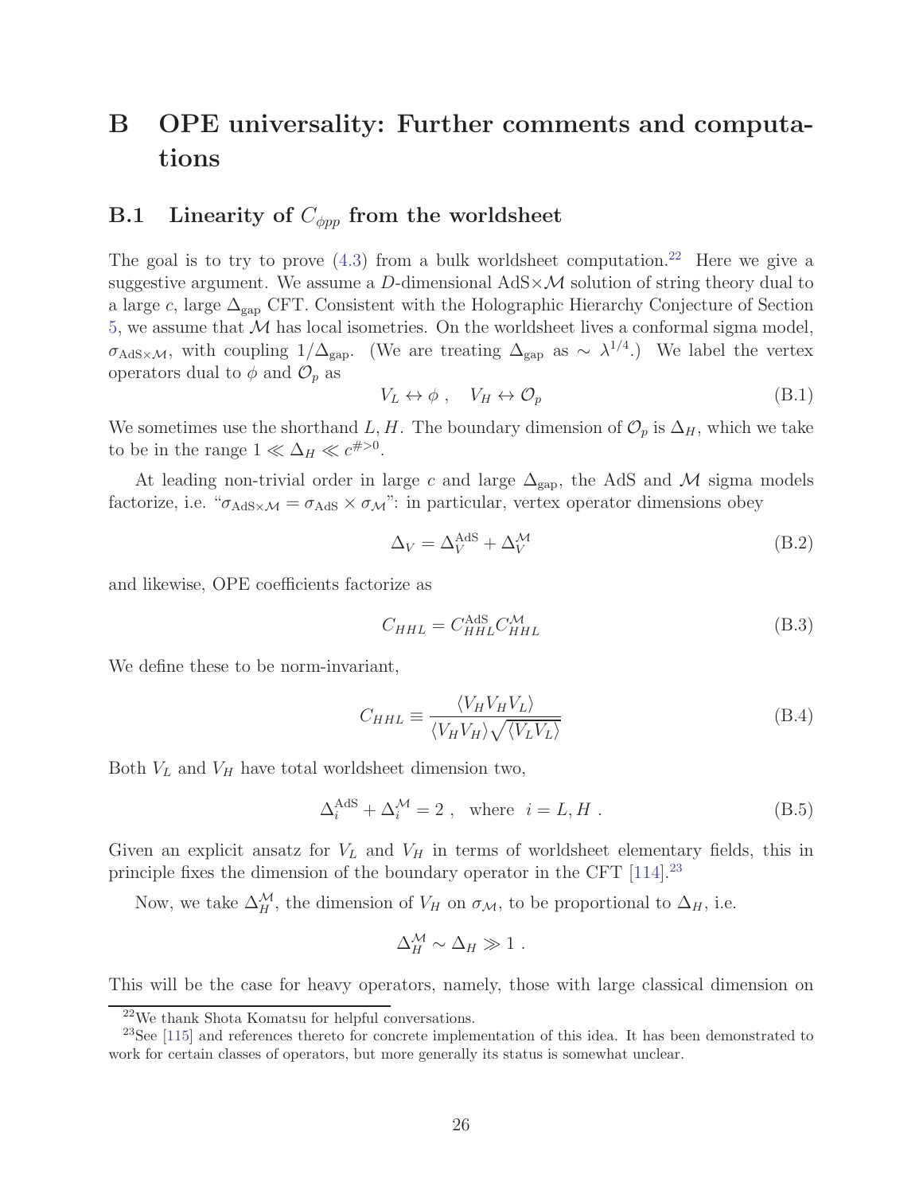# B OPE universality: Further comments and computations

## B.1 Linearity of $C_{\phi pp}$ from the worldsheet

The goal is to try to prove (4.3) from a bulk worldsheet computation.[22] Here we give a suggestive argument. We assume a $D$-dimensional AdS$\times\mathcal{M}$ solution of string theory dual to a large $c$, large $\Delta_{\rm gap}$ CFT. Consistent with the Holographic Hierarchy Conjecture of Section 5, we assume that $\mathcal{M}$ has local isometries. On the worldsheet lives a conformal sigma model, $\sigma_{{\rm AdS}\times\mathcal{M}}$, with coupling $1/\Delta_{\rm gap}$. (We are treating $\Delta_{\rm gap}$ as $\sim\lambda^{1/4}$.) We label the vertex operators dual to $\phi$ and $\mathcal{O}_p$ as

$$V_L \leftrightarrow \phi\ , \quad V_H \leftrightarrow \mathcal{O}_p \tag{B.1}$$

We sometimes use the shorthand $L, H$. The boundary dimension of $\mathcal{O}_p$ is $\Delta_H$, which we take to be in the range $1 \ll \Delta_H \ll c^{\#>0}$.

At leading non-trivial order in large $c$ and large $\Delta_{\rm gap}$, the AdS and $\mathcal{M}$ sigma models factorize, i.e. "$\sigma_{{\rm AdS}\times\mathcal{M}} = \sigma_{\rm AdS}\times\sigma_{\mathcal{M}}$": in particular, vertex operator dimensions obey

$$\Delta_V = \Delta_V^{\rm AdS} + \Delta_V^{\mathcal{M}} \tag{B.2}$$

and likewise, OPE coefficients factorize as

$$C_{HHL} = C_{HHL}^{\rm AdS} C_{HHL}^{\mathcal{M}} \tag{B.3}$$

We define these to be norm-invariant,

$$C_{HHL} \equiv \frac{\langle V_H V_H V_L\rangle}{\langle V_H V_H\rangle\sqrt{\langle V_L V_L\rangle}} \tag{B.4}$$

Both $V_L$ and $V_H$ have total worldsheet dimension two,

$$\Delta_i^{\rm AdS} + \Delta_i^{\mathcal{M}} = 2\ , \quad \text{where} \quad i = L, H\ . \tag{B.5}$$

Given an explicit ansatz for $V_L$ and $V_H$ in terms of worldsheet elementary fields, this in principle fixes the dimension of the boundary operator in the CFT [114].[23]

Now, we take $\Delta_H^{\mathcal{M}}$, the dimension of $V_H$ on $\sigma_{\mathcal{M}}$, to be proportional to $\Delta_H$, i.e.

$$\Delta_H^{\mathcal{M}} \sim \Delta_H \gg 1\ .$$

This will be the case for heavy operators, namely, those with large classical dimension on

[22] We thank Shota Komatsu for helpful conversations.

[23] See [115] and references thereto for concrete implementation of this idea. It has been demonstrated to work for certain classes of operators, but more generally its status is somewhat unclear.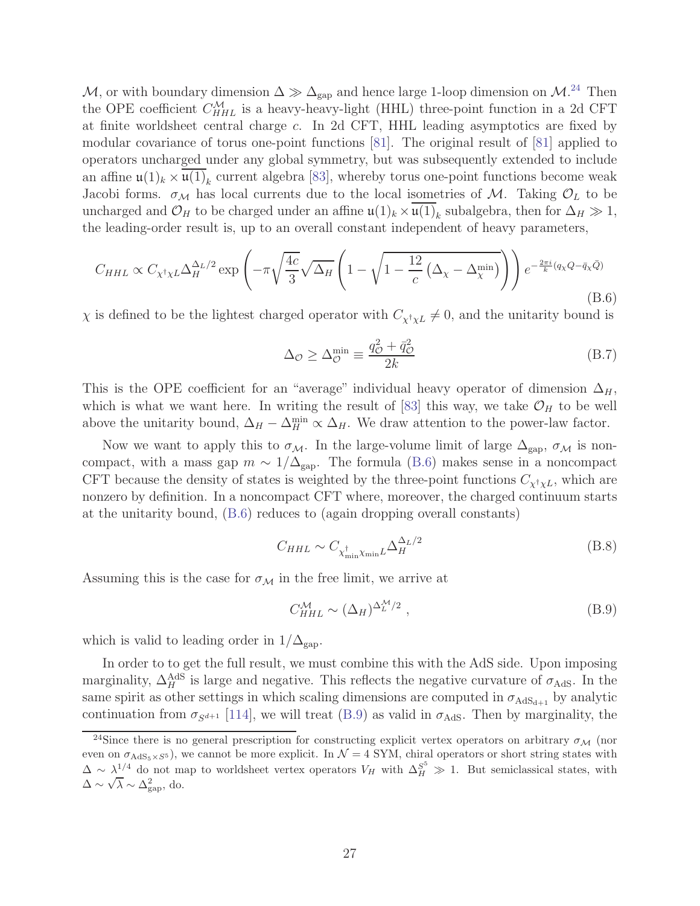$\mathcal{M}$, or with boundary dimension $\Delta \gg \Delta_{\rm gap}$ and hence large 1-loop dimension on $\mathcal{M}$.[24] Then the OPE coefficient $C^{\mathcal{M}}_{HHL}$ is a heavy-heavy-light (HHL) three-point function in a 2d CFT at finite worldsheet central charge $c$. In 2d CFT, HHL leading asymptotics are fixed by modular covariance of torus one-point functions [81]. The original result of [81] applied to operators uncharged under any global symmetry, but was subsequently extended to include an affine $\mathfrak{u}(1)_k \times \overline{\mathfrak{u}(1)}_k$ current algebra [83], whereby torus one-point functions become weak Jacobi forms. $\sigma_{\mathcal{M}}$ has local currents due to the local isometries of $\mathcal{M}$. Taking $\mathcal{O}_L$ to be uncharged and $\mathcal{O}_H$ to be charged under an affine $\mathfrak{u}(1)_k \times \overline{\mathfrak{u}(1)}_k$ subalgebra, then for $\Delta_H \gg 1$, the leading-order result is, up to an overall constant independent of heavy parameters,

$$C_{HHL} \propto C_{\chi^\dagger \chi L} \Delta_H^{\Delta_L/2} \exp\left(-\pi\sqrt{\frac{4c}{3}}\sqrt{\Delta_H}\left(1-\sqrt{1-\frac{12}{c}\left(\Delta_\chi - \Delta_\chi^{\rm min}\right)}\right)\right) e^{-\frac{2\pi i}{k}(q_\chi Q - \bar{q}_\chi \bar{Q})} \tag{B.6}$$

$\chi$ is defined to be the lightest charged operator with $C_{\chi^\dagger \chi L} \neq 0$, and the unitarity bound is

$$\Delta_{\mathcal{O}} \geq \Delta_{\mathcal{O}}^{\rm min} \equiv \frac{q_{\mathcal{O}}^2 + \bar{q}_{\mathcal{O}}^2}{2k} \tag{B.7}$$

This is the OPE coefficient for an "average" individual heavy operator of dimension $\Delta_H$, which is what we want here. In writing the result of [83] this way, we take $\mathcal{O}_H$ to be well above the unitarity bound, $\Delta_H - \Delta_H^{\rm min} \propto \Delta_H$. We draw attention to the power-law factor.

Now we want to apply this to $\sigma_{\mathcal{M}}$. In the large-volume limit of large $\Delta_{\rm gap}$, $\sigma_{\mathcal{M}}$ is noncompact, with a mass gap $m \sim 1/\Delta_{\rm gap}$. The formula (B.6) makes sense in a noncompact CFT because the density of states is weighted by the three-point functions $C_{\chi^\dagger \chi L}$, which are nonzero by definition. In a noncompact CFT where, moreover, the charged continuum starts at the unitarity bound, (B.6) reduces to (again dropping overall constants)

$$C_{HHL} \sim C_{\chi^\dagger_{\rm min} \chi_{\rm min} L} \Delta_H^{\Delta_L/2} \tag{B.8}$$

Assuming this is the case for $\sigma_{\mathcal{M}}$ in the free limit, we arrive at

$$C^{\mathcal{M}}_{HHL} \sim (\Delta_H)^{\Delta_L^{\mathcal{M}}/2}\,, \tag{B.9}$$

which is valid to leading order in $1/\Delta_{\rm gap}$.

In order to to get the full result, we must combine this with the AdS side. Upon imposing marginality, $\Delta_H^{\rm AdS}$ is large and negative. This reflects the negative curvature of $\sigma_{\rm AdS}$. In the same spirit as other settings in which scaling dimensions are computed in $\sigma_{{\rm AdS}_{\rm d+1}}$ by analytic continuation from $\sigma_{S^{d+1}}$ [114], we will treat (B.9) as valid in $\sigma_{\rm AdS}$. Then by marginality, the

[24] Since there is no general prescription for constructing explicit vertex operators on arbitrary $\sigma_{\mathcal{M}}$ (nor even on $\sigma_{{\rm AdS}_5\times S^5}$), we cannot be more explicit. In $\mathcal{N}=4$ SYM, chiral operators or short string states with $\Delta \sim \lambda^{1/4}$ do not map to worldsheet vertex operators $V_H$ with $\Delta_H^{S^5} \gg 1$. But semiclassical states, with $\Delta \sim \sqrt{\lambda} \sim \Delta_{\rm gap}^2$, do.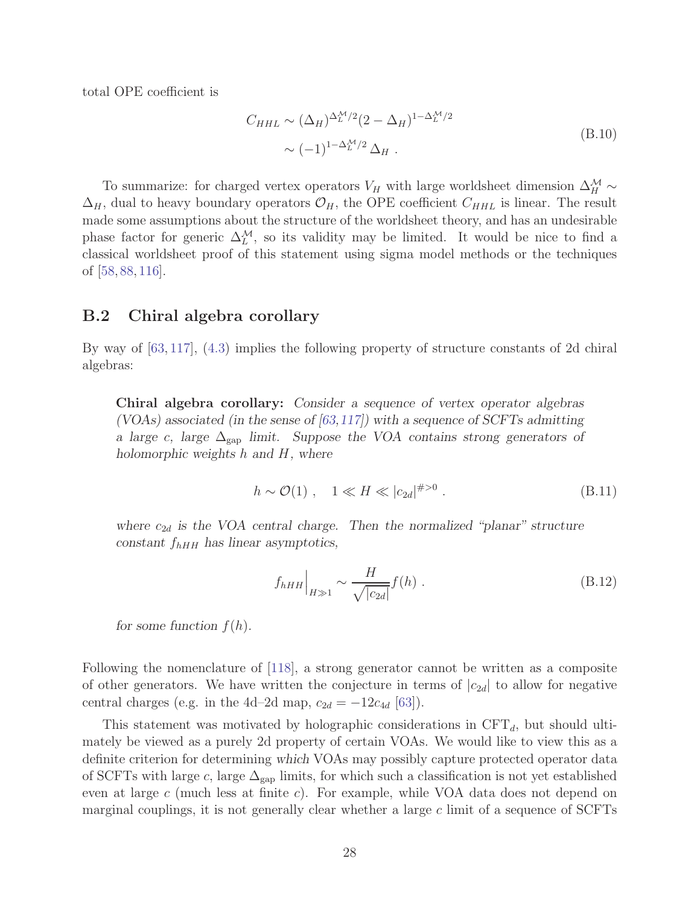total OPE coefficient is

$$
\begin{aligned}
C_{HHL} &\sim (\Delta_H)^{\Delta_L^{\mathcal{M}}/2}(2-\Delta_H)^{1-\Delta_L^{\mathcal{M}}/2} \\
&\sim (-1)^{1-\Delta_L^{\mathcal{M}}/2}\,\Delta_H \ .
\end{aligned}
\tag{B.10}
$$

To summarize: for charged vertex operators $V_H$ with large worldsheet dimension $\Delta_H^{\mathcal{M}} \sim \Delta_H$, dual to heavy boundary operators $\mathcal{O}_H$, the OPE coefficient $C_{HHL}$ is linear. The result made some assumptions about the structure of the worldsheet theory, and has an undesirable phase factor for generic $\Delta_L^{\mathcal{M}}$, so its validity may be limited. It would be nice to find a classical worldsheet proof of this statement using sigma model methods or the techniques of [58, 88, 116].

## B.2 Chiral algebra corollary

By way of [63, 117], (4.3) implies the following property of structure constants of 2d chiral algebras:

> **Chiral algebra corollary:** *Consider a sequence of vertex operator algebras (VOAs) associated (in the sense of [63, 117]) with a sequence of SCFTs admitting a large c, large $\Delta_{\text{gap}}$ limit. Suppose the VOA contains strong generators of holomorphic weights h and H, where*
>
> $$
> h \sim \mathcal{O}(1) \ , \quad 1 \ll H \ll |c_{2d}|^{\# > 0} \ . \tag{B.11}
> $$
>
> *where $c_{2d}$ is the VOA central charge. Then the normalized "planar" structure constant $f_{hHH}$ has linear asymptotics,*
>
> $$
> f_{hHH}\Big|_{H\gg 1} \sim \frac{H}{\sqrt{|c_{2d}|}} f(h) \ . \tag{B.12}
> $$
>
> *for some function $f(h)$.*

Following the nomenclature of [118], a strong generator cannot be written as a composite of other generators. We have written the conjecture in terms of $|c_{2d}|$ to allow for negative central charges (e.g. in the 4d–2d map, $c_{2d} = -12c_{4d}$ [63]).

This statement was motivated by holographic considerations in CFT$_d$, but should ultimately be viewed as a purely 2d property of certain VOAs. We would like to view this as a definite criterion for determining *which* VOAs may possibly capture protected operator data of SCFTs with large $c$, large $\Delta_{\text{gap}}$ limits, for which such a classification is not yet established even at large $c$ (much less at finite $c$). For example, while VOA data does not depend on marginal couplings, it is not generally clear whether a large $c$ limit of a sequence of SCFTs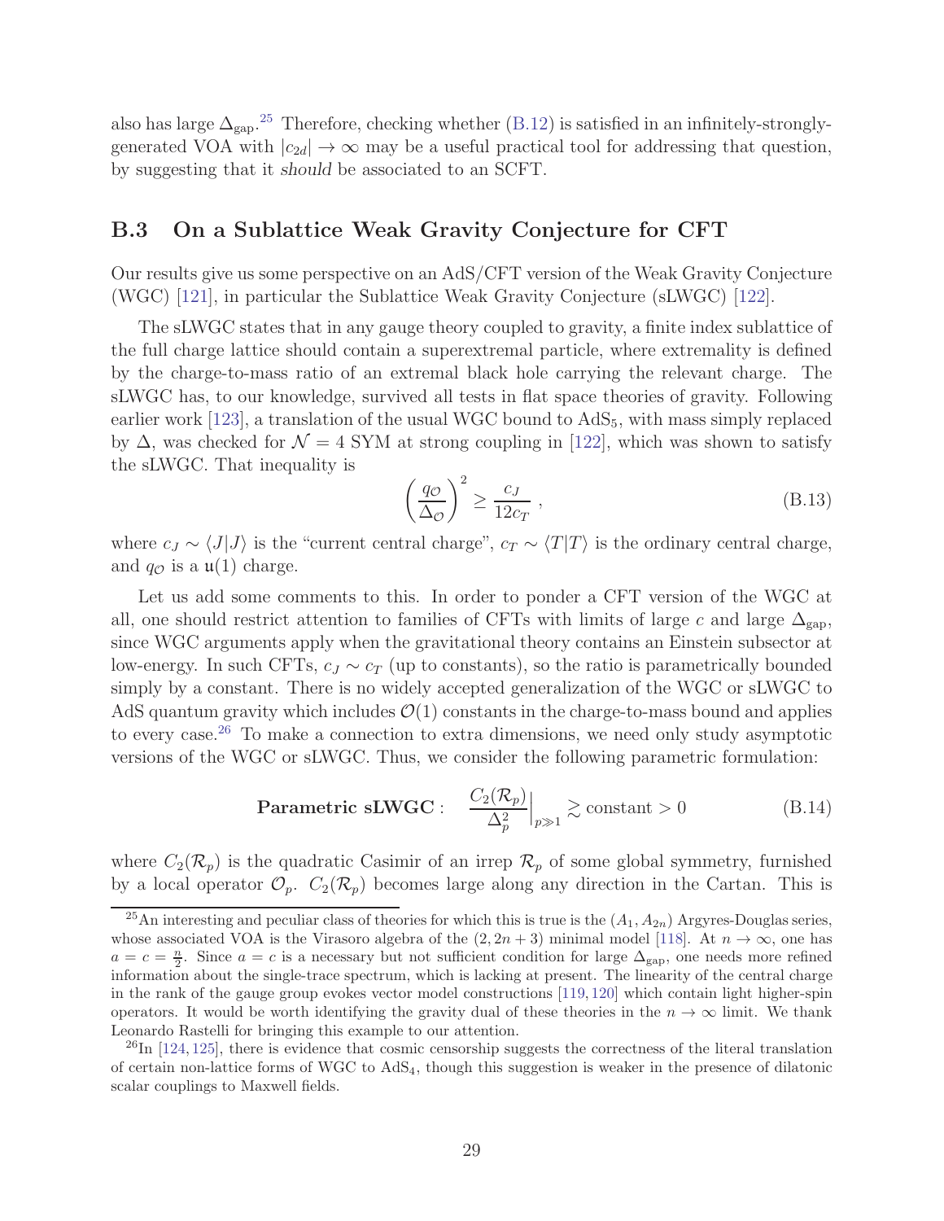also has large $\Delta_{\text{gap}}$.[25] Therefore, checking whether (B.12) is satisfied in an infinitely-strongly-generated VOA with $|c_{2d}| \to \infty$ may be a useful practical tool for addressing that question, by suggesting that it *should* be associated to an SCFT.

## B.3 On a Sublattice Weak Gravity Conjecture for CFT

Our results give us some perspective on an AdS/CFT version of the Weak Gravity Conjecture (WGC) [121], in particular the Sublattice Weak Gravity Conjecture (sLWGC) [122].

The sLWGC states that in any gauge theory coupled to gravity, a finite index sublattice of the full charge lattice should contain a superextremal particle, where extremality is defined by the charge-to-mass ratio of an extremal black hole carrying the relevant charge. The sLWGC has, to our knowledge, survived all tests in flat space theories of gravity. Following earlier work [123], a translation of the usual WGC bound to AdS$_5$, with mass simply replaced by $\Delta$, was checked for $\mathcal{N}=4$ SYM at strong coupling in [122], which was shown to satisfy the sLWGC. That inequality is

$$\left(\frac{q_{\mathcal{O}}}{\Delta_{\mathcal{O}}}\right)^2 \geq \frac{c_J}{12 c_T}\ , \tag{B.13}$$

where $c_J \sim \langle J|J\rangle$ is the "current central charge", $c_T \sim \langle T|T\rangle$ is the ordinary central charge, and $q_{\mathcal{O}}$ is a $\mathfrak{u}(1)$ charge.

Let us add some comments to this. In order to ponder a CFT version of the WGC at all, one should restrict attention to families of CFTs with limits of large $c$ and large $\Delta_{\text{gap}}$, since WGC arguments apply when the gravitational theory contains an Einstein subsector at low-energy. In such CFTs, $c_J \sim c_T$ (up to constants), so the ratio is parametrically bounded simply by a constant. There is no widely accepted generalization of the WGC or sLWGC to AdS quantum gravity which includes $\mathcal{O}(1)$ constants in the charge-to-mass bound and applies to every case.[26] To make a connection to extra dimensions, we need only study asymptotic versions of the WGC or sLWGC. Thus, we consider the following parametric formulation:

$$\textbf{Parametric sLWGC}: \quad \frac{C_2(\mathcal{R}_p)}{\Delta_p^2}\Big|_{p\gg 1} \gtrsim \text{constant} > 0 \tag{B.14}$$

where $C_2(\mathcal{R}_p)$ is the quadratic Casimir of an irrep $\mathcal{R}_p$ of some global symmetry, furnished by a local operator $\mathcal{O}_p$. $C_2(\mathcal{R}_p)$ becomes large along any direction in the Cartan. This is

[25] An interesting and peculiar class of theories for which this is true is the $(A_1, A_{2n})$ Argyres-Douglas series, whose associated VOA is the Virasoro algebra of the $(2, 2n+3)$ minimal model [118]. At $n \to \infty$, one has $a = c = \frac{n}{2}$. Since $a = c$ is a necessary but not sufficient condition for large $\Delta_{\text{gap}}$, one needs more refined information about the single-trace spectrum, which is lacking at present. The linearity of the central charge in the rank of the gauge group evokes vector model constructions [119, 120] which contain light higher-spin operators. It would be worth identifying the gravity dual of these theories in the $n \to \infty$ limit. We thank Leonardo Rastelli for bringing this example to our attention.

[26] In [124, 125], there is evidence that cosmic censorship suggests the correctness of the literal translation of certain non-lattice forms of WGC to AdS$_4$, though this suggestion is weaker in the presence of dilatonic scalar couplings to Maxwell fields.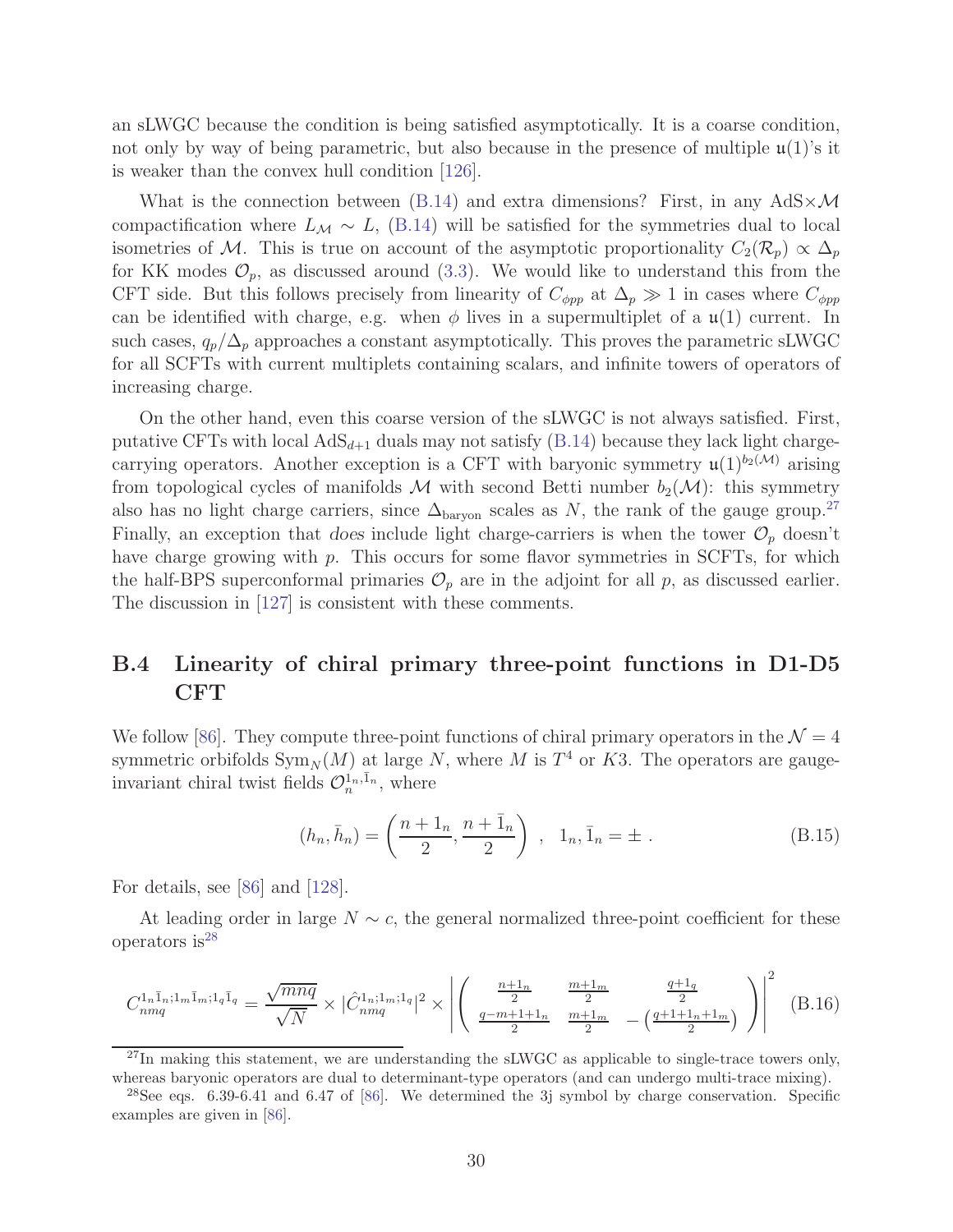an sLWGC because the condition is being satisfied asymptotically. It is a coarse condition, not only by way of being parametric, but also because in the presence of multiple $\mathfrak{u}(1)$'s it is weaker than the convex hull condition [126].

What is the connection between (B.14) and extra dimensions? First, in any AdS$\times\mathcal{M}$ compactification where $L_{\mathcal{M}} \sim L$, (B.14) will be satisfied for the symmetries dual to local isometries of $\mathcal{M}$. This is true on account of the asymptotic proportionality $C_2(\mathcal{R}_p) \propto \Delta_p$ for KK modes $\mathcal{O}_p$, as discussed around (3.3). We would like to understand this from the CFT side. But this follows precisely from linearity of $C_{\phi pp}$ at $\Delta_p \gg 1$ in cases where $C_{\phi pp}$ can be identified with charge, e.g. when $\phi$ lives in a supermultiplet of a $\mathfrak{u}(1)$ current. In such cases, $q_p/\Delta_p$ approaches a constant asymptotically. This proves the parametric sLWGC for all SCFTs with current multiplets containing scalars, and infinite towers of operators of increasing charge.

On the other hand, even this coarse version of the sLWGC is not always satisfied. First, putative CFTs with local AdS$_{d+1}$ duals may not satisfy (B.14) because they lack light charge-carrying operators. Another exception is a CFT with baryonic symmetry $\mathfrak{u}(1)^{b_2(\mathcal{M})}$ arising from topological cycles of manifolds $\mathcal{M}$ with second Betti number $b_2(\mathcal{M})$: this symmetry also has no light charge carriers, since $\Delta_{\text{baryon}}$ scales as $N$, the rank of the gauge group.[27] Finally, an exception that *does* include light charge-carriers is when the tower $\mathcal{O}_p$ doesn't have charge growing with $p$. This occurs for some flavor symmetries in SCFTs, for which the half-BPS superconformal primaries $\mathcal{O}_p$ are in the adjoint for all $p$, as discussed earlier. The discussion in [127] is consistent with these comments.

## B.4 Linearity of chiral primary three-point functions in D1-D5 CFT

We follow [86]. They compute three-point functions of chiral primary operators in the $\mathcal{N}=4$ symmetric orbifolds $\text{Sym}_N(M)$ at large $N$, where $M$ is $T^4$ or $K3$. The operators are gauge-invariant chiral twist fields $\mathcal{O}_n^{1_n,\bar{1}_n}$, where

$$(h_n, \bar{h}_n) = \left(\frac{n+1_n}{2}, \frac{n+\bar{1}_n}{2}\right)\ ,\quad 1_n, \bar{1}_n = \pm\ . \tag{B.15}$$

For details, see [86] and [128].

At leading order in large $N \sim c$, the general normalized three-point coefficient for these operators is[28]

$$C_{nmq}^{1_n\bar{1}_n;1_m\bar{1}_m;1_q\bar{1}_q} = \frac{\sqrt{mnq}}{\sqrt{N}} \times |\hat{C}_{nmq}^{1_n;1_m;1_q}|^2 \times \left| \begin{pmatrix} \frac{n+1_n}{2} & \frac{m+1_m}{2} & \frac{q+1_q}{2} \\ \frac{q-m+1+1_n}{2} & \frac{m+1_m}{2} & -\left(\frac{q+1+1_n+1_m}{2}\right) \end{pmatrix} \right|^2 \tag{B.16}$$

[27] In making this statement, we are understanding the sLWGC as applicable to single-trace towers only, whereas baryonic operators are dual to determinant-type operators (and can undergo multi-trace mixing).

[28] See eqs. 6.39-6.41 and 6.47 of [86]. We determined the 3j symbol by charge conservation. Specific examples are given in [86].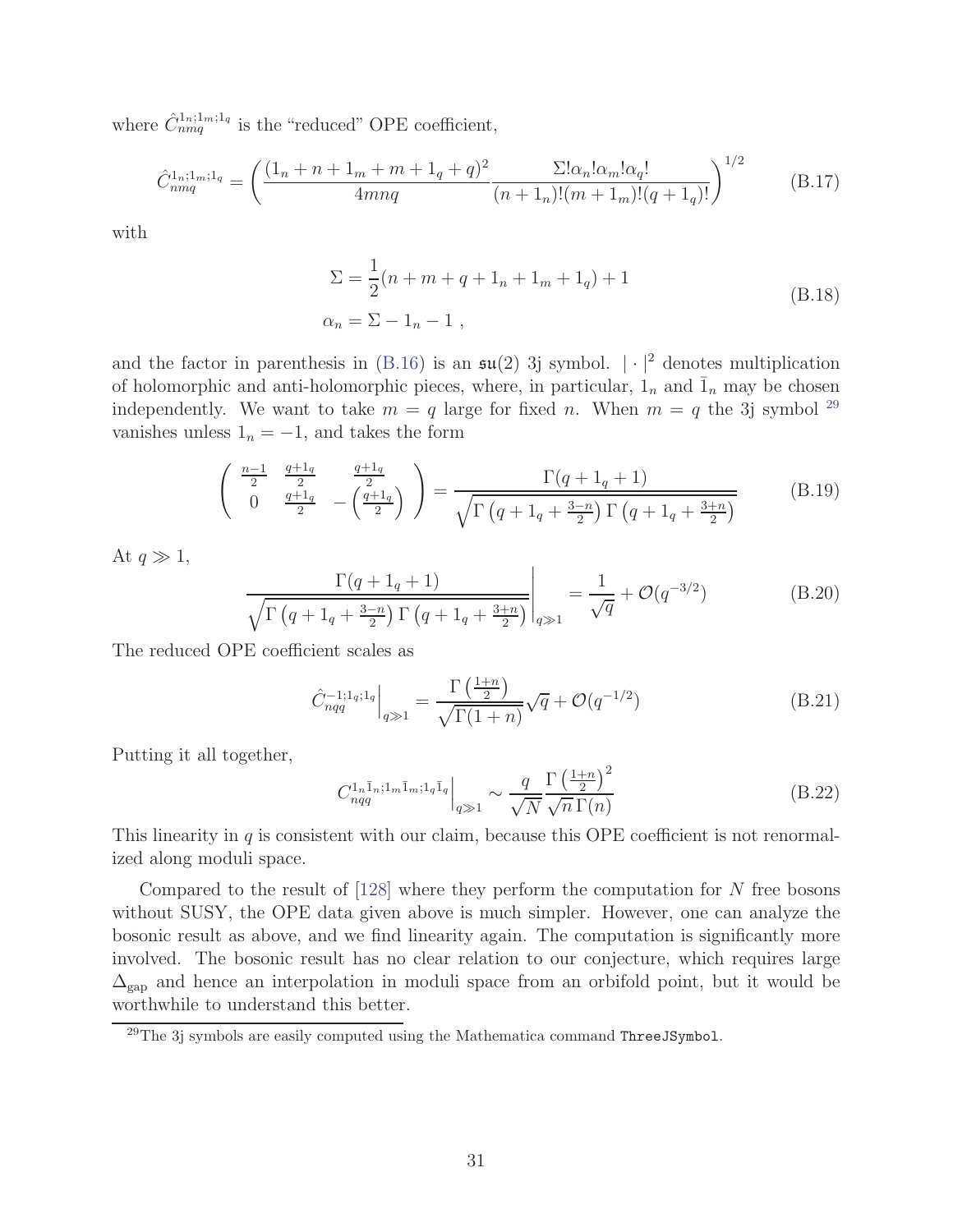where $\hat{C}_{nmq}^{1_n;1_m;1_q}$ is the "reduced" OPE coefficient,

$$\hat{C}_{nmq}^{1_n;1_m;1_q} = \left( \frac{(1_n + n + 1_m + m + 1_q + q)^2}{4mnq} \frac{\Sigma! \alpha_n! \alpha_m! \alpha_q!}{(n+1_n)!(m+1_m)!(q+1_q)!} \right)^{1/2} \tag{B.17}$$

with

$$\begin{aligned} \Sigma &= \frac{1}{2}(n + m + q + 1_n + 1_m + 1_q) + 1 \\ \alpha_n &= \Sigma - 1_n - 1 \ , \end{aligned} \tag{B.18}$$

and the factor in parenthesis in (B.16) is an $\mathfrak{su}(2)$ 3j symbol. $|\cdot|^2$ denotes multiplication of holomorphic and anti-holomorphic pieces, where, in particular, $1_n$ and $\bar{1}_n$ may be chosen independently. We want to take $m = q$ large for fixed $n$. When $m = q$ the 3j symbol [29] vanishes unless $1_n = -1$, and takes the form

$$\begin{pmatrix} \frac{n-1}{2} & \frac{q+1_q}{2} & \frac{q+1_q}{2} \\ 0 & \frac{q+1_q}{2} & -\left(\frac{q+1_q}{2}\right) \end{pmatrix} = \frac{\Gamma(q + 1_q + 1)}{\sqrt{\Gamma\left(q + 1_q + \frac{3-n}{2}\right) \Gamma\left(q + 1_q + \frac{3+n}{2}\right)}} \tag{B.19}$$

At $q \gg 1$,

$$\left. \frac{\Gamma(q + 1_q + 1)}{\sqrt{\Gamma\left(q + 1_q + \frac{3-n}{2}\right) \Gamma\left(q + 1_q + \frac{3+n}{2}\right)}} \right|_{q \gg 1} = \frac{1}{\sqrt{q}} + \mathcal{O}(q^{-3/2}) \tag{B.20}$$

The reduced OPE coefficient scales as

$$\left. \hat{C}_{nqq}^{-1;1_q;1_q} \right|_{q \gg 1} = \frac{\Gamma\left(\frac{1+n}{2}\right)}{\sqrt{\Gamma(1+n)}} \sqrt{q} + \mathcal{O}(q^{-1/2}) \tag{B.21}$$

Putting it all together,

$$\left. C_{nqq}^{1_n \bar{1}_n; 1_m \bar{1}_m; 1_q \bar{1}_q} \right|_{q \gg 1} \sim \frac{q}{\sqrt{N}} \frac{\Gamma\left(\frac{1+n}{2}\right)^2}{\sqrt{n}\, \Gamma(n)} \tag{B.22}$$

This linearity in $q$ is consistent with our claim, because this OPE coefficient is not renormalized along moduli space.

Compared to the result of [128] where they perform the computation for $N$ free bosons without SUSY, the OPE data given above is much simpler. However, one can analyze the bosonic result as above, and we find linearity again. The computation is significantly more involved. The bosonic result has no clear relation to our conjecture, which requires large $\Delta_{\text{gap}}$ and hence an interpolation in moduli space from an orbifold point, but it would be worthwhile to understand this better.

[29] The 3j symbols are easily computed using the Mathematica command `ThreeJSymbol`.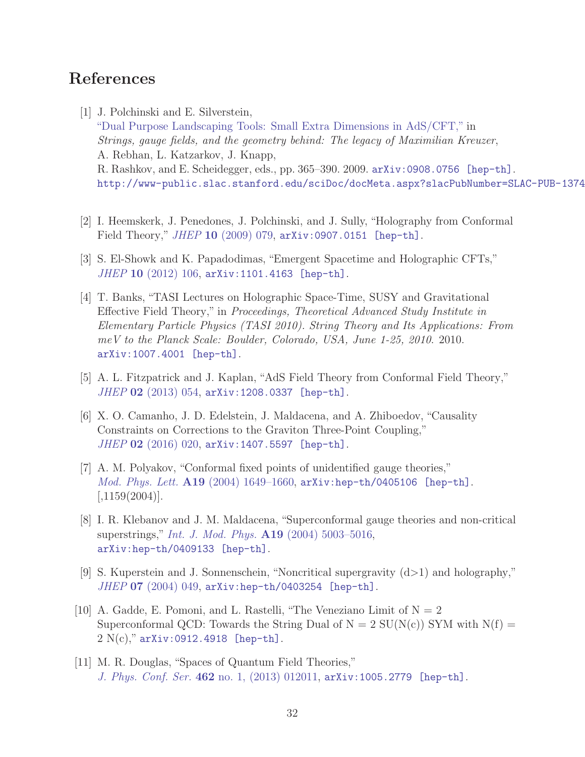## References

[1] J. Polchinski and E. Silverstein, "Dual Purpose Landscaping Tools: Small Extra Dimensions in AdS/CFT," in *Strings, gauge fields, and the geometry behind: The legacy of Maximilian Kreuzer*, A. Rebhan, L. Katzarkov, J. Knapp, R. Rashkov, and E. Scheidegger, eds., pp. 365–390. 2009. arXiv:0908.0756 [hep-th]. http://www-public.slac.stanford.edu/sciDoc/docMeta.aspx?slacPubNumber=SLAC-PUB-1374

[2] I. Heemskerk, J. Penedones, J. Polchinski, and J. Sully, "Holography from Conformal Field Theory," *JHEP* **10** (2009) 079, arXiv:0907.0151 [hep-th].

[3] S. El-Showk and K. Papadodimas, "Emergent Spacetime and Holographic CFTs," *JHEP* **10** (2012) 106, arXiv:1101.4163 [hep-th].

[4] T. Banks, "TASI Lectures on Holographic Space-Time, SUSY and Gravitational Effective Field Theory," in *Proceedings, Theoretical Advanced Study Institute in Elementary Particle Physics (TASI 2010). String Theory and Its Applications: From meV to the Planck Scale: Boulder, Colorado, USA, June 1-25, 2010*. 2010. arXiv:1007.4001 [hep-th].

[5] A. L. Fitzpatrick and J. Kaplan, "AdS Field Theory from Conformal Field Theory," *JHEP* **02** (2013) 054, arXiv:1208.0337 [hep-th].

[6] X. O. Camanho, J. D. Edelstein, J. Maldacena, and A. Zhiboedov, "Causality Constraints on Corrections to the Graviton Three-Point Coupling," *JHEP* **02** (2016) 020, arXiv:1407.5597 [hep-th].

[7] A. M. Polyakov, "Conformal fixed points of unidentified gauge theories," *Mod. Phys. Lett.* **A19** (2004) 1649–1660, arXiv:hep-th/0405106 [hep-th]. [,1159(2004)].

[8] I. R. Klebanov and J. M. Maldacena, "Superconformal gauge theories and non-critical superstrings," *Int. J. Mod. Phys.* **A19** (2004) 5003–5016, arXiv:hep-th/0409133 [hep-th].

[9] S. Kuperstein and J. Sonnenschein, "Noncritical supergravity (d>1) and holography," *JHEP* **07** (2004) 049, arXiv:hep-th/0403254 [hep-th].

[10] A. Gadde, E. Pomoni, and L. Rastelli, "The Veneziano Limit of N = 2 Superconformal QCD: Towards the String Dual of N = 2 SU(N(c)) SYM with N(f) = 2 N(c)," arXiv:0912.4918 [hep-th].

[11] M. R. Douglas, "Spaces of Quantum Field Theories," *J. Phys. Conf. Ser.* **462** no. 1, (2013) 012011, arXiv:1005.2779 [hep-th].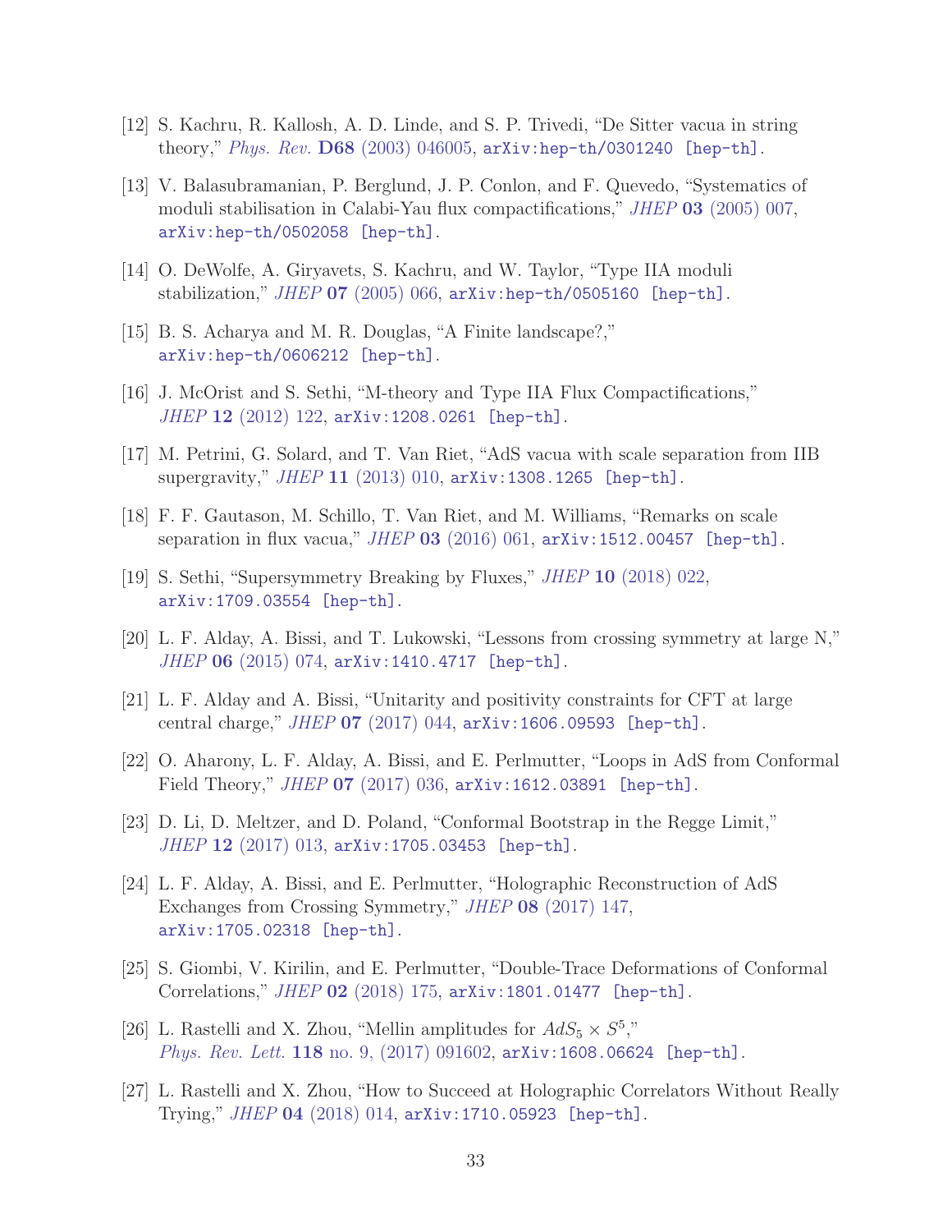[12] S. Kachru, R. Kallosh, A. D. Linde, and S. P. Trivedi, "De Sitter vacua in string theory," *Phys. Rev.* **D68** (2003) 046005, arXiv:hep-th/0301240 [hep-th].

[13] V. Balasubramanian, P. Berglund, J. P. Conlon, and F. Quevedo, "Systematics of moduli stabilisation in Calabi-Yau flux compactifications," *JHEP* **03** (2005) 007, arXiv:hep-th/0502058 [hep-th].

[14] O. DeWolfe, A. Giryavets, S. Kachru, and W. Taylor, "Type IIA moduli stabilization," *JHEP* **07** (2005) 066, arXiv:hep-th/0505160 [hep-th].

[15] B. S. Acharya and M. R. Douglas, "A Finite landscape?," arXiv:hep-th/0606212 [hep-th].

[16] J. McOrist and S. Sethi, "M-theory and Type IIA Flux Compactifications," *JHEP* **12** (2012) 122, arXiv:1208.0261 [hep-th].

[17] M. Petrini, G. Solard, and T. Van Riet, "AdS vacua with scale separation from IIB supergravity," *JHEP* **11** (2013) 010, arXiv:1308.1265 [hep-th].

[18] F. F. Gautason, M. Schillo, T. Van Riet, and M. Williams, "Remarks on scale separation in flux vacua," *JHEP* **03** (2016) 061, arXiv:1512.00457 [hep-th].

[19] S. Sethi, "Supersymmetry Breaking by Fluxes," *JHEP* **10** (2018) 022, arXiv:1709.03554 [hep-th].

[20] L. F. Alday, A. Bissi, and T. Lukowski, "Lessons from crossing symmetry at large N," *JHEP* **06** (2015) 074, arXiv:1410.4717 [hep-th].

[21] L. F. Alday and A. Bissi, "Unitarity and positivity constraints for CFT at large central charge," *JHEP* **07** (2017) 044, arXiv:1606.09593 [hep-th].

[22] O. Aharony, L. F. Alday, A. Bissi, and E. Perlmutter, "Loops in AdS from Conformal Field Theory," *JHEP* **07** (2017) 036, arXiv:1612.03891 [hep-th].

[23] D. Li, D. Meltzer, and D. Poland, "Conformal Bootstrap in the Regge Limit," *JHEP* **12** (2017) 013, arXiv:1705.03453 [hep-th].

[24] L. F. Alday, A. Bissi, and E. Perlmutter, "Holographic Reconstruction of AdS Exchanges from Crossing Symmetry," *JHEP* **08** (2017) 147, arXiv:1705.02318 [hep-th].

[25] S. Giombi, V. Kirilin, and E. Perlmutter, "Double-Trace Deformations of Conformal Correlations," *JHEP* **02** (2018) 175, arXiv:1801.01477 [hep-th].

[26] L. Rastelli and X. Zhou, "Mellin amplitudes for $AdS_5 \times S^5$," *Phys. Rev. Lett.* **118** no. 9, (2017) 091602, arXiv:1608.06624 [hep-th].

[27] L. Rastelli and X. Zhou, "How to Succeed at Holographic Correlators Without Really Trying," *JHEP* **04** (2018) 014, arXiv:1710.05923 [hep-th].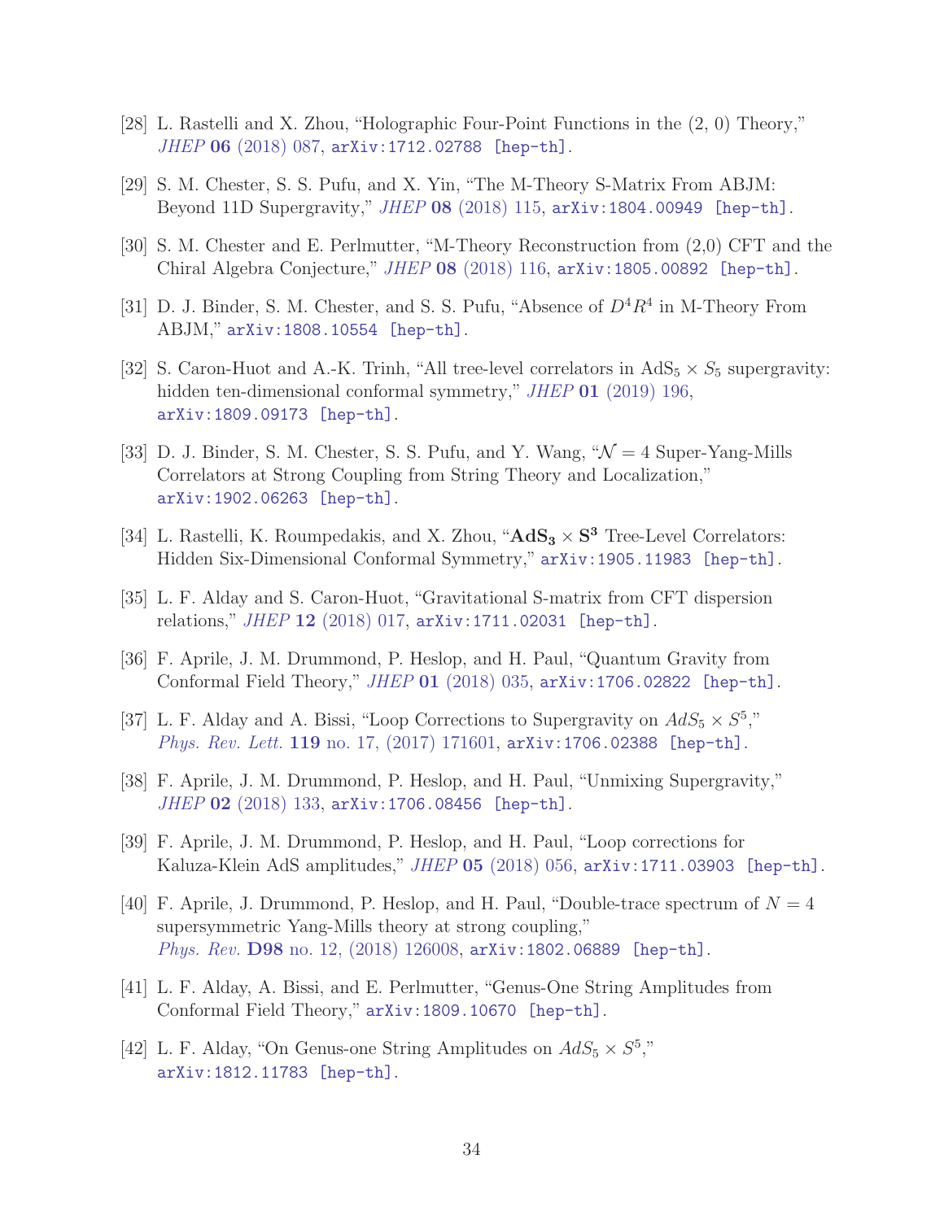[28] L. Rastelli and X. Zhou, "Holographic Four-Point Functions in the (2, 0) Theory," *JHEP* **06** (2018) 087, arXiv:1712.02788 [hep-th].

[29] S. M. Chester, S. S. Pufu, and X. Yin, "The M-Theory S-Matrix From ABJM: Beyond 11D Supergravity," *JHEP* **08** (2018) 115, arXiv:1804.00949 [hep-th].

[30] S. M. Chester and E. Perlmutter, "M-Theory Reconstruction from (2,0) CFT and the Chiral Algebra Conjecture," *JHEP* **08** (2018) 116, arXiv:1805.00892 [hep-th].

[31] D. J. Binder, S. M. Chester, and S. S. Pufu, "Absence of $D^4R^4$ in M-Theory From ABJM," arXiv:1808.10554 [hep-th].

[32] S. Caron-Huot and A.-K. Trinh, "All tree-level correlators in $\text{AdS}_5 \times S_5$ supergravity: hidden ten-dimensional conformal symmetry," *JHEP* **01** (2019) 196, arXiv:1809.09173 [hep-th].

[33] D. J. Binder, S. M. Chester, S. S. Pufu, and Y. Wang, "$\mathcal{N} = 4$ Super-Yang-Mills Correlators at Strong Coupling from String Theory and Localization," arXiv:1902.06263 [hep-th].

[34] L. Rastelli, K. Roumpedakis, and X. Zhou, "$\mathbf{AdS_3} \times \mathbf{S^3}$ Tree-Level Correlators: Hidden Six-Dimensional Conformal Symmetry," arXiv:1905.11983 [hep-th].

[35] L. F. Alday and S. Caron-Huot, "Gravitational S-matrix from CFT dispersion relations," *JHEP* **12** (2018) 017, arXiv:1711.02031 [hep-th].

[36] F. Aprile, J. M. Drummond, P. Heslop, and H. Paul, "Quantum Gravity from Conformal Field Theory," *JHEP* **01** (2018) 035, arXiv:1706.02822 [hep-th].

[37] L. F. Alday and A. Bissi, "Loop Corrections to Supergravity on $AdS_5 \times S^5$," *Phys. Rev. Lett.* **119** no. 17, (2017) 171601, arXiv:1706.02388 [hep-th].

[38] F. Aprile, J. M. Drummond, P. Heslop, and H. Paul, "Unmixing Supergravity," *JHEP* **02** (2018) 133, arXiv:1706.08456 [hep-th].

[39] F. Aprile, J. M. Drummond, P. Heslop, and H. Paul, "Loop corrections for Kaluza-Klein AdS amplitudes," *JHEP* **05** (2018) 056, arXiv:1711.03903 [hep-th].

[40] F. Aprile, J. Drummond, P. Heslop, and H. Paul, "Double-trace spectrum of $N = 4$ supersymmetric Yang-Mills theory at strong coupling," *Phys. Rev.* **D98** no. 12, (2018) 126008, arXiv:1802.06889 [hep-th].

[41] L. F. Alday, A. Bissi, and E. Perlmutter, "Genus-One String Amplitudes from Conformal Field Theory," arXiv:1809.10670 [hep-th].

[42] L. F. Alday, "On Genus-one String Amplitudes on $AdS_5 \times S^5$," arXiv:1812.11783 [hep-th].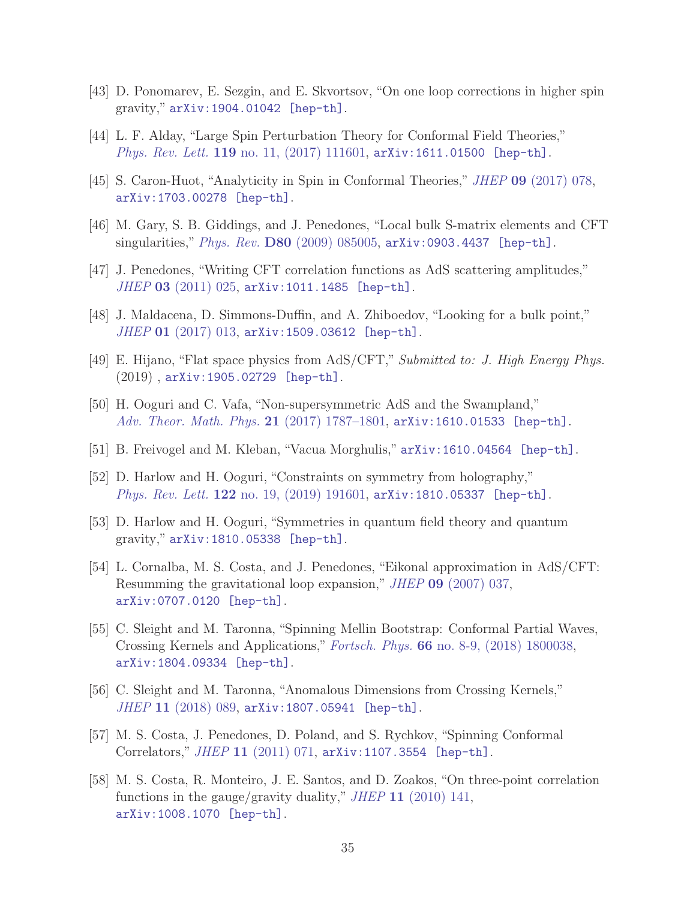[43] D. Ponomarev, E. Sezgin, and E. Skvortsov, "On one loop corrections in higher spin gravity," arXiv:1904.01042 [hep-th].

[44] L. F. Alday, "Large Spin Perturbation Theory for Conformal Field Theories," *Phys. Rev. Lett.* **119** no. 11, (2017) 111601, arXiv:1611.01500 [hep-th].

[45] S. Caron-Huot, "Analyticity in Spin in Conformal Theories," *JHEP* **09** (2017) 078, arXiv:1703.00278 [hep-th].

[46] M. Gary, S. B. Giddings, and J. Penedones, "Local bulk S-matrix elements and CFT singularities," *Phys. Rev.* **D80** (2009) 085005, arXiv:0903.4437 [hep-th].

[47] J. Penedones, "Writing CFT correlation functions as AdS scattering amplitudes," *JHEP* **03** (2011) 025, arXiv:1011.1485 [hep-th].

[48] J. Maldacena, D. Simmons-Duffin, and A. Zhiboedov, "Looking for a bulk point," *JHEP* **01** (2017) 013, arXiv:1509.03612 [hep-th].

[49] E. Hijano, "Flat space physics from AdS/CFT," *Submitted to: J. High Energy Phys.* (2019) , arXiv:1905.02729 [hep-th].

[50] H. Ooguri and C. Vafa, "Non-supersymmetric AdS and the Swampland," *Adv. Theor. Math. Phys.* **21** (2017) 1787–1801, arXiv:1610.01533 [hep-th].

[51] B. Freivogel and M. Kleban, "Vacua Morghulis," arXiv:1610.04564 [hep-th].

[52] D. Harlow and H. Ooguri, "Constraints on symmetry from holography," *Phys. Rev. Lett.* **122** no. 19, (2019) 191601, arXiv:1810.05337 [hep-th].

[53] D. Harlow and H. Ooguri, "Symmetries in quantum field theory and quantum gravity," arXiv:1810.05338 [hep-th].

[54] L. Cornalba, M. S. Costa, and J. Penedones, "Eikonal approximation in AdS/CFT: Resumming the gravitational loop expansion," *JHEP* **09** (2007) 037, arXiv:0707.0120 [hep-th].

[55] C. Sleight and M. Taronna, "Spinning Mellin Bootstrap: Conformal Partial Waves, Crossing Kernels and Applications," *Fortsch. Phys.* **66** no. 8-9, (2018) 1800038, arXiv:1804.09334 [hep-th].

[56] C. Sleight and M. Taronna, "Anomalous Dimensions from Crossing Kernels," *JHEP* **11** (2018) 089, arXiv:1807.05941 [hep-th].

[57] M. S. Costa, J. Penedones, D. Poland, and S. Rychkov, "Spinning Conformal Correlators," *JHEP* **11** (2011) 071, arXiv:1107.3554 [hep-th].

[58] M. S. Costa, R. Monteiro, J. E. Santos, and D. Zoakos, "On three-point correlation functions in the gauge/gravity duality," *JHEP* **11** (2010) 141, arXiv:1008.1070 [hep-th].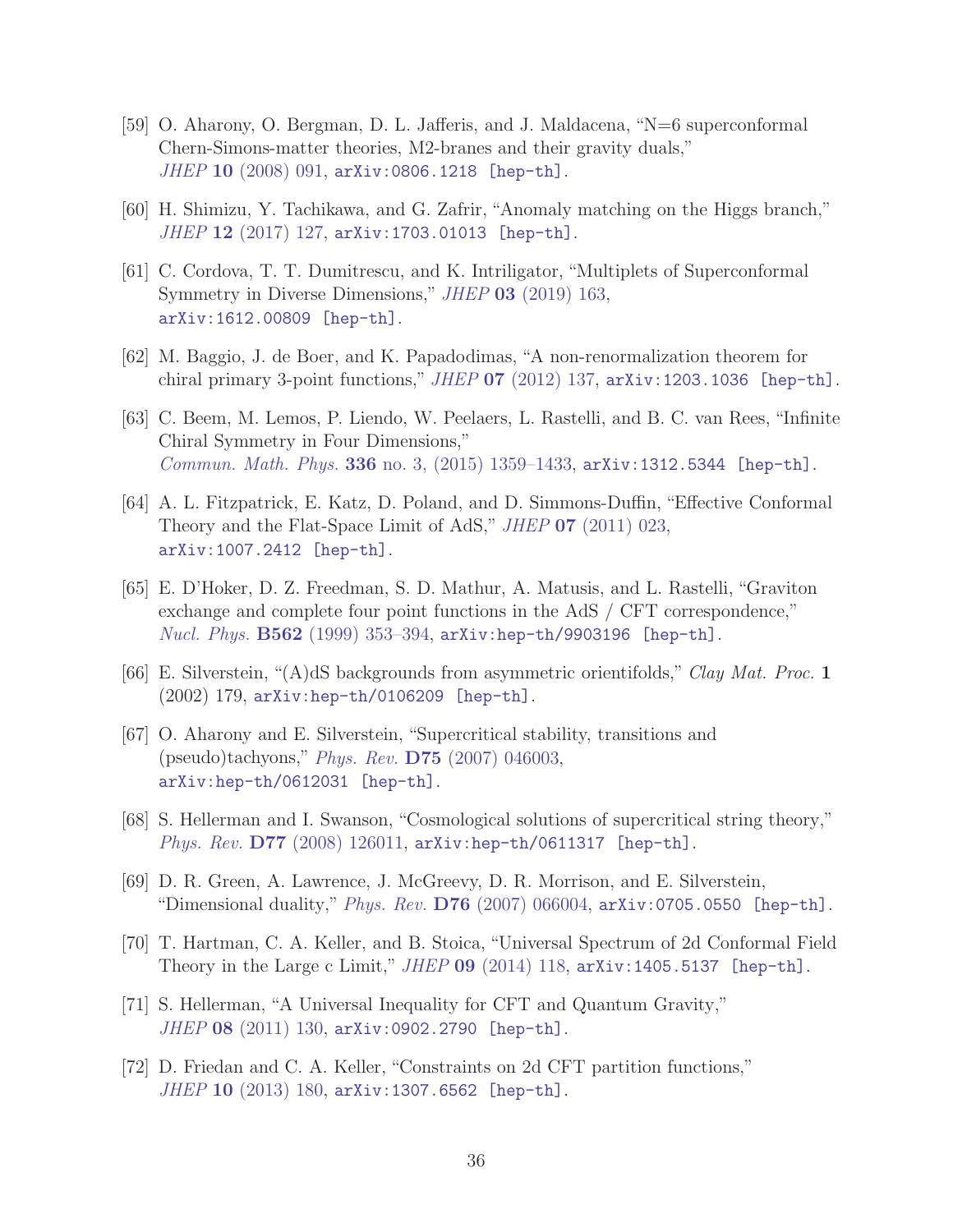[59] O. Aharony, O. Bergman, D. L. Jafferis, and J. Maldacena, "N=6 superconformal Chern-Simons-matter theories, M2-branes and their gravity duals," *JHEP* **10** (2008) 091, arXiv:0806.1218 [hep-th].

[60] H. Shimizu, Y. Tachikawa, and G. Zafrir, "Anomaly matching on the Higgs branch," *JHEP* **12** (2017) 127, arXiv:1703.01013 [hep-th].

[61] C. Cordova, T. T. Dumitrescu, and K. Intriligator, "Multiplets of Superconformal Symmetry in Diverse Dimensions," *JHEP* **03** (2019) 163, arXiv:1612.00809 [hep-th].

[62] M. Baggio, J. de Boer, and K. Papadodimas, "A non-renormalization theorem for chiral primary 3-point functions," *JHEP* **07** (2012) 137, arXiv:1203.1036 [hep-th].

[63] C. Beem, M. Lemos, P. Liendo, W. Peelaers, L. Rastelli, and B. C. van Rees, "Infinite Chiral Symmetry in Four Dimensions," *Commun. Math. Phys.* **336** no. 3, (2015) 1359–1433, arXiv:1312.5344 [hep-th].

[64] A. L. Fitzpatrick, E. Katz, D. Poland, and D. Simmons-Duffin, "Effective Conformal Theory and the Flat-Space Limit of AdS," *JHEP* **07** (2011) 023, arXiv:1007.2412 [hep-th].

[65] E. D'Hoker, D. Z. Freedman, S. D. Mathur, A. Matusis, and L. Rastelli, "Graviton exchange and complete four point functions in the AdS / CFT correspondence," *Nucl. Phys.* **B562** (1999) 353–394, arXiv:hep-th/9903196 [hep-th].

[66] E. Silverstein, "(A)dS backgrounds from asymmetric orientifolds," *Clay Mat. Proc.* **1** (2002) 179, arXiv:hep-th/0106209 [hep-th].

[67] O. Aharony and E. Silverstein, "Supercritical stability, transitions and (pseudo)tachyons," *Phys. Rev.* **D75** (2007) 046003, arXiv:hep-th/0612031 [hep-th].

[68] S. Hellerman and I. Swanson, "Cosmological solutions of supercritical string theory," *Phys. Rev.* **D77** (2008) 126011, arXiv:hep-th/0611317 [hep-th].

[69] D. R. Green, A. Lawrence, J. McGreevy, D. R. Morrison, and E. Silverstein, "Dimensional duality," *Phys. Rev.* **D76** (2007) 066004, arXiv:0705.0550 [hep-th].

[70] T. Hartman, C. A. Keller, and B. Stoica, "Universal Spectrum of 2d Conformal Field Theory in the Large c Limit," *JHEP* **09** (2014) 118, arXiv:1405.5137 [hep-th].

[71] S. Hellerman, "A Universal Inequality for CFT and Quantum Gravity," *JHEP* **08** (2011) 130, arXiv:0902.2790 [hep-th].

[72] D. Friedan and C. A. Keller, "Constraints on 2d CFT partition functions," *JHEP* **10** (2013) 180, arXiv:1307.6562 [hep-th].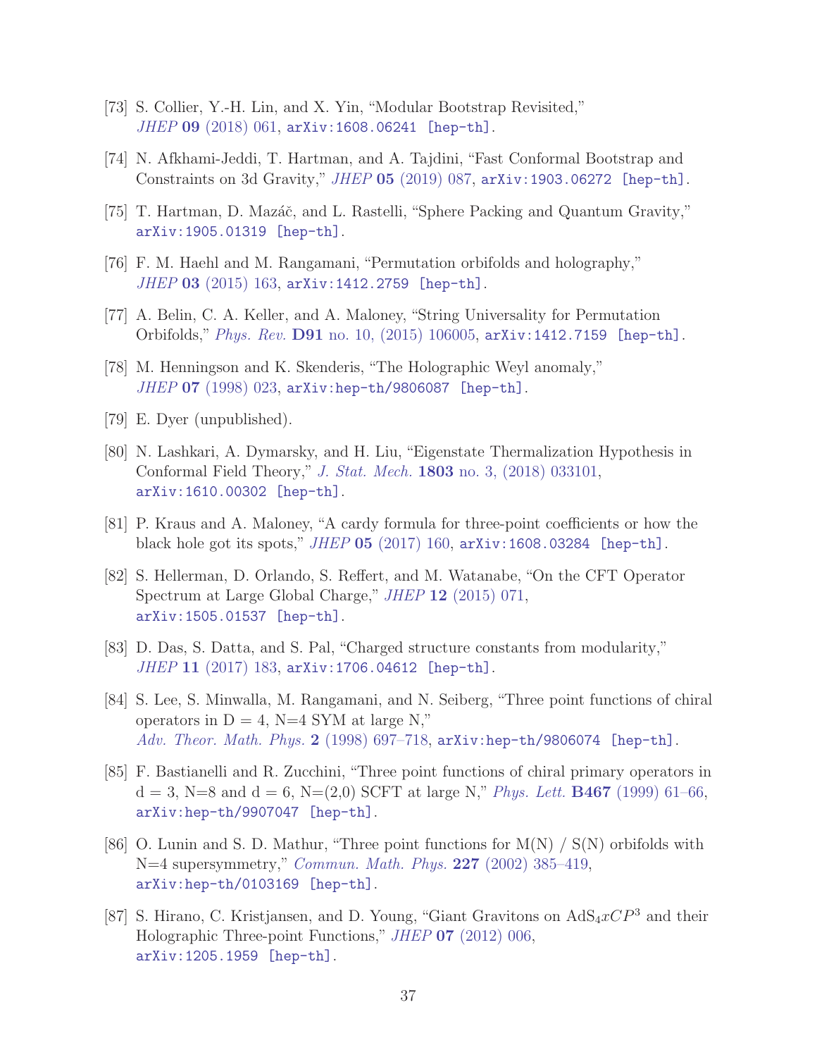[73] S. Collier, Y.-H. Lin, and X. Yin, "Modular Bootstrap Revisited," *JHEP* **09** (2018) 061, arXiv:1608.06241 [hep-th].

[74] N. Afkhami-Jeddi, T. Hartman, and A. Tajdini, "Fast Conformal Bootstrap and Constraints on 3d Gravity," *JHEP* **05** (2019) 087, arXiv:1903.06272 [hep-th].

[75] T. Hartman, D. Mazáč, and L. Rastelli, "Sphere Packing and Quantum Gravity," arXiv:1905.01319 [hep-th].

[76] F. M. Haehl and M. Rangamani, "Permutation orbifolds and holography," *JHEP* **03** (2015) 163, arXiv:1412.2759 [hep-th].

[77] A. Belin, C. A. Keller, and A. Maloney, "String Universality for Permutation Orbifolds," *Phys. Rev.* **D91** no. 10, (2015) 106005, arXiv:1412.7159 [hep-th].

[78] M. Henningson and K. Skenderis, "The Holographic Weyl anomaly," *JHEP* **07** (1998) 023, arXiv:hep-th/9806087 [hep-th].

[79] E. Dyer (unpublished).

[80] N. Lashkari, A. Dymarsky, and H. Liu, "Eigenstate Thermalization Hypothesis in Conformal Field Theory," *J. Stat. Mech.* **1803** no. 3, (2018) 033101, arXiv:1610.00302 [hep-th].

[81] P. Kraus and A. Maloney, "A cardy formula for three-point coefficients or how the black hole got its spots," *JHEP* **05** (2017) 160, arXiv:1608.03284 [hep-th].

[82] S. Hellerman, D. Orlando, S. Reffert, and M. Watanabe, "On the CFT Operator Spectrum at Large Global Charge," *JHEP* **12** (2015) 071, arXiv:1505.01537 [hep-th].

[83] D. Das, S. Datta, and S. Pal, "Charged structure constants from modularity," *JHEP* **11** (2017) 183, arXiv:1706.04612 [hep-th].

[84] S. Lee, S. Minwalla, M. Rangamani, and N. Seiberg, "Three point functions of chiral operators in D = 4, N=4 SYM at large N," *Adv. Theor. Math. Phys.* **2** (1998) 697–718, arXiv:hep-th/9806074 [hep-th].

[85] F. Bastianelli and R. Zucchini, "Three point functions of chiral primary operators in d = 3, N=8 and d = 6, N=(2,0) SCFT at large N," *Phys. Lett.* **B467** (1999) 61–66, arXiv:hep-th/9907047 [hep-th].

[86] O. Lunin and S. D. Mathur, "Three point functions for M(N) / S(N) orbifolds with N=4 supersymmetry," *Commun. Math. Phys.* **227** (2002) 385–419, arXiv:hep-th/0103169 [hep-th].

[87] S. Hirano, C. Kristjansen, and D. Young, "Giant Gravitons on $AdS_4 x CP^3$ and their Holographic Three-point Functions," *JHEP* **07** (2012) 006, arXiv:1205.1959 [hep-th].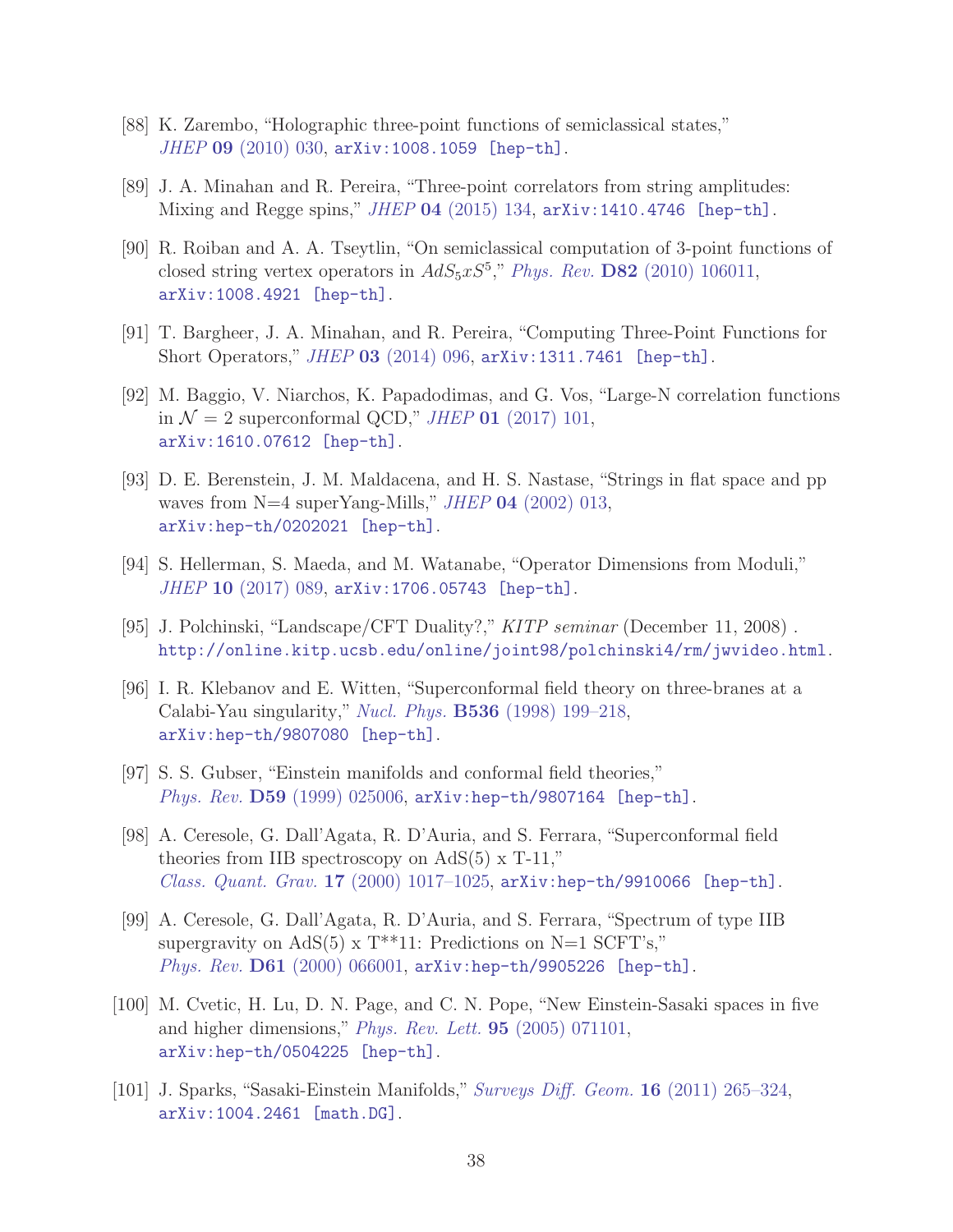[88] K. Zarembo, "Holographic three-point functions of semiclassical states," *JHEP* **09** (2010) 030, arXiv:1008.1059 [hep-th].

[89] J. A. Minahan and R. Pereira, "Three-point correlators from string amplitudes: Mixing and Regge spins," *JHEP* **04** (2015) 134, arXiv:1410.4746 [hep-th].

[90] R. Roiban and A. A. Tseytlin, "On semiclassical computation of 3-point functions of closed string vertex operators in $AdS_5 x S^5$," *Phys. Rev.* **D82** (2010) 106011, arXiv:1008.4921 [hep-th].

[91] T. Bargheer, J. A. Minahan, and R. Pereira, "Computing Three-Point Functions for Short Operators," *JHEP* **03** (2014) 096, arXiv:1311.7461 [hep-th].

[92] M. Baggio, V. Niarchos, K. Papadodimas, and G. Vos, "Large-N correlation functions in $\mathcal{N} = 2$ superconformal QCD," *JHEP* **01** (2017) 101, arXiv:1610.07612 [hep-th].

[93] D. E. Berenstein, J. M. Maldacena, and H. S. Nastase, "Strings in flat space and pp waves from N=4 superYang-Mills," *JHEP* **04** (2002) 013, arXiv:hep-th/0202021 [hep-th].

[94] S. Hellerman, S. Maeda, and M. Watanabe, "Operator Dimensions from Moduli," *JHEP* **10** (2017) 089, arXiv:1706.05743 [hep-th].

[95] J. Polchinski, "Landscape/CFT Duality?," *KITP seminar* (December 11, 2008) . http://online.kitp.ucsb.edu/online/joint98/polchinski4/rm/jwvideo.html.

[96] I. R. Klebanov and E. Witten, "Superconformal field theory on three-branes at a Calabi-Yau singularity," *Nucl. Phys.* **B536** (1998) 199–218, arXiv:hep-th/9807080 [hep-th].

[97] S. S. Gubser, "Einstein manifolds and conformal field theories," *Phys. Rev.* **D59** (1999) 025006, arXiv:hep-th/9807164 [hep-th].

[98] A. Ceresole, G. Dall'Agata, R. D'Auria, and S. Ferrara, "Superconformal field theories from IIB spectroscopy on AdS(5) x T-11," *Class. Quant. Grav.* **17** (2000) 1017–1025, arXiv:hep-th/9910066 [hep-th].

[99] A. Ceresole, G. Dall'Agata, R. D'Auria, and S. Ferrara, "Spectrum of type IIB supergravity on AdS(5) x T**11: Predictions on N=1 SCFT's," *Phys. Rev.* **D61** (2000) 066001, arXiv:hep-th/9905226 [hep-th].

[100] M. Cvetic, H. Lu, D. N. Page, and C. N. Pope, "New Einstein-Sasaki spaces in five and higher dimensions," *Phys. Rev. Lett.* **95** (2005) 071101, arXiv:hep-th/0504225 [hep-th].

[101] J. Sparks, "Sasaki-Einstein Manifolds," *Surveys Diff. Geom.* **16** (2011) 265–324, arXiv:1004.2461 [math.DG].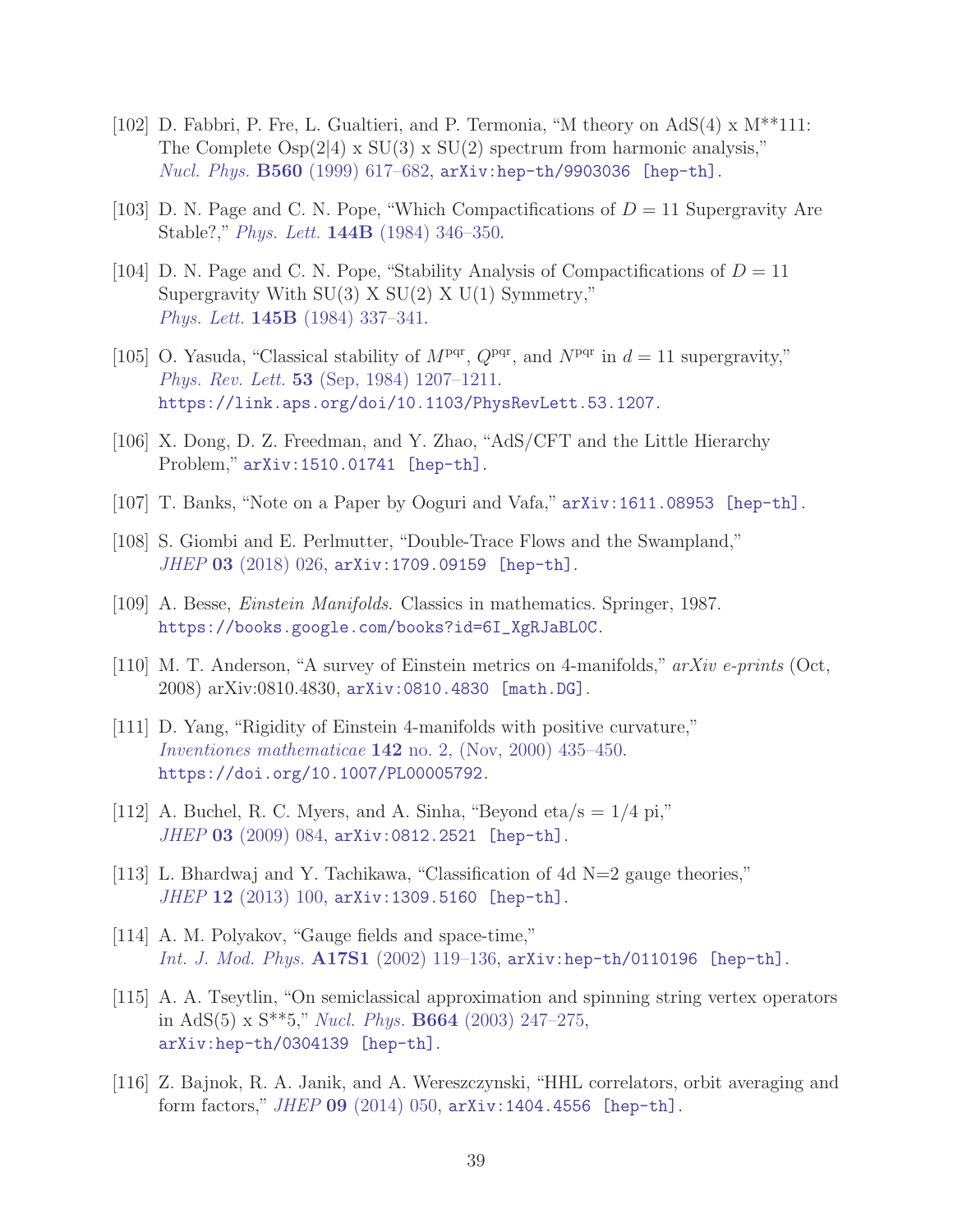[102] D. Fabbri, P. Fre, L. Gualtieri, and P. Termonia, "M theory on AdS(4) x M**111: The Complete Osp(2|4) x SU(3) x SU(2) spectrum from harmonic analysis," *Nucl. Phys.* **B560** (1999) 617–682, arXiv:hep-th/9903036 [hep-th].

[103] D. N. Page and C. N. Pope, "Which Compactifications of $D = 11$ Supergravity Are Stable?," *Phys. Lett.* **144B** (1984) 346–350.

[104] D. N. Page and C. N. Pope, "Stability Analysis of Compactifications of $D = 11$ Supergravity With SU(3) X SU(2) X U(1) Symmetry," *Phys. Lett.* **145B** (1984) 337–341.

[105] O. Yasuda, "Classical stability of $M^{\rm pqr}$, $Q^{\rm pqr}$, and $N^{\rm pqr}$ in $d = 11$ supergravity," *Phys. Rev. Lett.* **53** (Sep, 1984) 1207–1211. https://link.aps.org/doi/10.1103/PhysRevLett.53.1207.

[106] X. Dong, D. Z. Freedman, and Y. Zhao, "AdS/CFT and the Little Hierarchy Problem," arXiv:1510.01741 [hep-th].

[107] T. Banks, "Note on a Paper by Ooguri and Vafa," arXiv:1611.08953 [hep-th].

[108] S. Giombi and E. Perlmutter, "Double-Trace Flows and the Swampland," *JHEP* **03** (2018) 026, arXiv:1709.09159 [hep-th].

[109] A. Besse, *Einstein Manifolds*. Classics in mathematics. Springer, 1987. https://books.google.com/books?id=6I_XgRJaBL0C.

[110] M. T. Anderson, "A survey of Einstein metrics on 4-manifolds," *arXiv e-prints* (Oct, 2008) arXiv:0810.4830, arXiv:0810.4830 [math.DG].

[111] D. Yang, "Rigidity of Einstein 4-manifolds with positive curvature," *Inventiones mathematicae* **142** no. 2, (Nov, 2000) 435–450. https://doi.org/10.1007/PL00005792.

[112] A. Buchel, R. C. Myers, and A. Sinha, "Beyond eta/s = 1/4 pi," *JHEP* **03** (2009) 084, arXiv:0812.2521 [hep-th].

[113] L. Bhardwaj and Y. Tachikawa, "Classification of 4d N=2 gauge theories," *JHEP* **12** (2013) 100, arXiv:1309.5160 [hep-th].

[114] A. M. Polyakov, "Gauge fields and space-time," *Int. J. Mod. Phys.* **A17S1** (2002) 119–136, arXiv:hep-th/0110196 [hep-th].

[115] A. A. Tseytlin, "On semiclassical approximation and spinning string vertex operators in AdS(5) x S**5," *Nucl. Phys.* **B664** (2003) 247–275, arXiv:hep-th/0304139 [hep-th].

[116] Z. Bajnok, R. A. Janik, and A. Wereszczynski, "HHL correlators, orbit averaging and form factors," *JHEP* **09** (2014) 050, arXiv:1404.4556 [hep-th].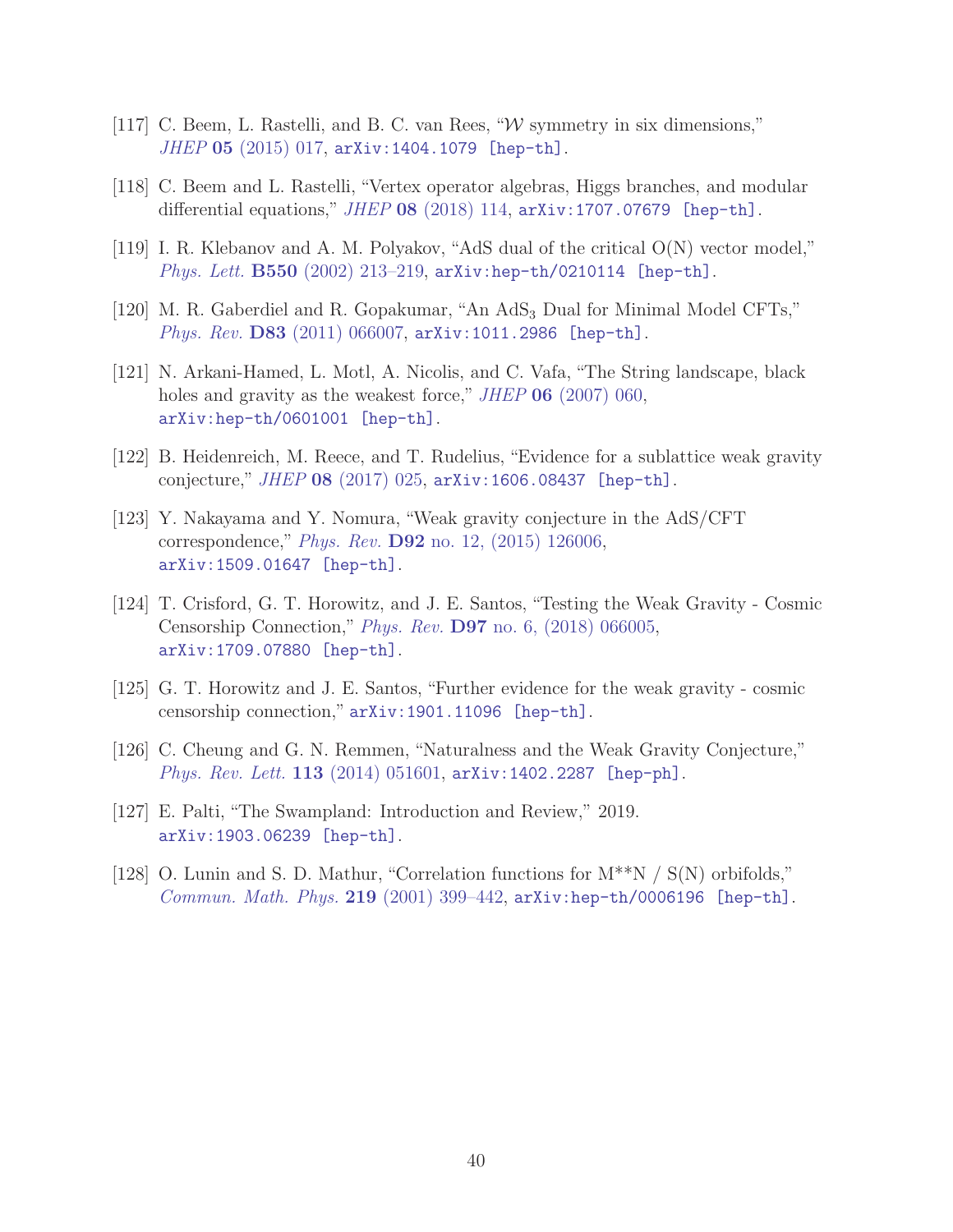[117] C. Beem, L. Rastelli, and B. C. van Rees, "$\mathcal{W}$ symmetry in six dimensions," *JHEP* **05** (2015) 017, arXiv:1404.1079 [hep-th].

[118] C. Beem and L. Rastelli, "Vertex operator algebras, Higgs branches, and modular differential equations," *JHEP* **08** (2018) 114, arXiv:1707.07679 [hep-th].

[119] I. R. Klebanov and A. M. Polyakov, "AdS dual of the critical O(N) vector model," *Phys. Lett.* **B550** (2002) 213–219, arXiv:hep-th/0210114 [hep-th].

[120] M. R. Gaberdiel and R. Gopakumar, "An $AdS_3$ Dual for Minimal Model CFTs," *Phys. Rev.* **D83** (2011) 066007, arXiv:1011.2986 [hep-th].

[121] N. Arkani-Hamed, L. Motl, A. Nicolis, and C. Vafa, "The String landscape, black holes and gravity as the weakest force," *JHEP* **06** (2007) 060, arXiv:hep-th/0601001 [hep-th].

[122] B. Heidenreich, M. Reece, and T. Rudelius, "Evidence for a sublattice weak gravity conjecture," *JHEP* **08** (2017) 025, arXiv:1606.08437 [hep-th].

[123] Y. Nakayama and Y. Nomura, "Weak gravity conjecture in the AdS/CFT correspondence," *Phys. Rev.* **D92** no. 12, (2015) 126006, arXiv:1509.01647 [hep-th].

[124] T. Crisford, G. T. Horowitz, and J. E. Santos, "Testing the Weak Gravity - Cosmic Censorship Connection," *Phys. Rev.* **D97** no. 6, (2018) 066005, arXiv:1709.07880 [hep-th].

[125] G. T. Horowitz and J. E. Santos, "Further evidence for the weak gravity - cosmic censorship connection," arXiv:1901.11096 [hep-th].

[126] C. Cheung and G. N. Remmen, "Naturalness and the Weak Gravity Conjecture," *Phys. Rev. Lett.* **113** (2014) 051601, arXiv:1402.2287 [hep-ph].

[127] E. Palti, "The Swampland: Introduction and Review," 2019. arXiv:1903.06239 [hep-th].

[128] O. Lunin and S. D. Mathur, "Correlation functions for M**N / S(N) orbifolds," *Commun. Math. Phys.* **219** (2001) 399–442, arXiv:hep-th/0006196 [hep-th].